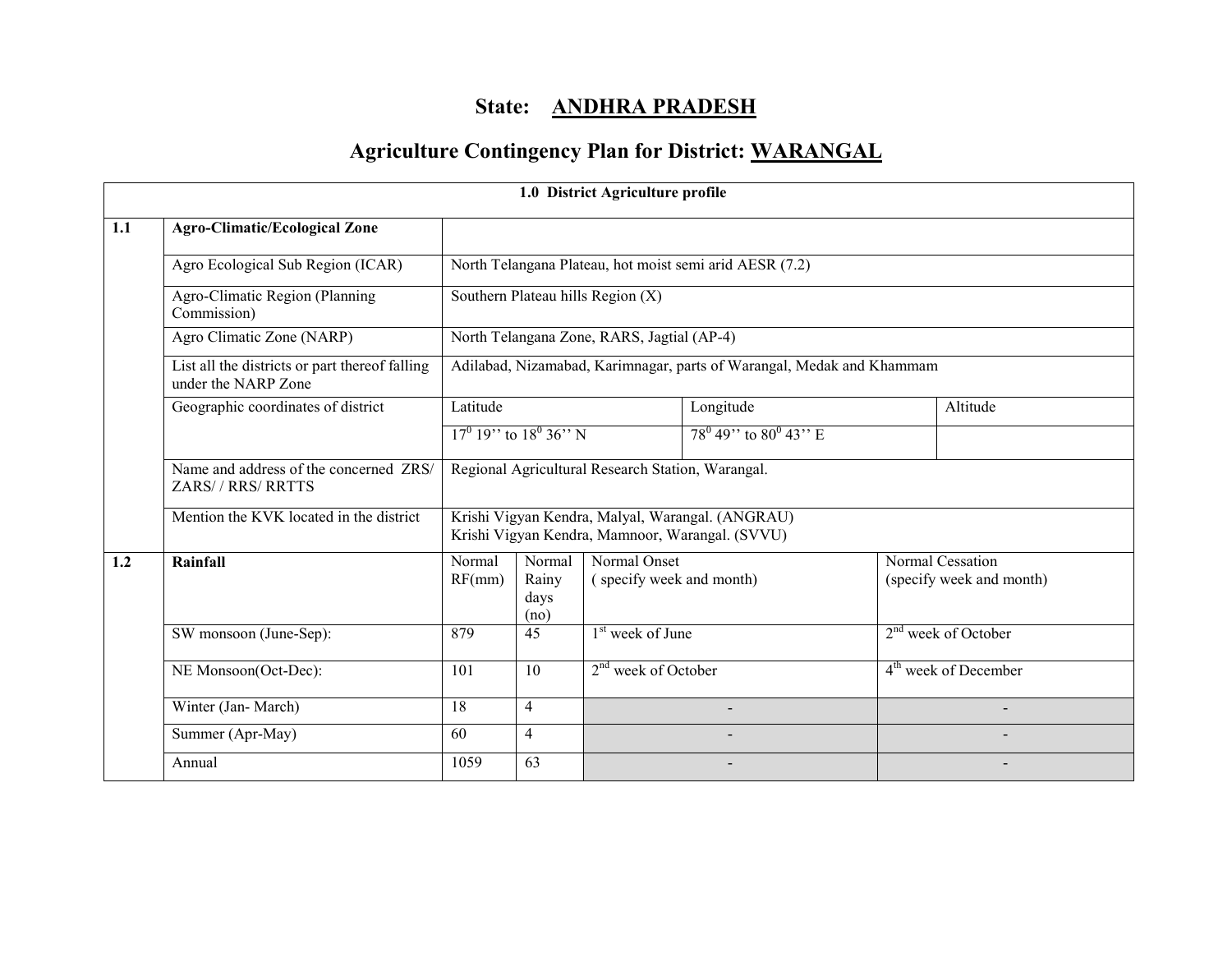# State: ANDHRA PRADESH

## Agriculture Contingency Plan for District: WARANGAL

| 1.0 District Agriculture profile | | | | | | |
|---|---|---|---|---|---|---|
| **1.1** | **Agro-Climatic/Ecological Zone** | | | | | |
| | Agro Ecological Sub Region (ICAR) | North Telangana Plateau, hot moist semi arid AESR (7.2) | | | | |
| | Agro-Climatic Region (Planning Commission) | Southern Plateau hills Region (X) | | | | |
| | Agro Climatic Zone (NARP) | North Telangana Zone, RARS, Jagtial (AP-4) | | | | |
| | List all the districts or part thereof falling under the NARP Zone | Adilabad, Nizamabad, Karimnagar, parts of Warangal, Medak and Khammam | | | | |
| | Geographic coordinates of district | Latitude | | Longitude | | Altitude |
| | | $17^0$ 19'' to $18^0$ 36'' N | | $78^0$ 49'' to $80^0$ 43'' E | | |
| | Name and address of the concerned ZRS/ ZARS/ / RRS/ RRTTS | Regional Agricultural Research Station, Warangal. | | | | |
| | Mention the KVK located in the district | Krishi Vigyan Kendra, Malyal, Warangal. (ANGRAU)<br>Krishi Vigyan Kendra, Mamnoor, Warangal. (SVVU) | | | | |
| **1.2** | **Rainfall** | Normal RF(mm) | Normal Rainy days (no) | Normal Onset ( specify week and month) | Normal Cessation (specify week and month) | |
| | SW monsoon (June-Sep): | 879 | 45 | 1st week of June | 2nd week of October | |
| | NE Monsoon(Oct-Dec): | 101 | 10 | 2nd week of October | 4th week of December | |
| | Winter (Jan- March) | 18 | 4 | - | - | |
| | Summer (Apr-May) | 60 | 4 | - | - | |
| | Annual | 1059 | 63 | - | - | |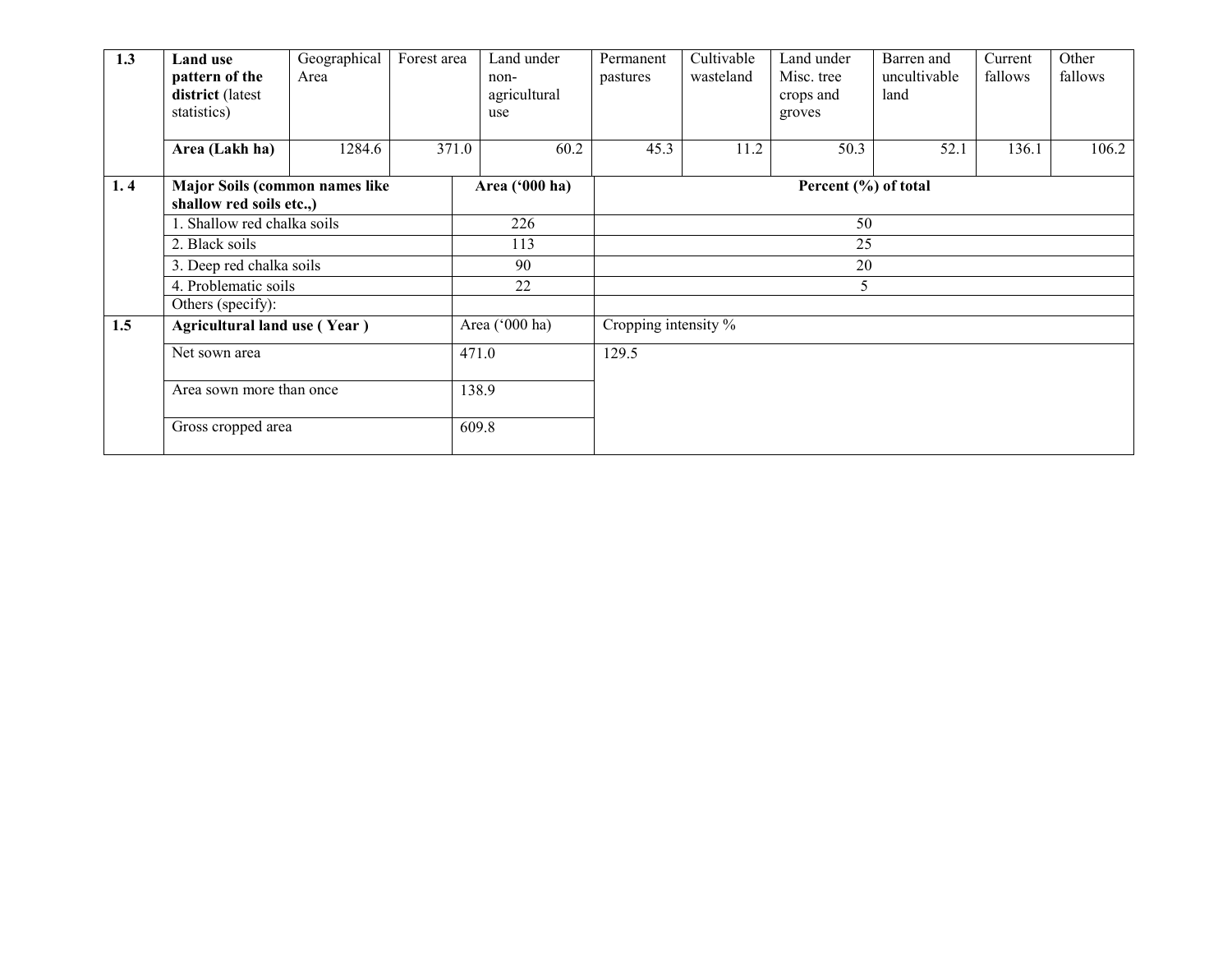| 1.3 | Land use pattern of the district (latest statistics) | Geographical Area | Forest area | Land under non-agricultural use | Permanent pastures | Cultivable wasteland | Land under Misc. tree crops and groves | Barren and uncultivable land | Current fallows | Other fallows |
|---|---|---|---|---|---|---|---|---|---|---|
| | **Area (Lakh ha)** | 1284.6 | 371.0 | 60.2 | 45.3 | 11.2 | 50.3 | 52.1 | 136.1 | 106.2 |

| 1. 4 | **Major Soils (common names like shallow red soils etc.,)** | **Area ('000 ha)** | **Percent (%) of total** |
|---|---|---|---|
| | 1. Shallow red chalka soils | 226 | 50 |
| | 2. Black soils | 113 | 25 |
| | 3. Deep red chalka soils | 90 | 20 |
| | 4. Problematic soils | 22 | 5 |
| | Others (specify): | | |

| 1.5 | **Agricultural land use ( Year )** | Area ('000 ha) | Cropping intensity % |
|---|---|---|---|
| | Net sown area | 471.0 | 129.5 |
| | Area sown more than once | 138.9 | |
| | Gross cropped area | 609.8 | |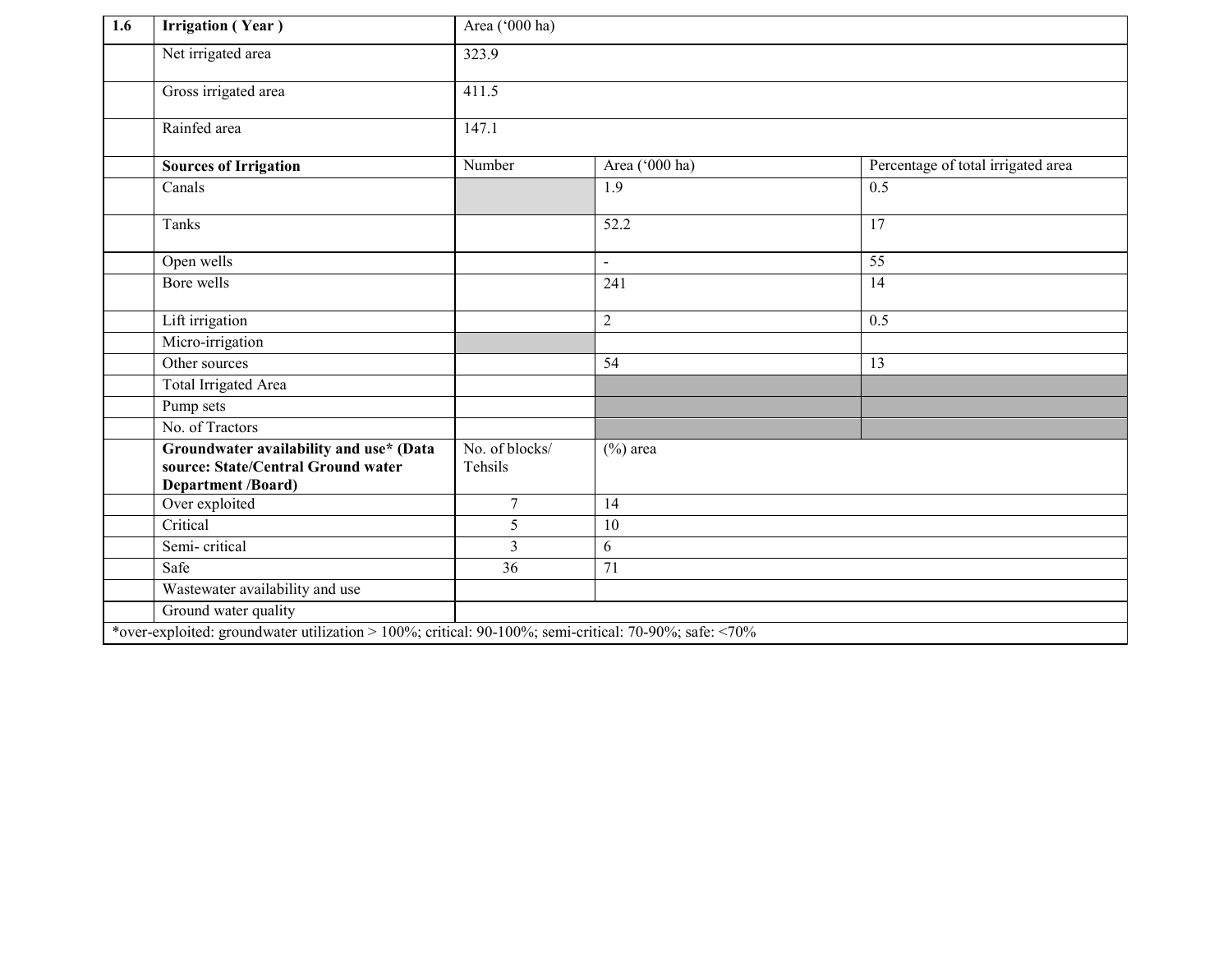| 1.6 | Irrigation ( Year ) | Area ('000 ha) | | |
|---|---|---|---|---|
| | Net irrigated area | 323.9 | | |
| | Gross irrigated area | 411.5 | | |
| | Rainfed area | 147.1 | | |
| | **Sources of Irrigation** | Number | Area ('000 ha) | Percentage of total irrigated area |
| | Canals | | 1.9 | 0.5 |
| | Tanks | | 52.2 | 17 |
| | Open wells | | - | 55 |
| | Bore wells | | 241 | 14 |
| | Lift irrigation | | 2 | 0.5 |
| | Micro-irrigation | | | |
| | Other sources | | 54 | 13 |
| | Total Irrigated Area | | | |
| | Pump sets | | | |
| | No. of Tractors | | | |
| | **Groundwater availability and use* (Data source: State/Central Ground water Department /Board)** | No. of blocks/ Tehsils | (%) area | |
| | Over exploited | 7 | 14 | |
| | Critical | 5 | 10 | |
| | Semi- critical | 3 | 6 | |
| | Safe | 36 | 71 | |
| | Wastewater availability and use | | | |
| | Ground water quality | | | |

*over-exploited: groundwater utilization > 100%; critical: 90-100%; semi-critical: 70-90%; safe: <70%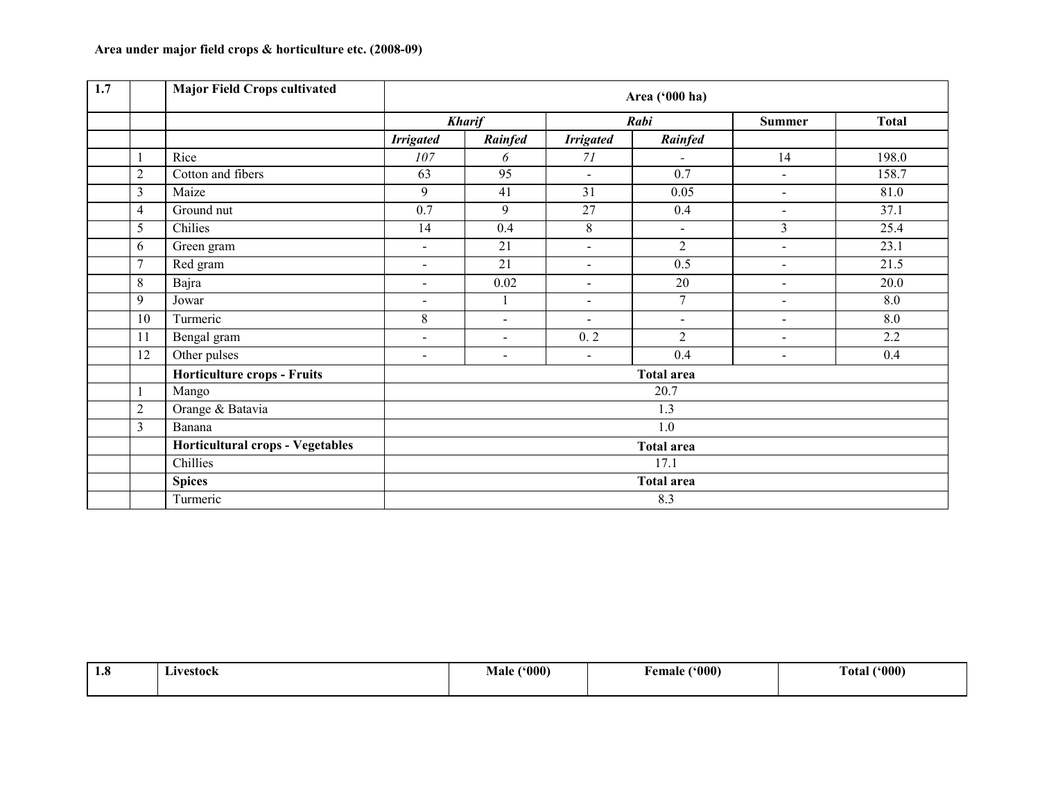**Area under major field crops & horticulture etc. (2008-09)**

| 1.7 | | Major Field Crops cultivated | Area ('000 ha) | | | | | |
|---|---|---|---|---|---|---|---|---|
| | | | ***Kharif*** | | ***Rabi*** | | **Summer** | **Total** |
| | | | ***Irrigated*** | ***Rainfed*** | ***Irrigated*** | ***Rainfed*** | | |
| | 1 | Rice | *107* | *6* | *71* | - | 14 | 198.0 |
| | 2 | Cotton and fibers | 63 | 95 | - | 0.7 | - | 158.7 |
| | 3 | Maize | 9 | 41 | 31 | 0.05 | - | 81.0 |
| | 4 | Ground nut | 0.7 | 9 | 27 | 0.4 | - | 37.1 |
| | 5 | Chilies | 14 | 0.4 | 8 | - | 3 | 25.4 |
| | 6 | Green gram | - | 21 | - | 2 | - | 23.1 |
| | 7 | Red gram | - | 21 | - | 0.5 | - | 21.5 |
| | 8 | Bajra | - | 0.02 | - | 20 | - | 20.0 |
| | 9 | Jowar | - | 1 | - | 7 | - | 8.0 |
| | 10 | Turmeric | 8 | - | - | - | - | 8.0 |
| | 11 | Bengal gram | - | - | 0. 2 | 2 | - | 2.2 |
| | 12 | Other pulses | - | - | - | 0.4 | - | 0.4 |
| | | **Horticulture crops - Fruits** | **Total area** | | | | | |
| | 1 | Mango | 20.7 | | | | | |
| | 2 | Orange & Batavia | 1.3 | | | | | |
| | 3 | Banana | 1.0 | | | | | |
| | | **Horticultural crops - Vegetables** | **Total area** | | | | | |
| | | Chillies | 17.1 | | | | | |
| | | **Spices** | **Total area** | | | | | |
| | | Turmeric | 8.3 | | | | | |

| 1.8 | Livestock | Male ('000) | Female ('000) | Total ('000) |
|---|---|---|---|---|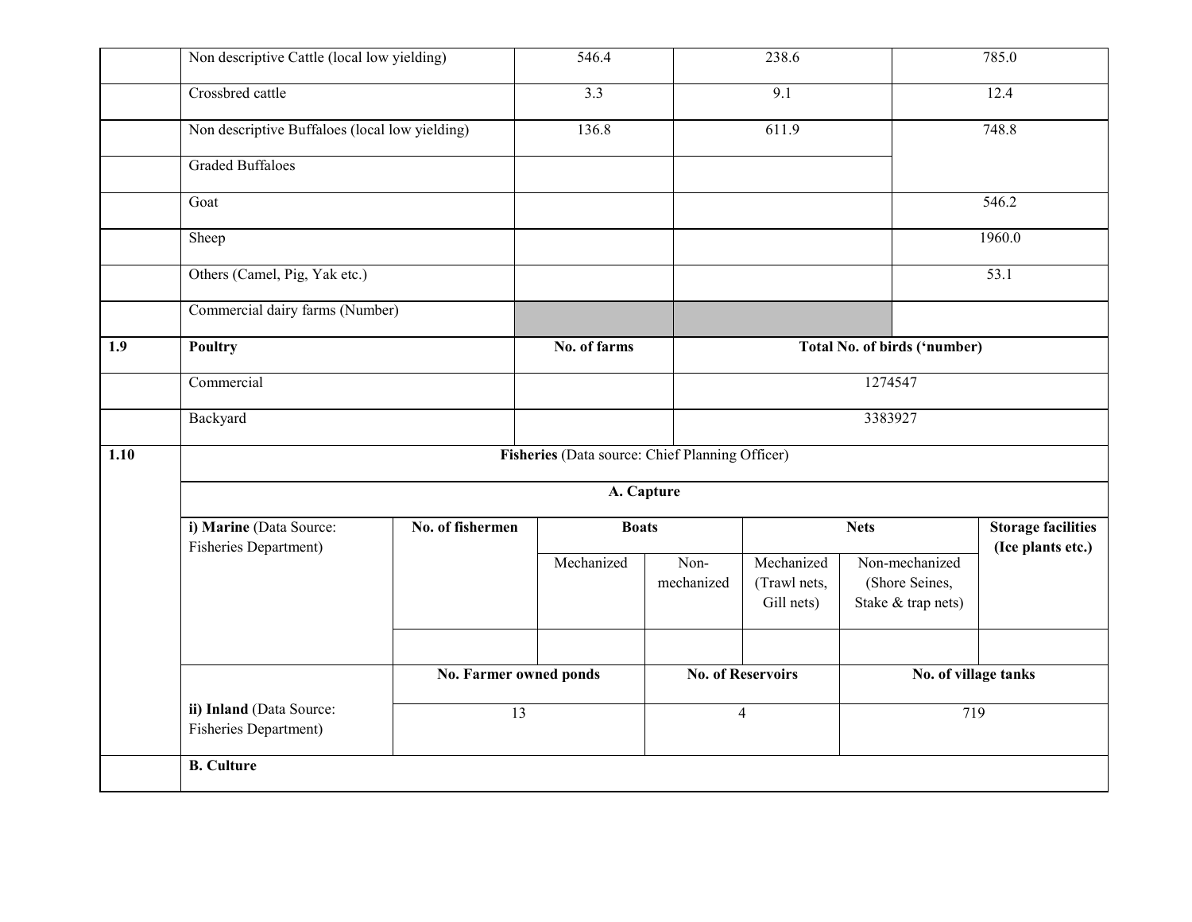| | | | | |
|---|---|---|---|---|
| | Non descriptive Cattle (local low yielding) | 546.4 | 238.6 | 785.0 |
| | Crossbred cattle | 3.3 | 9.1 | 12.4 |
| | Non descriptive Buffaloes (local low yielding) | 136.8 | 611.9 | 748.8 |
| | Graded Buffaloes | | | |
| | Goat | | | 546.2 |
| | Sheep | | | 1960.0 |
| | Others (Camel, Pig, Yak etc.) | | | 53.1 |
| | Commercial dairy farms (Number) | | | |
| **1.9** | **Poultry** | **No. of farms** | **Total No. of birds ('number)** | |
| | Commercial | | 1274547 | |
| | Backyard | | 3383927 | |

**1.10 Fisheries** (Data source: Chief Planning Officer)

**A. Capture**

| **i) Marine** (Data Source: Fisheries Department) | **No. of fishermen** | **Boats** | | **Nets** | | **Storage facilities (Ice plants etc.)** |
|---|---|---|---|---|---|---|
| | | Mechanized | Non-mechanized | Mechanized (Trawl nets, Gill nets) | Non-mechanized (Shore Seines, Stake & trap nets) | |
| | | | | | | |

| | **No. Farmer owned ponds** | **No. of Reservoirs** | **No. of village tanks** |
|---|---|---|---|
| **ii) Inland** (Data Source: Fisheries Department) | 13 | 4 | 719 |

**B. Culture**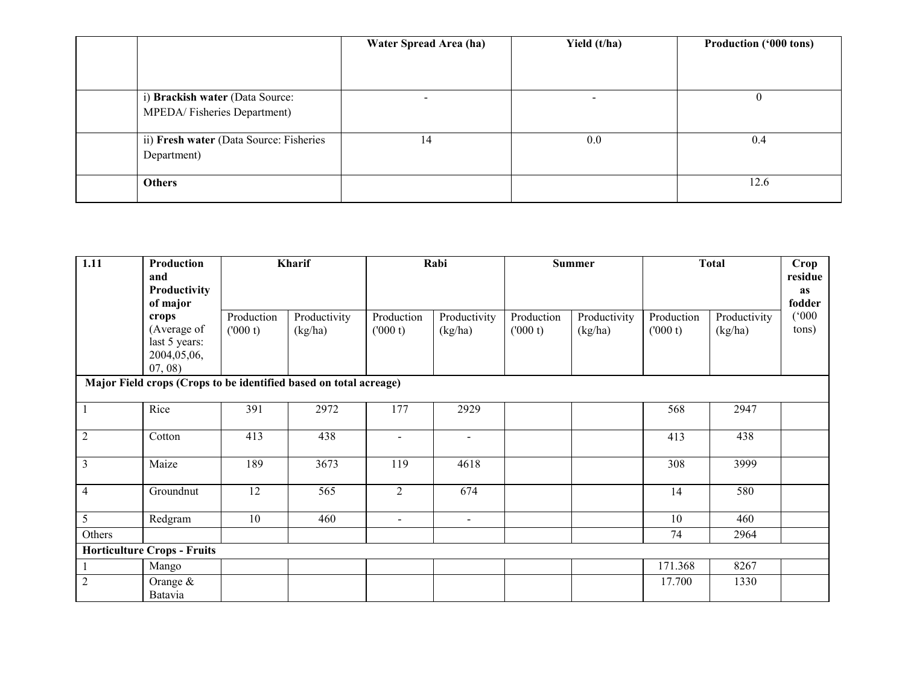|  |  | Water Spread Area (ha) | Yield (t/ha) | Production ('000 tons) |
|---|---|---|---|---|
|  | i) **Brackish water** (Data Source: MPEDA/ Fisheries Department) | - | - | 0 |
|  | ii) **Fresh water** (Data Source: Fisheries Department) | 14 | 0.0 | 0.4 |
|  | **Others** |  |  | 12.6 |

| 1.11 | Production and Productivity of major crops (Average of last 5 years: 2004,05,06, 07, 08) | Kharif |  | Rabi |  | Summer |  | Total |  | Crop residue as fodder ('000 tons) |
|---|---|---|---|---|---|---|---|---|---|---|
|  |  | Production ('000 t) | Productivity (kg/ha) | Production ('000 t) | Productivity (kg/ha) | Production ('000 t) | Productivity (kg/ha) | Production ('000 t) | Productivity (kg/ha) |  |
| **Major Field crops (Crops to be identified based on total acreage)** |  |  |  |  |  |  |  |  |  |  |
| 1 | Rice | 391 | 2972 | 177 | 2929 |  |  | 568 | 2947 |  |
| 2 | Cotton | 413 | 438 | - | - |  |  | 413 | 438 |  |
| 3 | Maize | 189 | 3673 | 119 | 4618 |  |  | 308 | 3999 |  |
| 4 | Groundnut | 12 | 565 | 2 | 674 |  |  | 14 | 580 |  |
| 5 | Redgram | 10 | 460 | - | - |  |  | 10 | 460 |  |
| Others |  |  |  |  |  |  |  | 74 | 2964 |  |
| **Horticulture Crops - Fruits** |  |  |  |  |  |  |  |  |  |  |
| 1 | Mango |  |  |  |  |  |  | 171.368 | 8267 |  |
| 2 | Orange & Batavia |  |  |  |  |  |  | 17.700 | 1330 |  |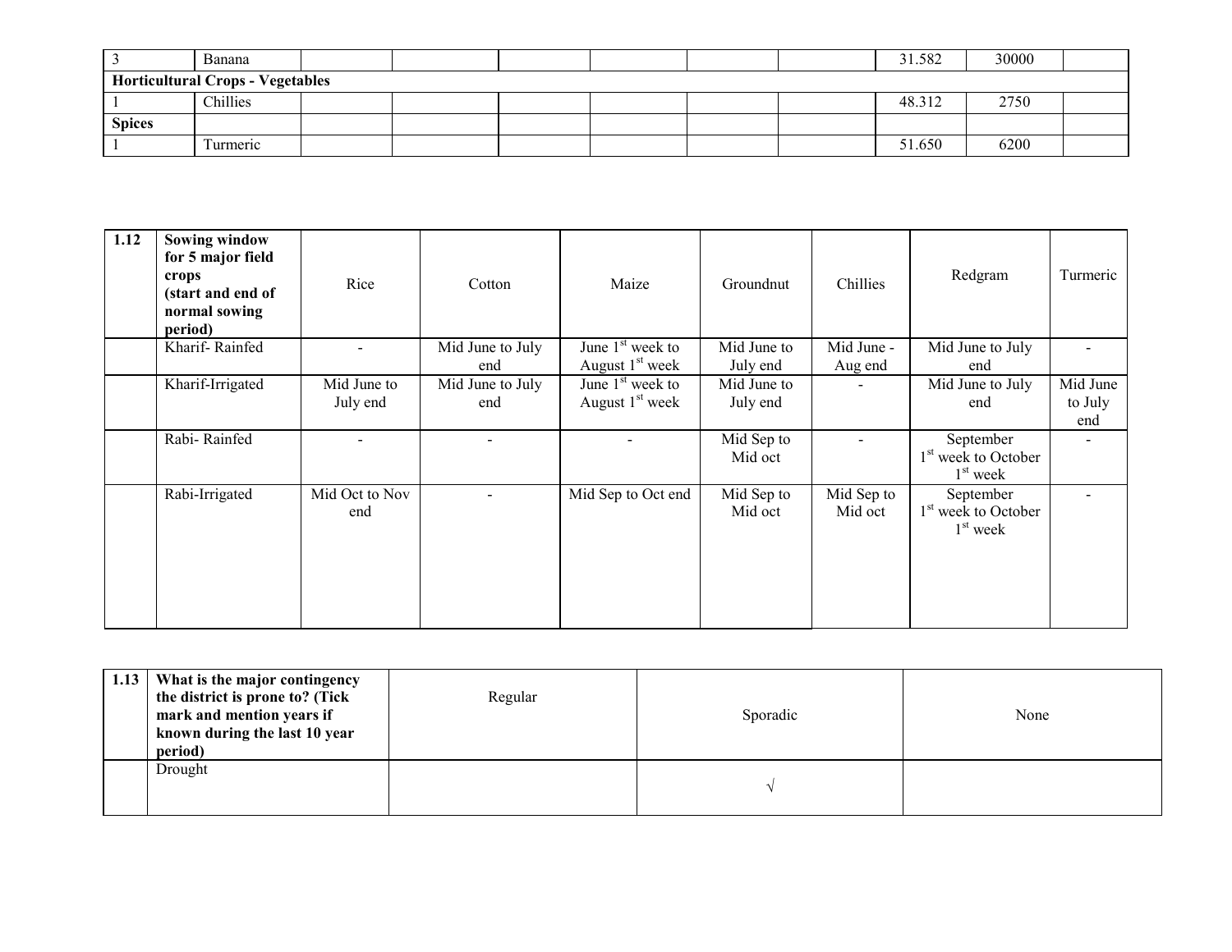| 3 | Banana | | | | | | | 31.582 | 30000 | |
|---|---|---|---|---|---|---|---|---|---|---|
| **Horticultural Crops - Vegetables** | | | | | | | | | | |
| 1 | Chillies | | | | | | | 48.312 | 2750 | |
| **Spices** | | | | | | | | | | |
| 1 | Turmeric | | | | | | | 51.650 | 6200 | |

| 1.12 | **Sowing window for 5 major field crops (start and end of normal sowing period)** | Rice | Cotton | Maize | Groundnut | Chillies | Redgram | Turmeric |
|---|---|---|---|---|---|---|---|---|
| | Kharif- Rainfed | - | Mid June to July end | June 1st week to August 1st week | Mid June to July end | Mid June - Aug end | Mid June to July end | - |
| | Kharif-Irrigated | Mid June to July end | Mid June to July end | June 1st week to August 1st week | Mid June to July end | - | Mid June to July end | Mid June to July end |
| | Rabi- Rainfed | - | - | - | Mid Sep to Mid oct | - | September 1st week to October 1st week | - |
| | Rabi-Irrigated | Mid Oct to Nov end | - | Mid Sep to Oct end | Mid Sep to Mid oct | Mid Sep to Mid oct | September 1st week to October 1st week | - |

| 1.13 | **What is the major contingency the district is prone to? (Tick mark and mention years if known during the last 10 year period)** | Regular | Sporadic | None |
|---|---|---|---|---|
| | Drought | | √ | |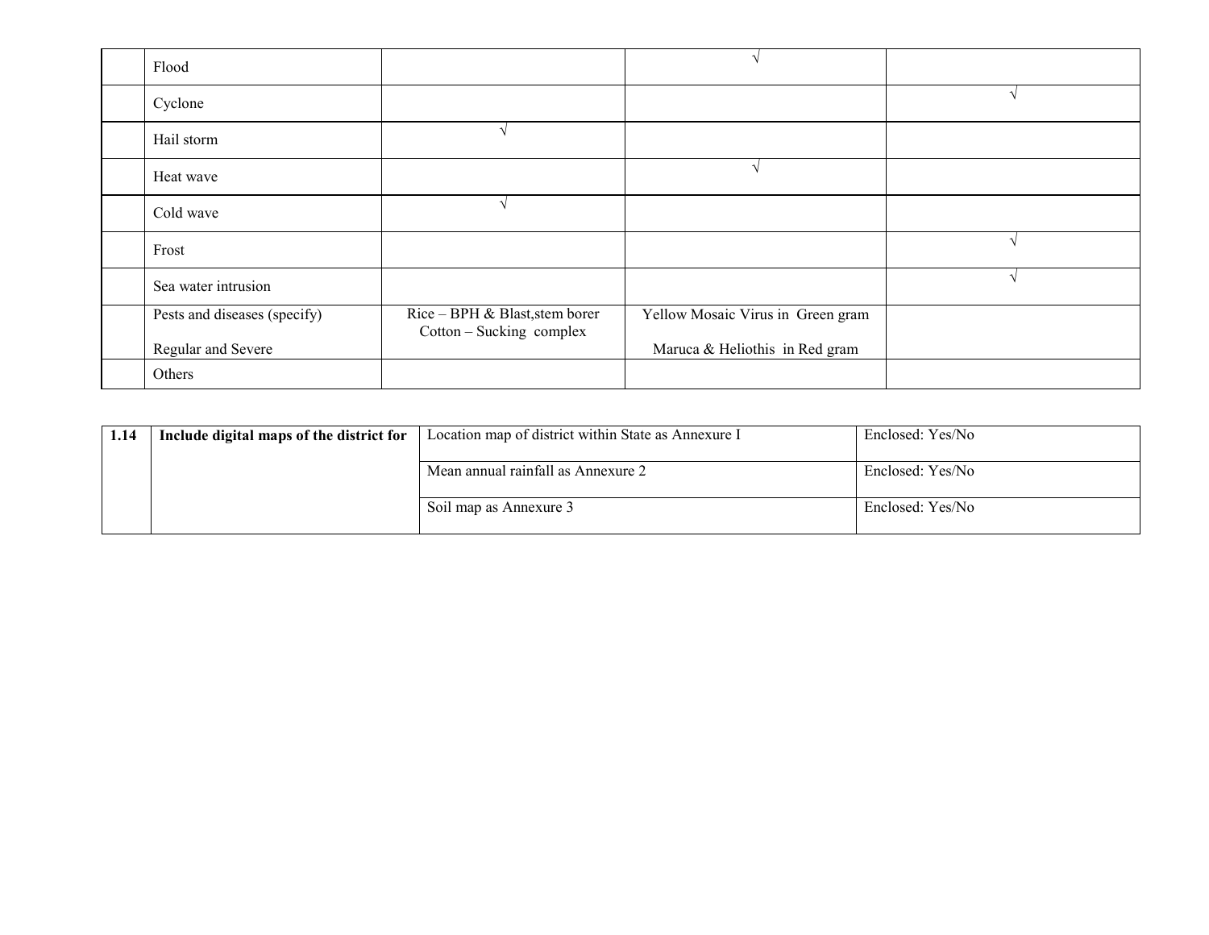| | | | | |
|---|---|---|---|---|
| | Flood | | √ | |
| | Cyclone | | | √ |
| | Hail storm | √ | | |
| | Heat wave | | √ | |
| | Cold wave | √ | | |
| | Frost | | | √ |
| | Sea water intrusion | | | √ |
| | Pests and diseases (specify) Regular and Severe | Rice – BPH & Blast,stem borer Cotton – Sucking complex | Yellow Mosaic Virus in Green gram Maruca & Heliothis in Red gram | |
| | Others | | | |

| | | | |
|---|---|---|---|
| **1.14** | **Include digital maps of the district for** | Location map of district within State as Annexure I | Enclosed: Yes/No |
| | | Mean annual rainfall as Annexure 2 | Enclosed: Yes/No |
| | | Soil map as Annexure 3 | Enclosed: Yes/No |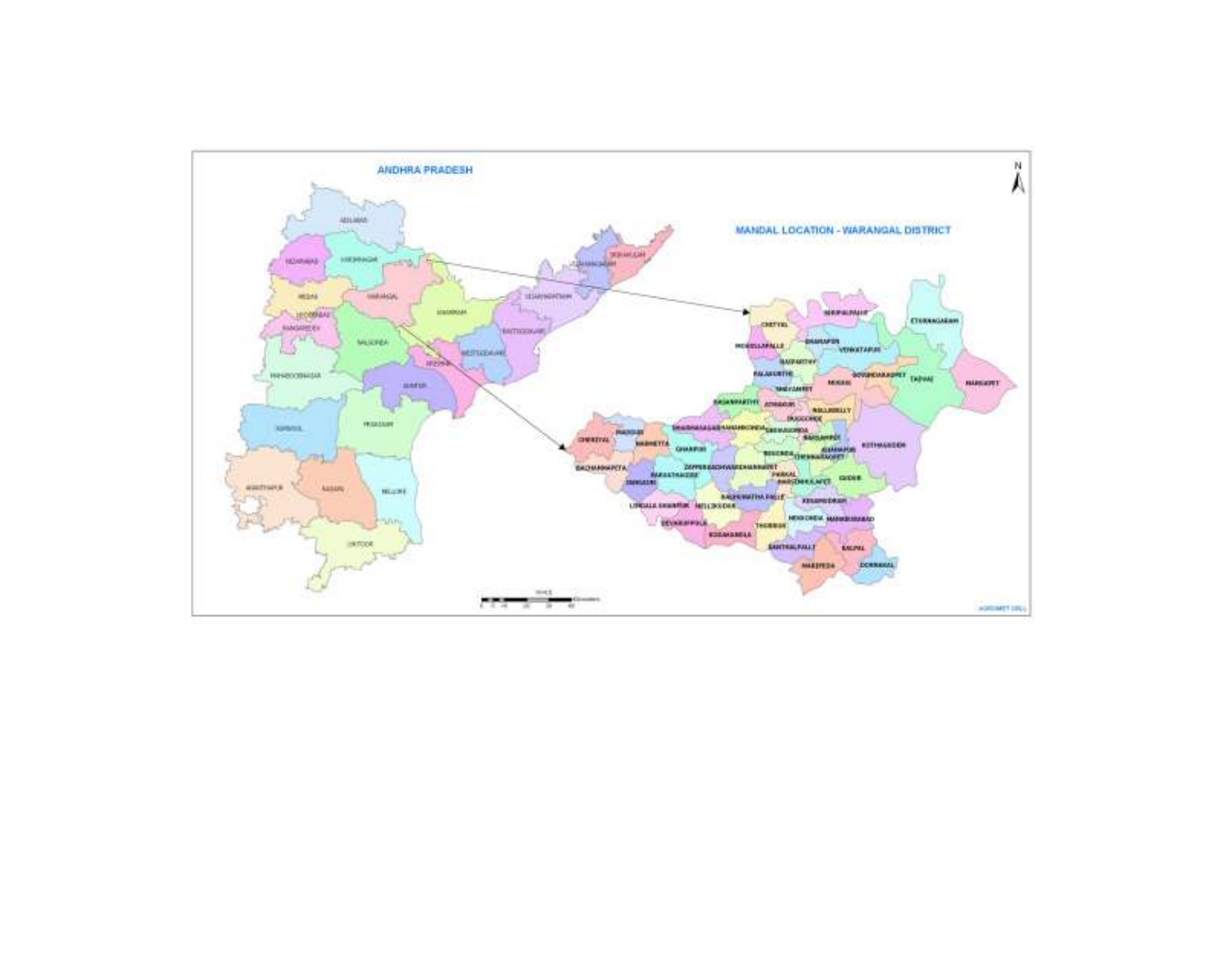**ANDHRA PRADESH**

**MANDAL LOCATION - WARANGAL DISTRICT**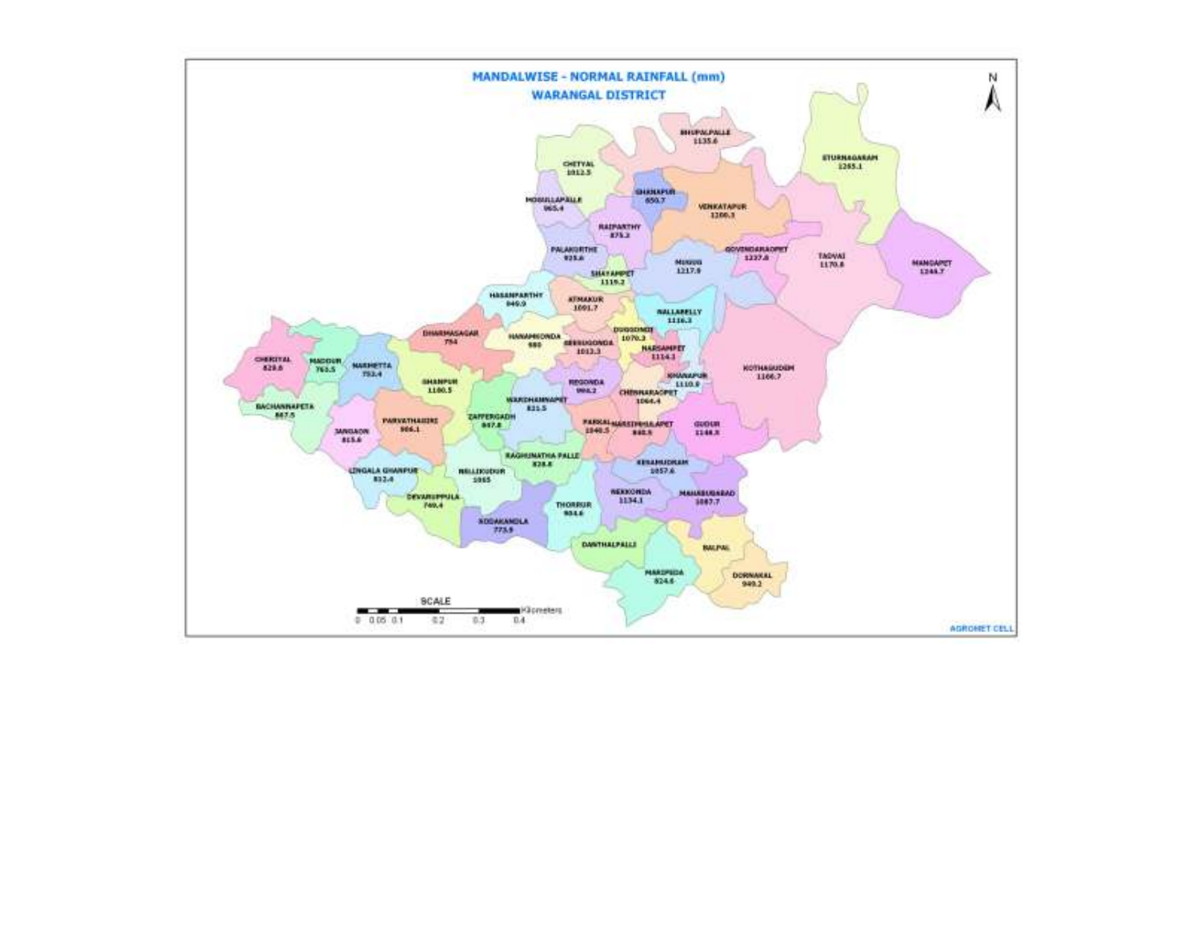# MANDALWISE - NORMAL RAINFALL (mm)

## WARANGAL DISTRICT

| Mandal | Normal Rainfall (mm) |
|---|---|
| BHUPALPALLE | 1135.6 |
| ETURNAGARAM | 1265.1 |
| CHETYAL | 1012.5 |
| MOGULLAPALLE | 965.4 |
| GHANAPUR | 850.7 |
| VENKATAPUR | 1200.3 |
| RAIPARTHY | 875.3 |
| PALAKURTHI | 925.6 |
| GOVINDARAOPET | 1237.8 |
| TADVAI | 1170.8 |
| MANGAPET | 1248.7 |
| MULUG | 1217.9 |
| SHAYAMPET | 1119.2 |
| HASANPARTHY | 940.9 |
| ATMAKUR | 1091.7 |
| NALLABELLY | 1116.3 |
| DHARMASAGAR | 794 |
| HANAMKONDA | 980 |
| DUGGONDI | 1070.3 |
| GEESUGONDA | 1013.3 |
| NARSAMPET | 1114.3 |
| CHERIYAL | 828.8 |
| MADDUR | 765.5 |
| NARMETTA | 753.4 |
| GHANPUR | 1100.5 |
| REGONDA | 996.2 |
| KHANAPUR | 1110.9 |
| KOTHAGUDEM | 1166.7 |
| CHENNARAOPET | 1064.4 |
| WARDHANNAPET | 811.5 |
| BACHANNAPETA | 867.5 |
| JANGAON | 815.6 |
| PARVATHAGIRI | 906.1 |
| ZAFFERGADH | 847.8 |
| PARKAL | 1040.5 |
| NARSIMHULAPET | 840.9 |
| GUDUR | 1148.8 |
| RAGHUNATHA PALLE | 828.8 |
| KESAMUDRAM | 1057.6 |
| LINGALA GHANPUR | 812.4 |
| NELLIKUDUR | 1065 |
| NEKKONDA | 1134.1 |
| MAHABUBABAD | 1087.7 |
| DEVARUPPULA | 749.4 |
| THORRUR | 934.6 |
| KODAKANDLA | 773.9 |
| DANTHALPALLI | |
| BALPAL | |
| MARIPEDA | 924.6 |
| DORNAKAL | 949.2 |

SCALE: 0, 0.05, 0.1, 0.2, 0.3, 0.4 Kilometers

AGROMET CELL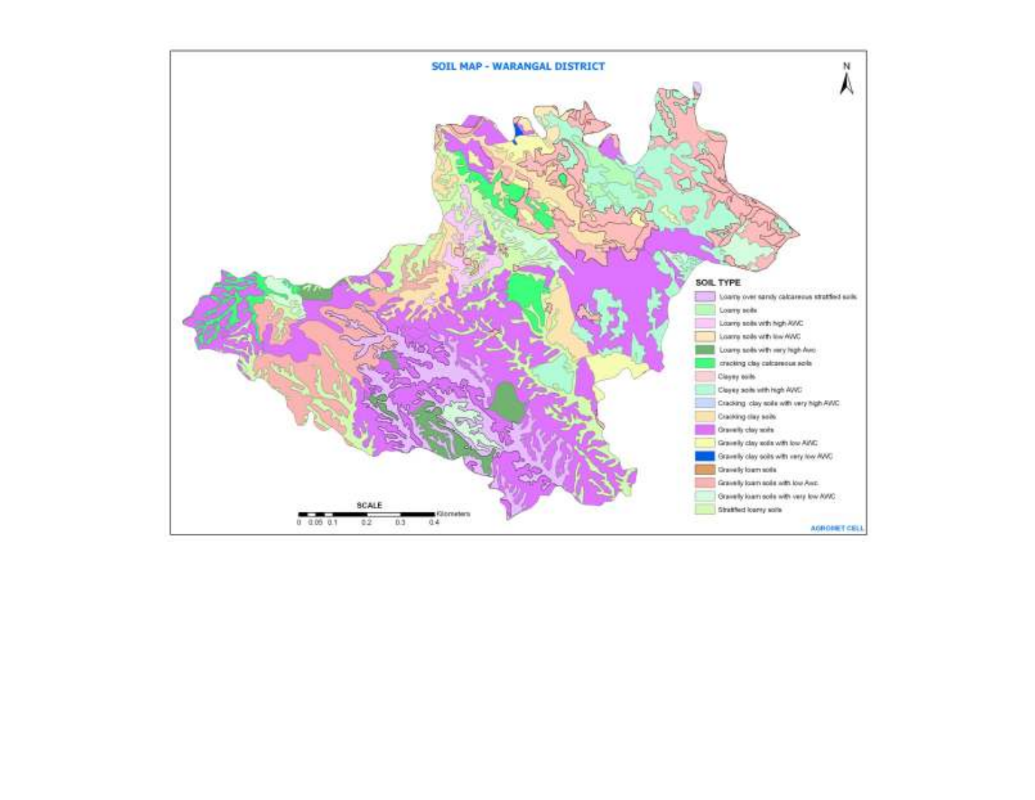**SOIL MAP - WARANGAL DISTRICT**

N

**SOIL TYPE**

- Loamy over sandy calcareous stratified soils
- Loamy soils
- Loamy soils with high AWC
- Loamy soils with low AWC
- Loamy soils with very high Awc
- cracking clay calcareous soils
- Clayey soils
- Clayey soils with high AWC
- Cracking clay soils with very high AWC
- Cracking clay soils
- Gravelly clay soils
- Gravelly clay soils with low AWC
- Gravelly clay soils with very low AWC
- Gravelly loam soils
- Gravelly loam soils with low Awc
- Gravelly loam soils with very low AWC
- Stratified loamy soils

SCALE

0 0.05 0.1 0.2 0.3 0.4 Kilometers

AGROMET CELL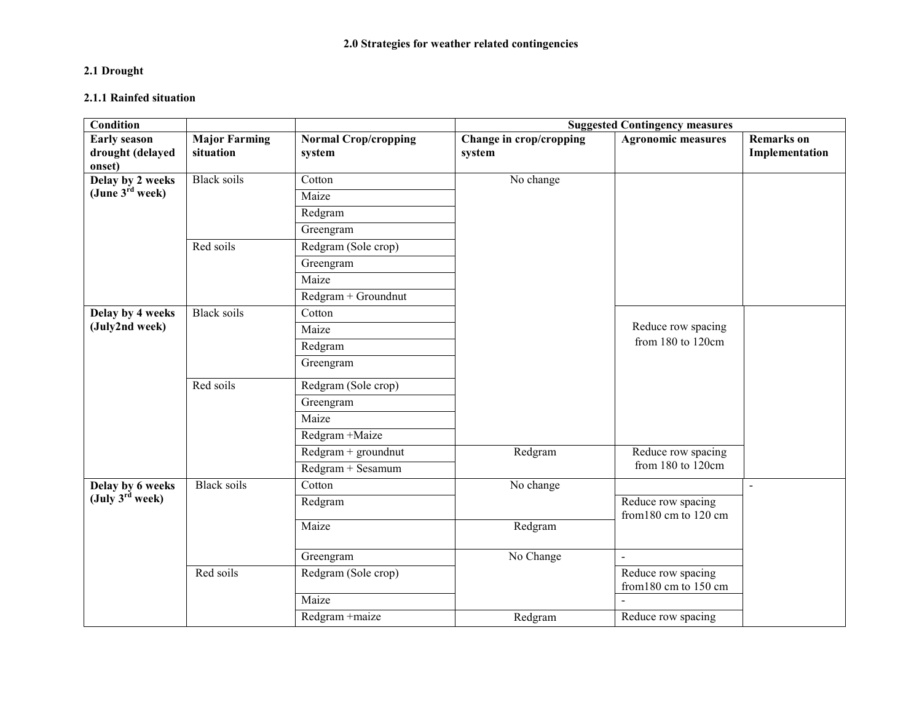**2.0 Strategies for weather related contingencies**

**2.1 Drought**

**2.1.1 Rainfed situation**

| **Condition** | | | **Suggested Contingency measures** | | |
|---|---|---|---|---|---|
| **Early season drought (delayed onset)** | **Major Farming situation** | **Normal Crop/cropping system** | **Change in crop/cropping system** | **Agronomic measures** | **Remarks on Implementation** |
| **Delay by 2 weeks (June 3rd week)** | Black soils | Cotton | No change | | |
| | | Maize | | | |
| | | Redgram | | | |
| | | Greengram | | | |
| | Red soils | Redgram (Sole crop) | | | |
| | | Greengram | | | |
| | | Maize | | | |
| | | Redgram + Groundnut | | | |
| **Delay by 4 weeks (July2nd week)** | Black soils | Cotton | | Reduce row spacing from 180 to 120cm | |
| | | Maize | | | |
| | | Redgram | | | |
| | | Greengram | | | |
| | Red soils | Redgram (Sole crop) | | | |
| | | Greengram | | | |
| | | Maize | | | |
| | | Redgram +Maize | | | |
| | | Redgram + groundnut | Redgram | Reduce row spacing from 180 to 120cm | |
| | | Redgram + Sesamum | | | |
| **Delay by 6 weeks (July 3rd week)** | Black soils | Cotton | No change | | - |
| | | Redgram | | Reduce row spacing from180 cm to 120 cm | |
| | | Maize | Redgram | | |
| | | Greengram | No Change | - | |
| | Red soils | Redgram (Sole crop) | | Reduce row spacing from180 cm to 150 cm | |
| | | Maize | | - | |
| | | Redgram +maize | Redgram | Reduce row spacing | |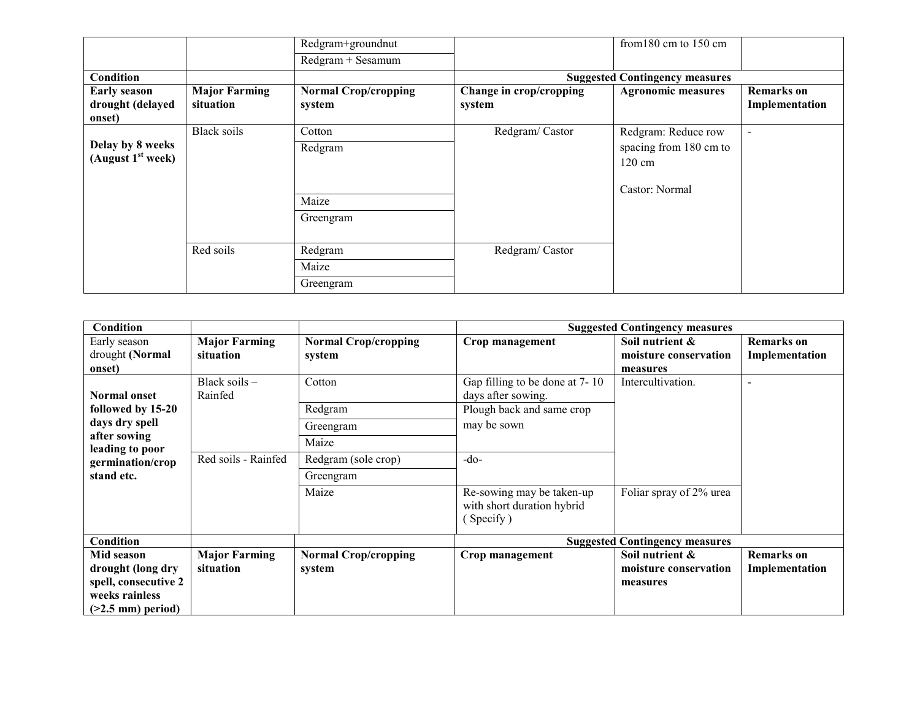| | | Redgram+groundnut | | from180 cm to 150 cm | |
|---|---|---|---|---|---|
| | | Redgram + Sesamum | | | |

| **Condition** | | | **Suggested Contingency measures** | | |
|---|---|---|---|---|---|
| **Early season drought (delayed onset)** | **Major Farming situation** | **Normal Crop/cropping system** | **Change in crop/cropping system** | **Agronomic measures** | **Remarks on Implementation** |
| **Delay by 8 weeks (August 1st week)** | Black soils | Cotton | Redgram/ Castor | Redgram: Reduce row spacing from 180 cm to 120 cm<br><br>Castor: Normal | - |
| | | Redgram | | | |
| | | Maize | | | |
| | | Greengram | | | |
| | Red soils | Redgram | Redgram/ Castor | | |
| | | Maize | | | |
| | | Greengram | | | |

| **Condition** | | | **Suggested Contingency measures** | | |
|---|---|---|---|---|---|
| Early season drought **(Normal onset)** | **Major Farming situation** | **Normal Crop/cropping system** | **Crop management** | **Soil nutrient & moisture conservation measures** | **Remarks on Implementation** |
| **Normal onset followed by 15-20 days dry spell after sowing leading to poor germination/crop stand etc.** | Black soils – Rainfed | Cotton | Gap filling to be done at 7- 10 days after sowing. | Intercultivation. | - |
| | | Redgram | Plough back and same crop may be sown | | |
| | | Greengram | | | |
| | | Maize | | | |
| | Red soils - Rainfed | Redgram (sole crop) | -do- | | |
| | | Greengram | | | |
| | | Maize | Re-sowing may be taken-up with short duration hybrid ( Specify ) | Foliar spray of 2% urea | |

| **Condition** | | | **Suggested Contingency measures** | | |
|---|---|---|---|---|---|
| **Mid season drought (long dry spell, consecutive 2 weeks rainless (>2.5 mm) period)** | **Major Farming situation** | **Normal Crop/cropping system** | **Crop management** | **Soil nutrient & moisture conservation measures** | **Remarks on Implementation** |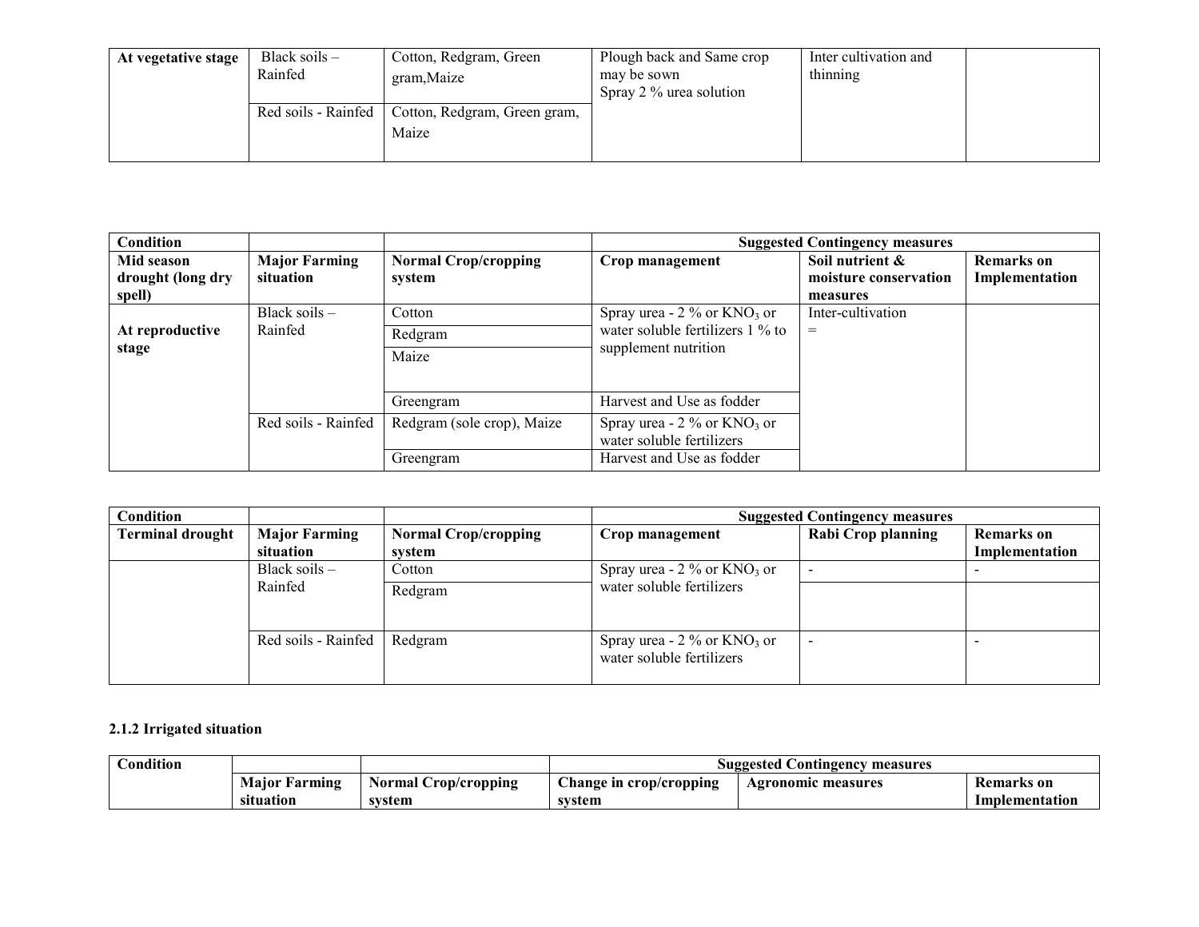| At vegetative stage | Black soils – Rainfed | Cotton, Redgram, Green gram,Maize | Plough back and Same crop may be sown<br>Spray 2 % urea solution | Inter cultivation and thinning | |
|---|---|---|---|---|---|
| | Red soils - Rainfed | Cotton, Redgram, Green gram, Maize | | | |

| Condition | | | Suggested Contingency measures | | |
|---|---|---|---|---|---|
| Mid season drought (long dry spell) | Major Farming situation | Normal Crop/cropping system | Crop management | Soil nutrient & moisture conservation measures | Remarks on Implementation |
| At reproductive stage | Black soils – Rainfed | Cotton | Spray urea - 2 % or $KNO_3$ or water soluble fertilizers 1 % to supplement nutrition | Inter-cultivation<br>= | |
| | | Redgram | | | |
| | | Maize | | | |
| | | Greengram | Harvest and Use as fodder | | |
| | Red soils - Rainfed | Redgram (sole crop), Maize | Spray urea - 2 % or $KNO_3$ or water soluble fertilizers | | |
| | | Greengram | Harvest and Use as fodder | | |

| Condition | | | Suggested Contingency measures | | |
|---|---|---|---|---|---|
| Terminal drought | Major Farming situation | Normal Crop/cropping system | Crop management | Rabi Crop planning | Remarks on Implementation |
| | Black soils – Rainfed | Cotton | Spray urea - 2 % or $KNO_3$ or water soluble fertilizers | - | - |
| | | Redgram | | | |
| | Red soils - Rainfed | Redgram | Spray urea - 2 % or $KNO_3$ or water soluble fertilizers | - | - |

### 2.1.2 Irrigated situation

| Condition | | | Suggested Contingency measures | | |
|---|---|---|---|---|---|
| | Major Farming situation | Normal Crop/cropping system | Change in crop/cropping system | Agronomic measures | Remarks on Implementation |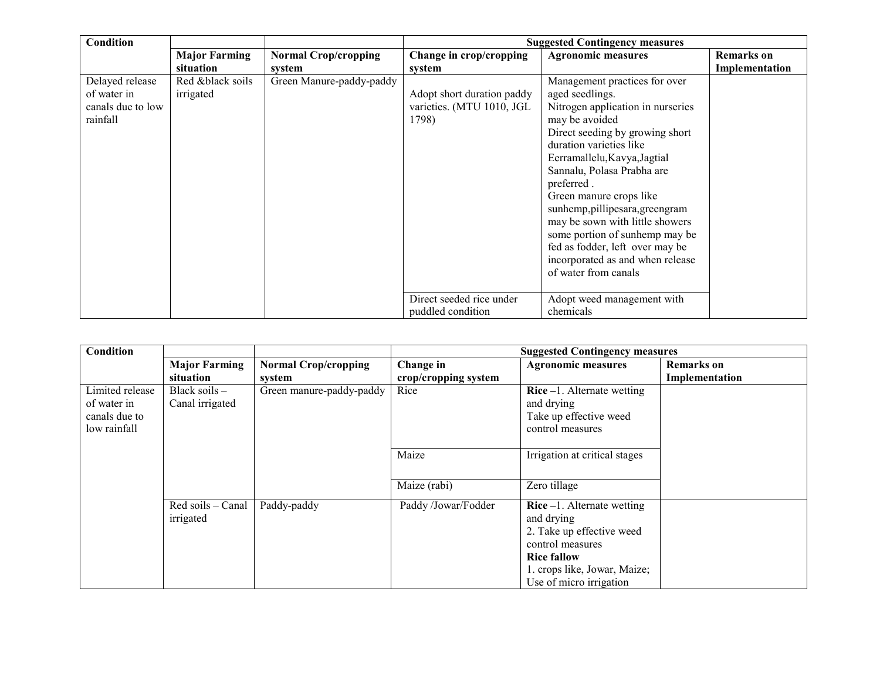| Condition | | | Suggested Contingency measures | | |
|---|---|---|---|---|---|
| | **Major Farming situation** | **Normal Crop/cropping system** | **Change in crop/cropping system** | **Agronomic measures** | **Remarks on Implementation** |
| Delayed release of water in canals due to low rainfall | Red &black soils irrigated | Green Manure-paddy-paddy | Adopt short duration paddy varieties. (MTU 1010, JGL 1798) | Management practices for over aged seedlings. Nitrogen application in nurseries may be avoided Direct seeding by growing short duration varieties like Eerramallelu,Kavya,Jagtial Sannalu, Polasa Prabha are preferred . Green manure crops like sunhemp,pillipesara,greengram may be sown with little showers some portion of sunhemp may be fed as fodder, left over may be incorporated as and when release of water from canals | |
| | | | Direct seeded rice under puddled condition | Adopt weed management with chemicals | |

| Condition | | | Suggested Contingency measures | | |
|---|---|---|---|---|---|
| | **Major Farming situation** | **Normal Crop/cropping system** | **Change in crop/cropping system** | **Agronomic measures** | **Remarks on Implementation** |
| Limited release of water in canals due to low rainfall | Black soils – Canal irrigated | Green manure-paddy-paddy | Rice | **Rice** –1. Alternate wetting and drying Take up effective weed control measures | |
| | | | Maize | Irrigation at critical stages | |
| | | | Maize (rabi) | Zero tillage | |
| | Red soils – Canal irrigated | Paddy-paddy | Paddy /Jowar/Fodder | **Rice** –1. Alternate wetting and drying 2. Take up effective weed control measures **Rice fallow** 1. crops like, Jowar, Maize; Use of micro irrigation | |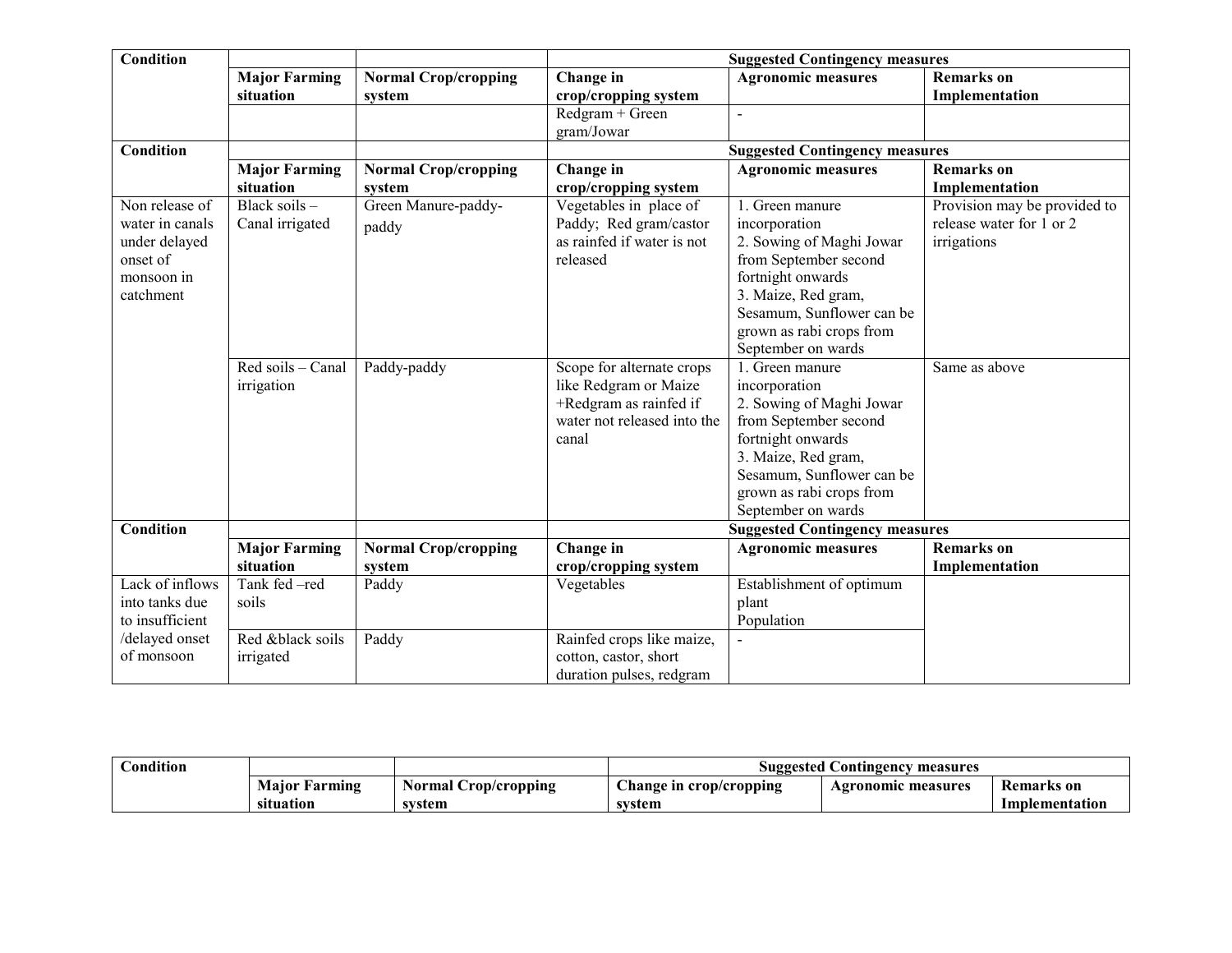| Condition | | | Suggested Contingency measures | | |
|---|---|---|---|---|---|
| | Major Farming situation | Normal Crop/cropping system | Change in crop/cropping system | Agronomic measures | Remarks on Implementation |
| | | | Redgram + Green gram/Jowar | - | |

| Condition | | | Suggested Contingency measures | | |
|---|---|---|---|---|---|
| | Major Farming situation | Normal Crop/cropping system | Change in crop/cropping system | Agronomic measures | Remarks on Implementation |
| Non release of water in canals under delayed onset of monsoon in catchment | Black soils – Canal irrigated | Green Manure-paddy-paddy | Vegetables in place of Paddy; Red gram/castor as rainfed if water is not released | 1. Green manure incorporation<br>2. Sowing of Maghi Jowar from September second fortnight onwards<br>3. Maize, Red gram, Sesamum, Sunflower can be grown as rabi crops from September on wards | Provision may be provided to release water for 1 or 2 irrigations |
| | Red soils – Canal irrigation | Paddy-paddy | Scope for alternate crops like Redgram or Maize +Redgram as rainfed if water not released into the canal | 1. Green manure incorporation<br>2. Sowing of Maghi Jowar from September second fortnight onwards<br>3. Maize, Red gram, Sesamum, Sunflower can be grown as rabi crops from September on wards | Same as above |

| Condition | | | Suggested Contingency measures | | |
|---|---|---|---|---|---|
| | Major Farming situation | Normal Crop/cropping system | Change in crop/cropping system | Agronomic measures | Remarks on Implementation |
| Lack of inflows into tanks due to insufficient /delayed onset of monsoon | Tank fed –red soils | Paddy | Vegetables | Establishment of optimum plant Population | |
| | Red &black soils irrigated | Paddy | Rainfed crops like maize, cotton, castor, short duration pulses, redgram | - | |

| Condition | | | Suggested Contingency measures | | |
|---|---|---|---|---|---|
| | Major Farming situation | Normal Crop/cropping system | Change in crop/cropping system | Agronomic measures | Remarks on Implementation |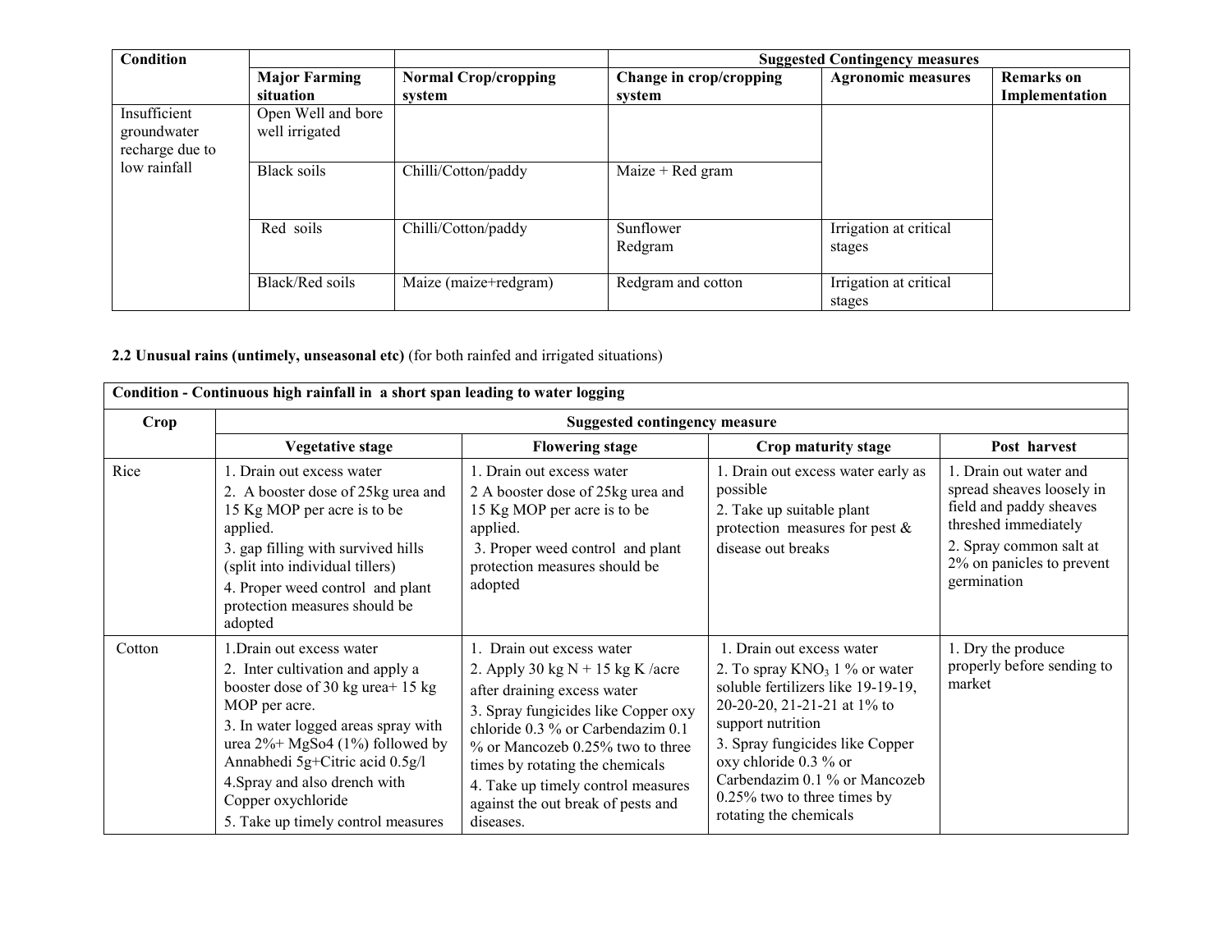| Condition | | | Suggested Contingency measures | | |
|---|---|---|---|---|---|
| | Major Farming situation | Normal Crop/cropping system | Change in crop/cropping system | Agronomic measures | Remarks on Implementation |
| Insufficient groundwater recharge due to low rainfall | Open Well and bore well irrigated | | | | |
| | Black soils | Chilli/Cotton/paddy | Maize + Red gram | | |
| | Red soils | Chilli/Cotton/paddy | Sunflower<br>Redgram | Irrigation at critical stages | |
| | Black/Red soils | Maize (maize+redgram) | Redgram and cotton | Irrigation at critical stages | |

**2.2 Unusual rains (untimely, unseasonal etc)** (for both rainfed and irrigated situations)

| Condition - Continuous high rainfall in a short span leading to water logging | | | | |
|---|---|---|---|---|
| **Crop** | **Suggested contingency measure** | | | |
| | **Vegetative stage** | **Flowering stage** | **Crop maturity stage** | **Post harvest** |
| Rice | 1. Drain out excess water<br>2. A booster dose of 25kg urea and 15 Kg MOP per acre is to be applied.<br>3. gap filling with survived hills (split into individual tillers)<br>4. Proper weed control and plant protection measures should be adopted | 1. Drain out excess water<br>2 A booster dose of 25kg urea and 15 Kg MOP per acre is to be applied.<br>3. Proper weed control and plant protection measures should be adopted | 1. Drain out excess water early as possible<br>2. Take up suitable plant protection measures for pest & disease out breaks | 1. Drain out water and spread sheaves loosely in field and paddy sheaves threshed immediately<br>2. Spray common salt at 2% on panicles to prevent germination |
| Cotton | 1.Drain out excess water<br>2. Inter cultivation and apply a booster dose of 30 kg urea+ 15 kg MOP per acre.<br>3. In water logged areas spray with urea 2%+ MgSo4 (1%) followed by Annabhedi 5g+Citric acid 0.5g/l<br>4.Spray and also drench with Copper oxychloride<br>5. Take up timely control measures | 1. Drain out excess water<br>2. Apply 30 kg N + 15 kg K /acre after draining excess water<br>3. Spray fungicides like Copper oxy chloride 0.3 % or Carbendazim 0.1 % or Mancozeb 0.25% two to three times by rotating the chemicals<br>4. Take up timely control measures against the out break of pests and diseases. | 1. Drain out excess water<br>2. To spray $KNO_3$ 1 % or water soluble fertilizers like 19-19-19, 20-20-20, 21-21-21 at 1% to support nutrition<br>3. Spray fungicides like Copper oxy chloride 0.3 % or Carbendazim 0.1 % or Mancozeb 0.25% two to three times by rotating the chemicals | 1. Dry the produce properly before sending to market |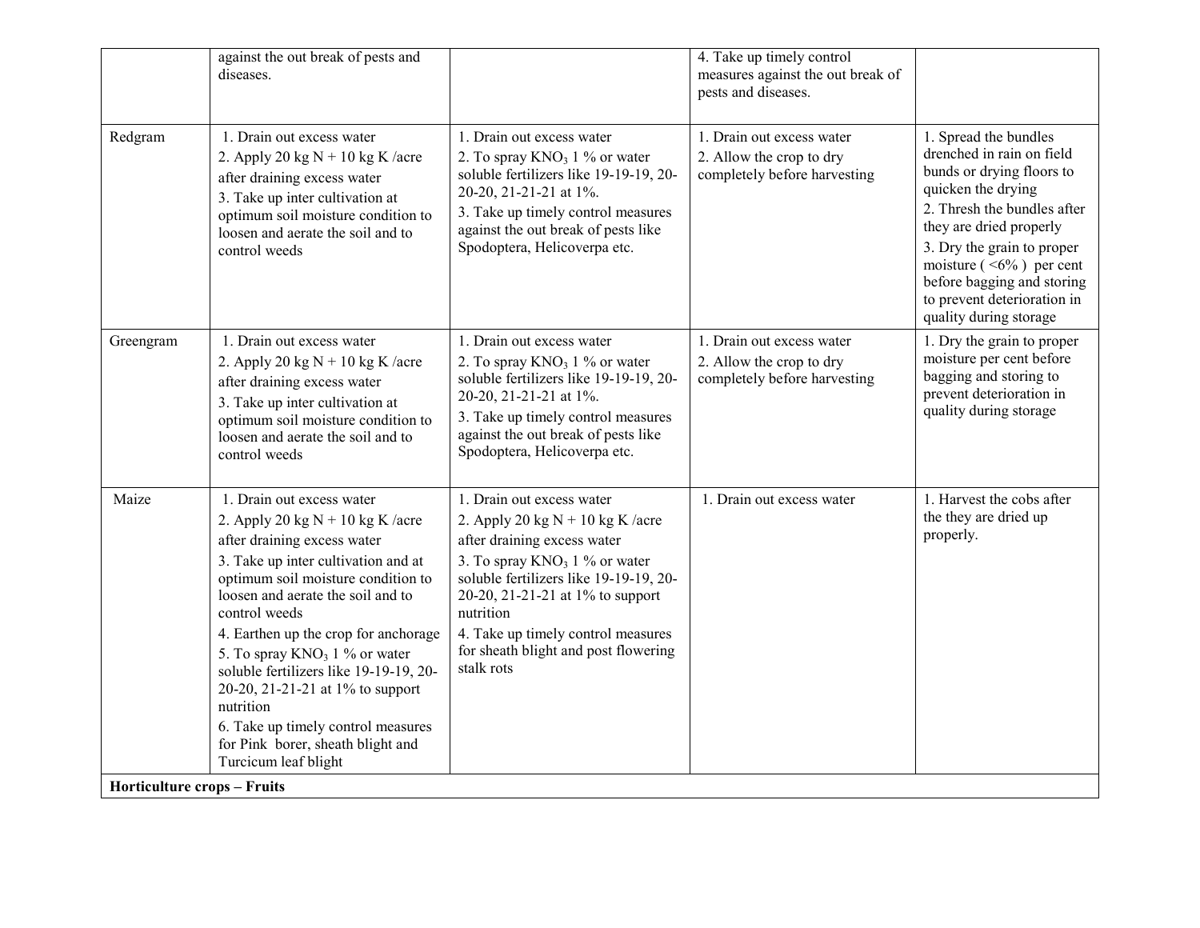| | | | | |
|---|---|---|---|---|
| | against the out break of pests and diseases. | | 4. Take up timely control measures against the out break of pests and diseases. | |
| Redgram | 1. Drain out excess water<br>2. Apply 20 kg N + 10 kg K /acre after draining excess water<br>3. Take up inter cultivation at optimum soil moisture condition to loosen and aerate the soil and to control weeds | 1. Drain out excess water<br>2. To spray $KNO_3$ 1 % or water soluble fertilizers like 19-19-19, 20-20-20, 21-21-21 at 1%.<br>3. Take up timely control measures against the out break of pests like Spodoptera, Helicoverpa etc. | 1. Drain out excess water<br>2. Allow the crop to dry completely before harvesting | 1. Spread the bundles drenched in rain on field bunds or drying floors to quicken the drying<br>2. Thresh the bundles after they are dried properly<br>3. Dry the grain to proper moisture ( <6% ) per cent before bagging and storing to prevent deterioration in quality during storage |
| Greengram | 1. Drain out excess water<br>2. Apply 20 kg N + 10 kg K /acre after draining excess water<br>3. Take up inter cultivation at optimum soil moisture condition to loosen and aerate the soil and to control weeds | 1. Drain out excess water<br>2. To spray $KNO_3$ 1 % or water soluble fertilizers like 19-19-19, 20-20-20, 21-21-21 at 1%.<br>3. Take up timely control measures against the out break of pests like Spodoptera, Helicoverpa etc. | 1. Drain out excess water<br>2. Allow the crop to dry completely before harvesting | 1. Dry the grain to proper moisture per cent before bagging and storing to prevent deterioration in quality during storage |
| Maize | 1. Drain out excess water<br>2. Apply 20 kg N + 10 kg K /acre after draining excess water<br>3. Take up inter cultivation and at optimum soil moisture condition to loosen and aerate the soil and to control weeds<br>4. Earthen up the crop for anchorage<br>5. To spray $KNO_3$ 1 % or water soluble fertilizers like 19-19-19, 20-20-20, 21-21-21 at 1% to support nutrition<br>6. Take up timely control measures for Pink borer, sheath blight and Turcicum leaf blight | 1. Drain out excess water<br>2. Apply 20 kg N + 10 kg K /acre after draining excess water<br>3. To spray $KNO_3$ 1 % or water soluble fertilizers like 19-19-19, 20-20-20, 21-21-21 at 1% to support nutrition<br>4. Take up timely control measures for sheath blight and post flowering stalk rots | 1. Drain out excess water | 1. Harvest the cobs after the they are dried up properly. |
| **Horticulture crops – Fruits** | | | | |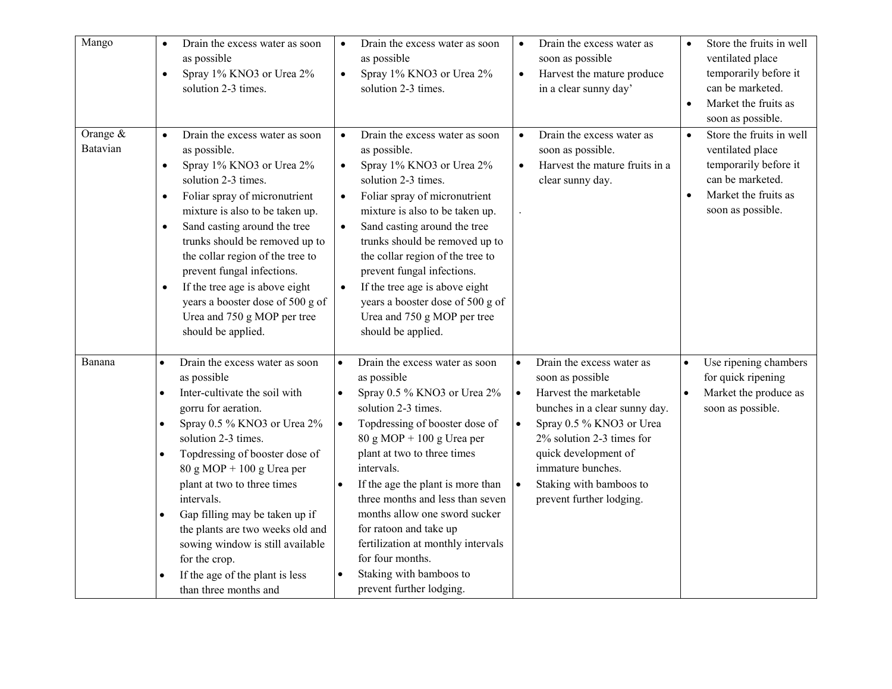| | | | | |
|---|---|---|---|---|
| Mango | • Drain the excess water as soon as possible<br>• Spray 1% KNO3 or Urea 2% solution 2-3 times. | • Drain the excess water as soon as possible<br>• Spray 1% KNO3 or Urea 2% solution 2-3 times. | • Drain the excess water as soon as possible<br>• Harvest the mature produce in a clear sunny day’ | • Store the fruits in well ventilated place temporarily before it can be marketed.<br>• Market the fruits as soon as possible. |
| Orange & Batavian | • Drain the excess water as soon as possible.<br>• Spray 1% KNO3 or Urea 2% solution 2-3 times.<br>• Foliar spray of micronutrient mixture is also to be taken up.<br>• Sand casting around the tree trunks should be removed up to the collar region of the tree to prevent fungal infections.<br>• If the tree age is above eight years a booster dose of 500 g of Urea and 750 g MOP per tree should be applied. | • Drain the excess water as soon as possible.<br>• Spray 1% KNO3 or Urea 2% solution 2-3 times.<br>• Foliar spray of micronutrient mixture is also to be taken up.<br>• Sand casting around the tree trunks should be removed up to the collar region of the tree to prevent fungal infections.<br>• If the tree age is above eight years a booster dose of 500 g of Urea and 750 g MOP per tree should be applied. | • Drain the excess water as soon as possible.<br>• Harvest the mature fruits in a clear sunny day.<br>. | • Store the fruits in well ventilated place temporarily before it can be marketed.<br>• Market the fruits as soon as possible. |
| Banana | • Drain the excess water as soon as possible<br>• Inter-cultivate the soil with gorru for aeration.<br>• Spray 0.5 % KNO3 or Urea 2% solution 2-3 times.<br>• Topdressing of booster dose of 80 g MOP + 100 g Urea per plant at two to three times intervals.<br>• Gap filling may be taken up if the plants are two weeks old and sowing window is still available for the crop.<br>• If the age of the plant is less than three months and | • Drain the excess water as soon as possible<br>• Spray 0.5 % KNO3 or Urea 2% solution 2-3 times.<br>• Topdressing of booster dose of 80 g MOP + 100 g Urea per plant at two to three times intervals.<br>• If the age the plant is more than three months and less than seven months allow one sword sucker for ratoon and take up fertilization at monthly intervals for four months.<br>• Staking with bamboos to prevent further lodging. | • Drain the excess water as soon as possible<br>• Harvest the marketable bunches in a clear sunny day.<br>• Spray 0.5 % KNO3 or Urea 2% solution 2-3 times for quick development of immature bunches.<br>• Staking with bamboos to prevent further lodging. | • Use ripening chambers for quick ripening<br>• Market the produce as soon as possible. |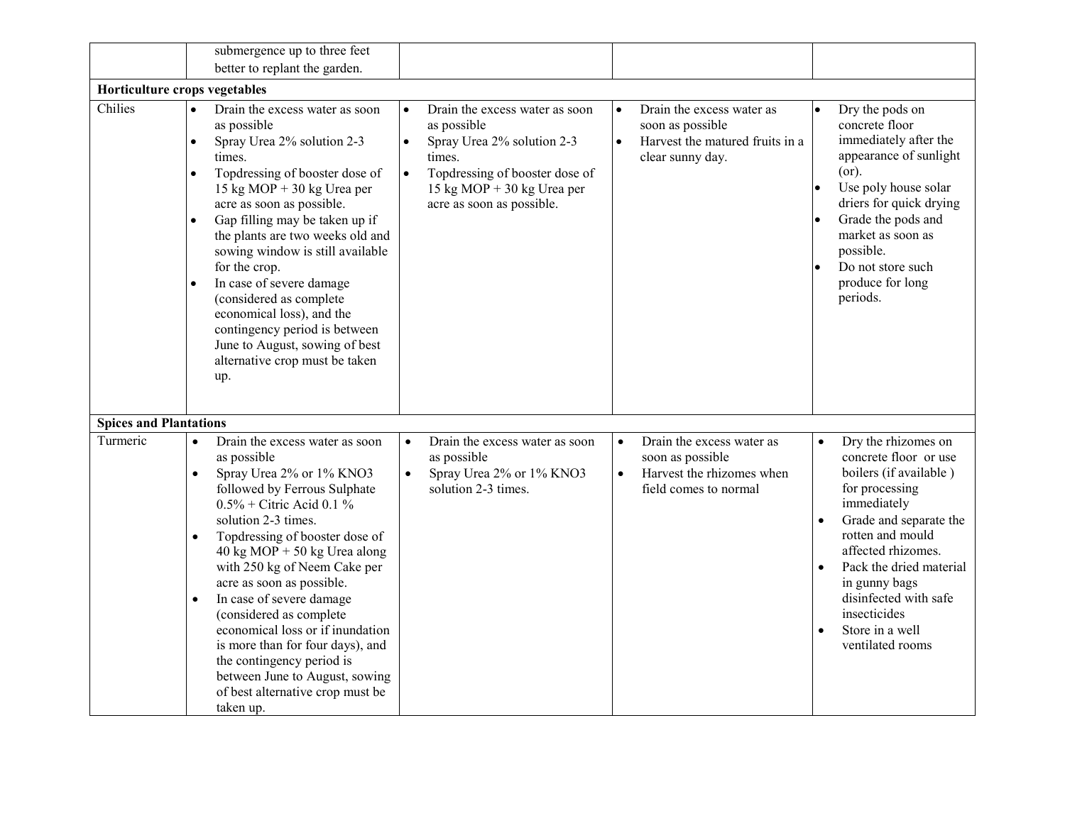| | | | | |
|---|---|---|---|---|
| | submergence up to three feet better to replant the garden. | | | |
| **Horticulture crops vegetables** | | | | |
| Chilies | • Drain the excess water as soon as possible<br>• Spray Urea 2% solution 2-3 times.<br>• Topdressing of booster dose of 15 kg MOP + 30 kg Urea per acre as soon as possible.<br>• Gap filling may be taken up if the plants are two weeks old and sowing window is still available for the crop.<br>• In case of severe damage (considered as complete economical loss), and the contingency period is between June to August, sowing of best alternative crop must be taken up. | • Drain the excess water as soon as possible<br>• Spray Urea 2% solution 2-3 times.<br>• Topdressing of booster dose of 15 kg MOP + 30 kg Urea per acre as soon as possible. | • Drain the excess water as soon as possible<br>• Harvest the matured fruits in a clear sunny day. | • Dry the pods on concrete floor immediately after the appearance of sunlight (or).<br>• Use poly house solar driers for quick drying<br>• Grade the pods and market as soon as possible.<br>• Do not store such produce for long periods. |
| **Spices and Plantations** | | | | |
| Turmeric | • Drain the excess water as soon as possible<br>• Spray Urea 2% or 1% $KNO_3$ followed by Ferrous Sulphate 0.5% + Citric Acid 0.1 % solution 2-3 times.<br>• Topdressing of booster dose of 40 kg MOP + 50 kg Urea along with 250 kg of Neem Cake per acre as soon as possible.<br>• In case of severe damage (considered as complete economical loss or if inundation is more than for four days), and the contingency period is between June to August, sowing of best alternative crop must be taken up. | • Drain the excess water as soon as possible<br>• Spray Urea 2% or 1% $KNO_3$ solution 2-3 times. | • Drain the excess water as soon as possible<br>• Harvest the rhizomes when field comes to normal | • Dry the rhizomes on concrete floor or use boilers (if available ) for processing immediately<br>• Grade and separate the rotten and mould affected rhizomes.<br>• Pack the dried material in gunny bags disinfected with safe insecticides<br>• Store in a well ventilated rooms |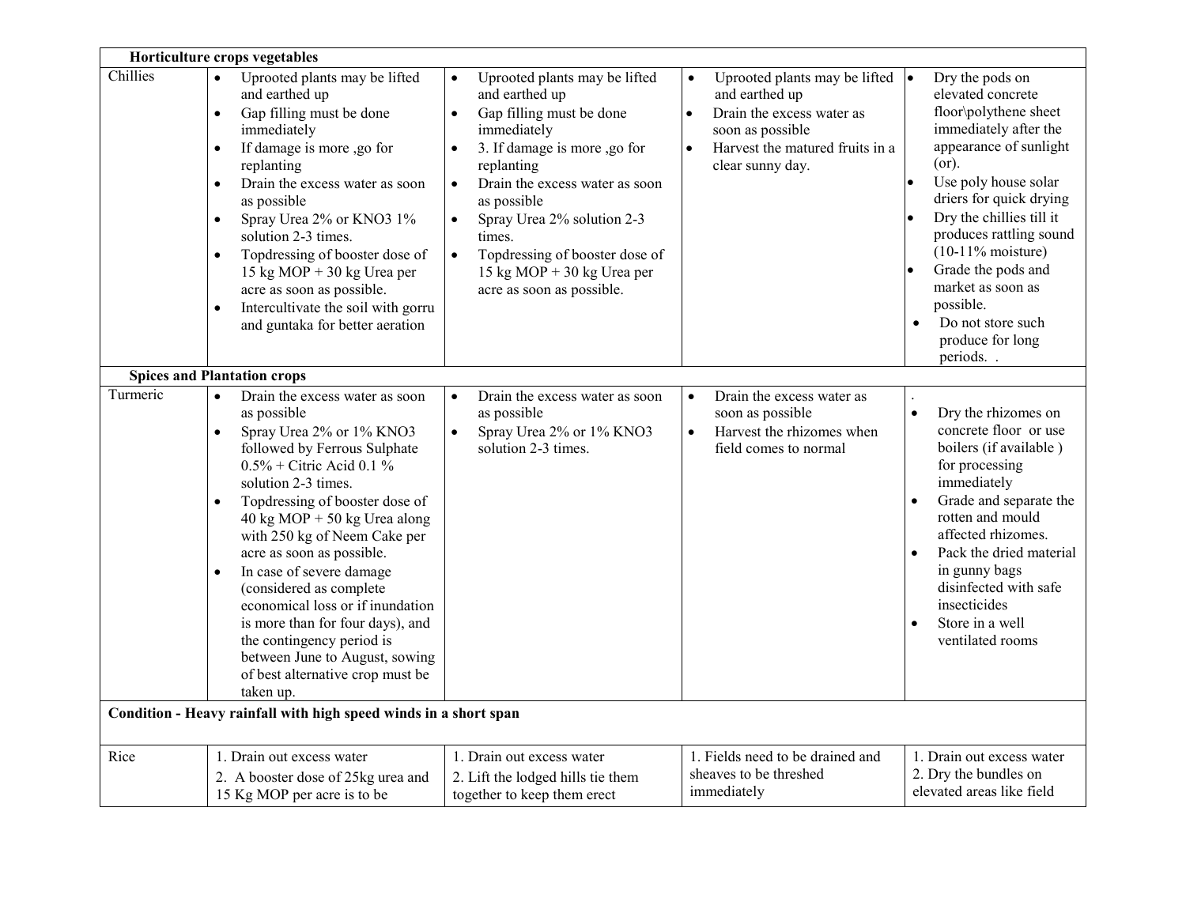| | | | | |
|---|---|---|---|---|
| **Horticulture crops vegetables** | | | | |
| Chillies | • Uprooted plants may be lifted and earthed up<br>• Gap filling must be done immediately<br>• If damage is more ,go for replanting<br>• Drain the excess water as soon as possible<br>• Spray Urea 2% or $KNO_3$ 1% solution 2-3 times.<br>• Topdressing of booster dose of 15 kg MOP + 30 kg Urea per acre as soon as possible.<br>• Intercultivate the soil with gorru and guntaka for better aeration | • Uprooted plants may be lifted and earthed up<br>• Gap filling must be done immediately<br>• 3. If damage is more ,go for replanting<br>• Drain the excess water as soon as possible<br>• Spray Urea 2% solution 2-3 times.<br>• Topdressing of booster dose of 15 kg MOP + 30 kg Urea per acre as soon as possible. | • Uprooted plants may be lifted and earthed up<br>• Drain the excess water as soon as possible<br>• Harvest the matured fruits in a clear sunny day. | • Dry the pods on elevated concrete floor\polythene sheet immediately after the appearance of sunlight (or).<br>• Use poly house solar driers for quick drying<br>• Dry the chillies till it produces rattling sound (10-11% moisture)<br>• Grade the pods and market as soon as possible.<br>• Do not store such produce for long periods. . |
| **Spices and Plantation crops** | | | | |
| Turmeric | • Drain the excess water as soon as possible<br>• Spray Urea 2% or 1% $KNO_3$ followed by Ferrous Sulphate 0.5% + Citric Acid 0.1 % solution 2-3 times.<br>• Topdressing of booster dose of 40 kg MOP + 50 kg Urea along with 250 kg of Neem Cake per acre as soon as possible.<br>• In case of severe damage (considered as complete economical loss or if inundation is more than for four days), and the contingency period is between June to August, sowing of best alternative crop must be taken up. | • Drain the excess water as soon as possible<br>• Spray Urea 2% or 1% $KNO_3$ solution 2-3 times. | • Drain the excess water as soon as possible<br>• Harvest the rhizomes when field comes to normal | .<br>• Dry the rhizomes on concrete floor or use boilers (if available ) for processing immediately<br>• Grade and separate the rotten and mould affected rhizomes.<br>• Pack the dried material in gunny bags disinfected with safe insecticides<br>• Store in a well ventilated rooms |
| **Condition - Heavy rainfall with high speed winds in a short span** | | | | |
| Rice | 1. Drain out excess water<br>2. A booster dose of 25kg urea and 15 Kg MOP per acre is to be | 1. Drain out excess water<br>2. Lift the lodged hills tie them together to keep them erect | 1. Fields need to be drained and sheaves to be threshed immediately | 1. Drain out excess water<br>2. Dry the bundles on elevated areas like field |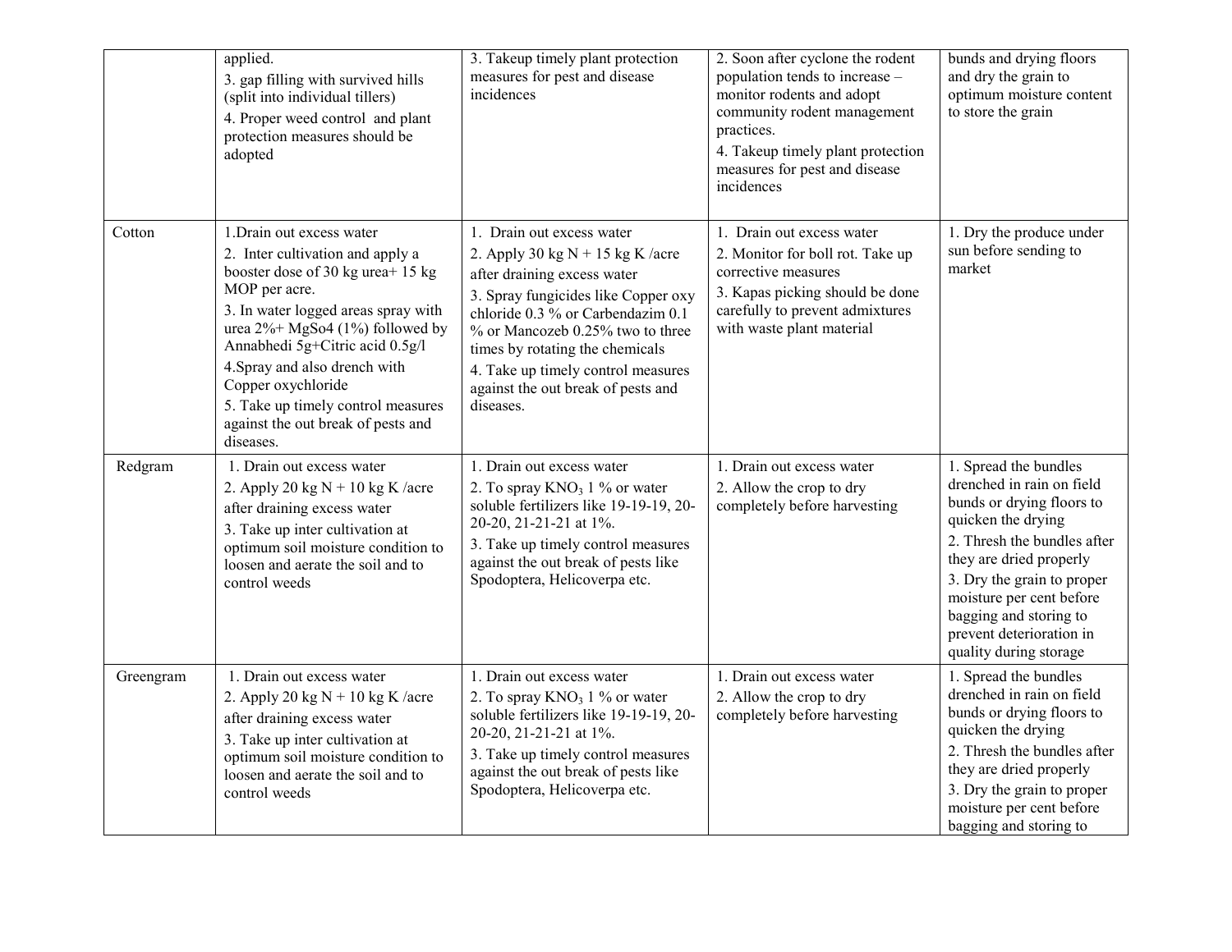| | | | | |
|---|---|---|---|---|
| | applied.<br>3. gap filling with survived hills (split into individual tillers)<br>4. Proper weed control and plant protection measures should be adopted | 3. Takeup timely plant protection measures for pest and disease incidences | 2. Soon after cyclone the rodent population tends to increase – monitor rodents and adopt community rodent management practices.<br>4. Takeup timely plant protection measures for pest and disease incidences | bunds and drying floors and dry the grain to optimum moisture content to store the grain |
| Cotton | 1.Drain out excess water<br>2. Inter cultivation and apply a booster dose of 30 kg urea+ 15 kg MOP per acre.<br>3. In water logged areas spray with urea 2%+ MgSo4 (1%) followed by Annabhedi 5g+Citric acid 0.5g/l<br>4.Spray and also drench with Copper oxychloride<br>5. Take up timely control measures against the out break of pests and diseases. | 1. Drain out excess water<br>2. Apply 30 kg N + 15 kg K /acre after draining excess water<br>3. Spray fungicides like Copper oxy chloride 0.3 % or Carbendazim 0.1 % or Mancozeb 0.25% two to three times by rotating the chemicals<br>4. Take up timely control measures against the out break of pests and diseases. | 1. Drain out excess water<br>2. Monitor for boll rot. Take up corrective measures<br>3. Kapas picking should be done carefully to prevent admixtures with waste plant material | 1. Dry the produce under sun before sending to market |
| Redgram | 1. Drain out excess water<br>2. Apply 20 kg N + 10 kg K /acre after draining excess water<br>3. Take up inter cultivation at optimum soil moisture condition to loosen and aerate the soil and to control weeds | 1. Drain out excess water<br>2. To spray $KNO_3$ 1 % or water soluble fertilizers like 19-19-19, 20-20-20, 21-21-21 at 1%.<br>3. Take up timely control measures against the out break of pests like Spodoptera, Helicoverpa etc. | 1. Drain out excess water<br>2. Allow the crop to dry completely before harvesting | 1. Spread the bundles drenched in rain on field bunds or drying floors to quicken the drying<br>2. Thresh the bundles after they are dried properly<br>3. Dry the grain to proper moisture per cent before bagging and storing to prevent deterioration in quality during storage |
| Greengram | 1. Drain out excess water<br>2. Apply 20 kg N + 10 kg K /acre after draining excess water<br>3. Take up inter cultivation at optimum soil moisture condition to loosen and aerate the soil and to control weeds | 1. Drain out excess water<br>2. To spray $KNO_3$ 1 % or water soluble fertilizers like 19-19-19, 20-20-20, 21-21-21 at 1%.<br>3. Take up timely control measures against the out break of pests like Spodoptera, Helicoverpa etc. | 1. Drain out excess water<br>2. Allow the crop to dry completely before harvesting | 1. Spread the bundles drenched in rain on field bunds or drying floors to quicken the drying<br>2. Thresh the bundles after they are dried properly<br>3. Dry the grain to proper moisture per cent before bagging and storing to |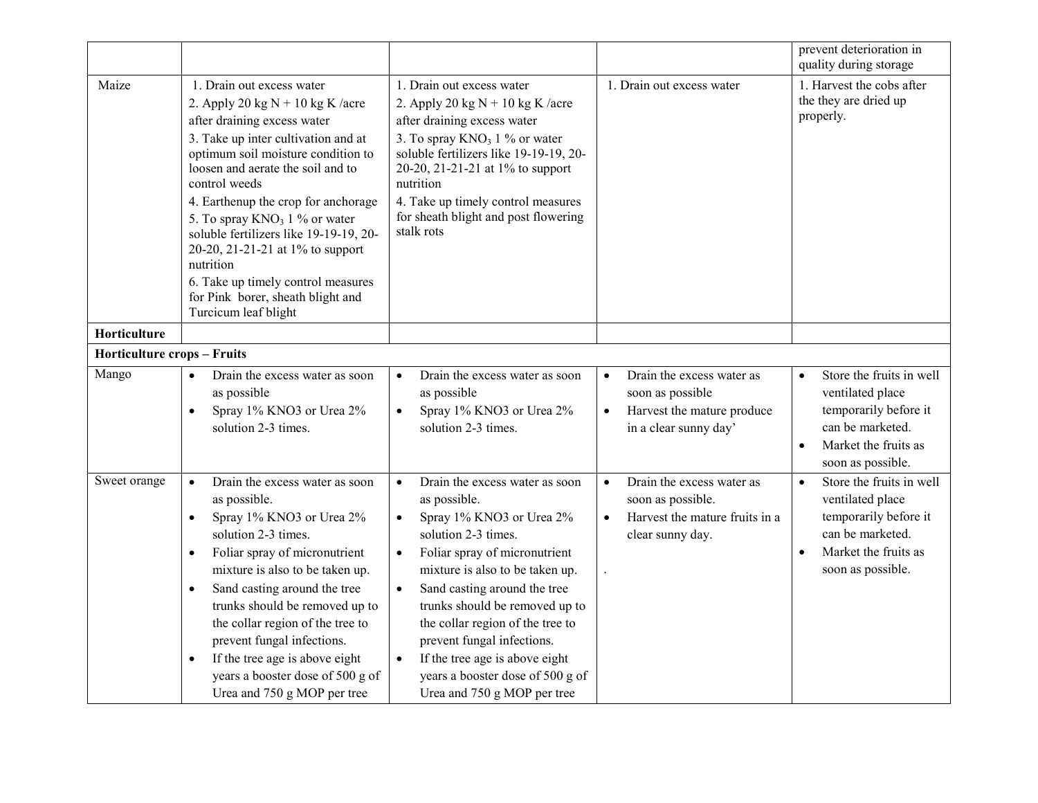|  |  |  |  |  |
| --- | --- | --- | --- | --- |
|  |  |  |  | prevent deterioration in quality during storage |
| Maize | 1. Drain out excess water<br>2. Apply 20 kg N + 10 kg K /acre after draining excess water<br>3. Take up inter cultivation and at optimum soil moisture condition to loosen and aerate the soil and to control weeds<br>4. Earthenup the crop for anchorage<br>5. To spray $KNO_3$ 1 % or water soluble fertilizers like 19-19-19, 20-20-20, 21-21-21 at 1% to support nutrition<br>6. Take up timely control measures for Pink borer, sheath blight and Turcicum leaf blight | 1. Drain out excess water<br>2. Apply 20 kg N + 10 kg K /acre after draining excess water<br>3. To spray $KNO_3$ 1 % or water soluble fertilizers like 19-19-19, 20-20-20, 21-21-21 at 1% to support nutrition<br>4. Take up timely control measures for sheath blight and post flowering stalk rots | 1. Drain out excess water | 1. Harvest the cobs after the they are dried up properly. |
| **Horticulture** |  |  |  |  |
| **Horticulture crops – Fruits** |  |  |  |  |
| Mango | • Drain the excess water as soon as possible<br>• Spray 1% KNO3 or Urea 2% solution 2-3 times. | • Drain the excess water as soon as possible<br>• Spray 1% KNO3 or Urea 2% solution 2-3 times. | • Drain the excess water as soon as possible<br>• Harvest the mature produce in a clear sunny day' | • Store the fruits in well ventilated place temporarily before it can be marketed.<br>• Market the fruits as soon as possible. |
| Sweet orange | • Drain the excess water as soon as possible.<br>• Spray 1% KNO3 or Urea 2% solution 2-3 times.<br>• Foliar spray of micronutrient mixture is also to be taken up.<br>• Sand casting around the tree trunks should be removed up to the collar region of the tree to prevent fungal infections.<br>• If the tree age is above eight years a booster dose of 500 g of Urea and 750 g MOP per tree | • Drain the excess water as soon as possible.<br>• Spray 1% KNO3 or Urea 2% solution 2-3 times.<br>• Foliar spray of micronutrient mixture is also to be taken up.<br>• Sand casting around the tree trunks should be removed up to the collar region of the tree to prevent fungal infections.<br>• If the tree age is above eight years a booster dose of 500 g of Urea and 750 g MOP per tree | • Drain the excess water as soon as possible.<br>• Harvest the mature fruits in a clear sunny day.<br>. | • Store the fruits in well ventilated place temporarily before it can be marketed.<br>• Market the fruits as soon as possible. |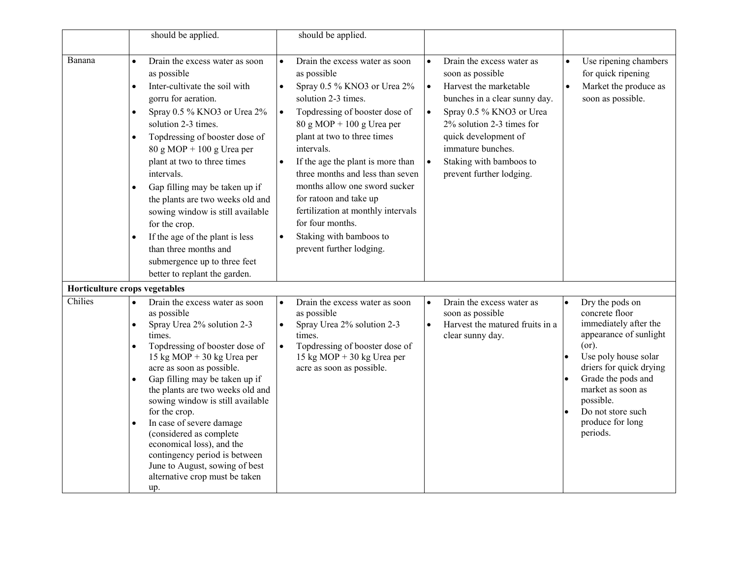| | | | | |
|---|---|---|---|---|
| | should be applied. | should be applied. | | |
| Banana | • Drain the excess water as soon as possible<br>• Inter-cultivate the soil with gorru for aeration.<br>• Spray 0.5 % KNO3 or Urea 2% solution 2-3 times.<br>• Topdressing of booster dose of 80 g MOP + 100 g Urea per plant at two to three times intervals.<br>• Gap filling may be taken up if the plants are two weeks old and sowing window is still available for the crop.<br>• If the age of the plant is less than three months and submergence up to three feet better to replant the garden. | • Drain the excess water as soon as possible<br>• Spray 0.5 % KNO3 or Urea 2% solution 2-3 times.<br>• Topdressing of booster dose of 80 g MOP + 100 g Urea per plant at two to three times intervals.<br>• If the age the plant is more than three months and less than seven months allow one sword sucker for ratoon and take up fertilization at monthly intervals for four months.<br>• Staking with bamboos to prevent further lodging. | • Drain the excess water as soon as possible<br>• Harvest the marketable bunches in a clear sunny day.<br>• Spray 0.5 % KNO3 or Urea 2% solution 2-3 times for quick development of immature bunches.<br>• Staking with bamboos to prevent further lodging. | • Use ripening chambers for quick ripening<br>• Market the produce as soon as possible. |
| **Horticulture crops vegetables** | | | | |
| Chilies | • Drain the excess water as soon as possible<br>• Spray Urea 2% solution 2-3 times.<br>• Topdressing of booster dose of 15 kg MOP + 30 kg Urea per acre as soon as possible.<br>• Gap filling may be taken up if the plants are two weeks old and sowing window is still available for the crop.<br>• In case of severe damage (considered as complete economical loss), and the contingency period is between June to August, sowing of best alternative crop must be taken up. | • Drain the excess water as soon as possible<br>• Spray Urea 2% solution 2-3 times.<br>• Topdressing of booster dose of 15 kg MOP + 30 kg Urea per acre as soon as possible. | • Drain the excess water as soon as possible<br>• Harvest the matured fruits in a clear sunny day. | • Dry the pods on concrete floor immediately after the appearance of sunlight (or).<br>• Use poly house solar driers for quick drying<br>• Grade the pods and market as soon as possible.<br>• Do not store such produce for long periods. |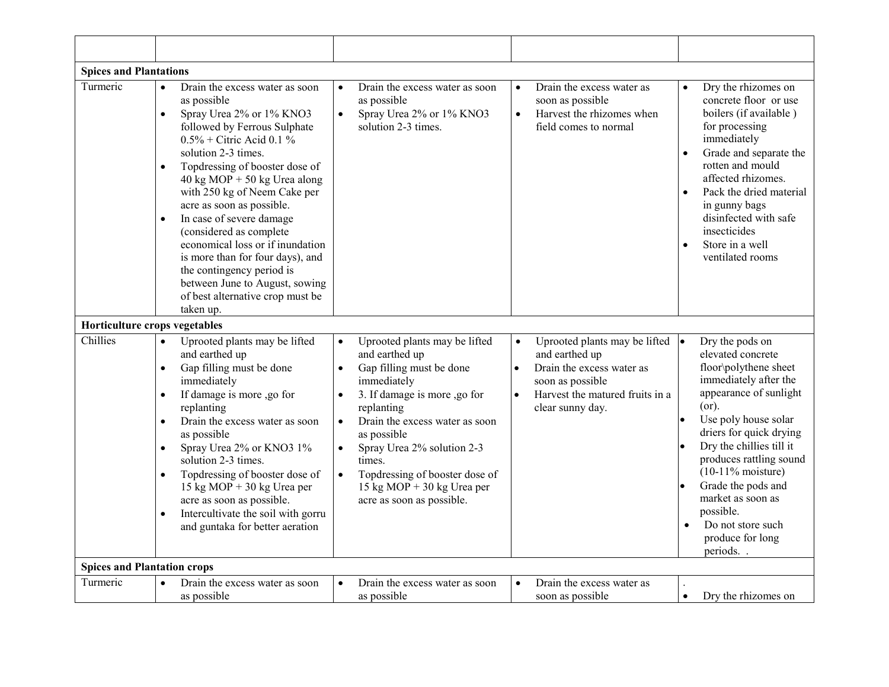| | | | | |
|---|---|---|---|---|
| **Spices and Plantations** | | | | |
| Turmeric | • Drain the excess water as soon as possible<br>• Spray Urea 2% or 1% $KNO_3$ followed by Ferrous Sulphate 0.5% + Citric Acid 0.1 % solution 2-3 times.<br>• Topdressing of booster dose of 40 kg MOP + 50 kg Urea along with 250 kg of Neem Cake per acre as soon as possible.<br>• In case of severe damage (considered as complete economical loss or if inundation is more than for four days), and the contingency period is between June to August, sowing of best alternative crop must be taken up. | • Drain the excess water as soon as possible<br>• Spray Urea 2% or 1% $KNO_3$ solution 2-3 times. | • Drain the excess water as soon as possible<br>• Harvest the rhizomes when field comes to normal | • Dry the rhizomes on concrete floor or use boilers (if available ) for processing immediately<br>• Grade and separate the rotten and mould affected rhizomes.<br>• Pack the dried material in gunny bags disinfected with safe insecticides<br>• Store in a well ventilated rooms |
| **Horticulture crops vegetables** | | | | |
| Chillies | • Uprooted plants may be lifted and earthed up<br>• Gap filling must be done immediately<br>• If damage is more ,go for replanting<br>• Drain the excess water as soon as possible<br>• Spray Urea 2% or $KNO_3$ 1% solution 2-3 times.<br>• Topdressing of booster dose of 15 kg MOP + 30 kg Urea per acre as soon as possible.<br>• Intercultivate the soil with gorru and guntaka for better aeration | • Uprooted plants may be lifted and earthed up<br>• Gap filling must be done immediately<br>• 3. If damage is more ,go for replanting<br>• Drain the excess water as soon as possible<br>• Spray Urea 2% solution 2-3 times.<br>• Topdressing of booster dose of 15 kg MOP + 30 kg Urea per acre as soon as possible. | • Uprooted plants may be lifted and earthed up<br>• Drain the excess water as soon as possible<br>• Harvest the matured fruits in a clear sunny day. | • Dry the pods on elevated concrete floor\polythene sheet immediately after the appearance of sunlight (or).<br>• Use poly house solar driers for quick drying<br>• Dry the chillies till it produces rattling sound (10-11% moisture)<br>• Grade the pods and market as soon as possible.<br>• Do not store such produce for long periods. . |
| **Spices and Plantation crops** | | | | |
| Turmeric | • Drain the excess water as soon as possible | • Drain the excess water as soon as possible | • Drain the excess water as soon as possible | .<br>• Dry the rhizomes on |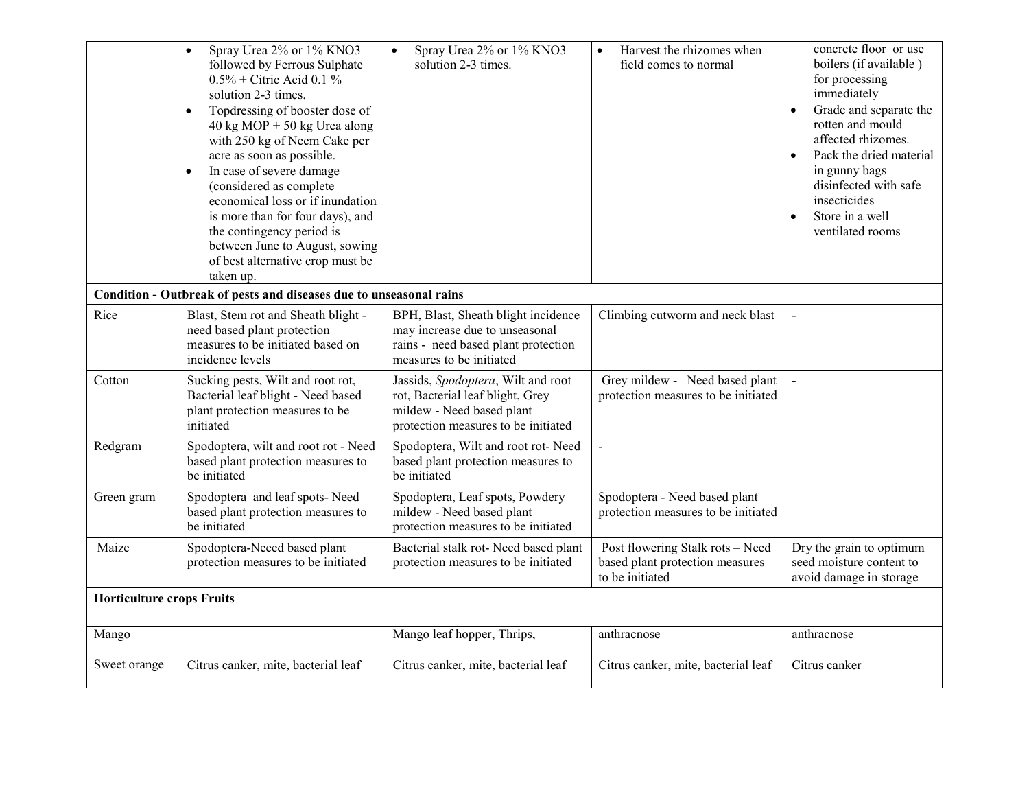| | | | | |
|---|---|---|---|---|
| | • Spray Urea 2% or 1% $KNO_3$ followed by Ferrous Sulphate 0.5% + Citric Acid 0.1 % solution 2-3 times.<br>• Topdressing of booster dose of 40 kg MOP + 50 kg Urea along with 250 kg of Neem Cake per acre as soon as possible.<br>• In case of severe damage (considered as complete economical loss or if inundation is more than for four days), and the contingency period is between June to August, sowing of best alternative crop must be taken up. | • Spray Urea 2% or 1% $KNO_3$ solution 2-3 times. | • Harvest the rhizomes when field comes to normal | concrete floor or use boilers (if available ) for processing immediately<br>• Grade and separate the rotten and mould affected rhizomes.<br>• Pack the dried material in gunny bags disinfected with safe insecticides<br>• Store in a well ventilated rooms |
| **Condition - Outbreak of pests and diseases due to unseasonal rains** | | | | |
| Rice | Blast, Stem rot and Sheath blight - need based plant protection measures to be initiated based on incidence levels | BPH, Blast, Sheath blight incidence may increase due to unseasonal rains - need based plant protection measures to be initiated | Climbing cutworm and neck blast | - |
| Cotton | Sucking pests, Wilt and root rot, Bacterial leaf blight - Need based plant protection measures to be initiated | Jassids, *Spodoptera*, Wilt and root rot, Bacterial leaf blight, Grey mildew - Need based plant protection measures to be initiated | Grey mildew - Need based plant protection measures to be initiated | - |
| Redgram | Spodoptera, wilt and root rot - Need based plant protection measures to be initiated | Spodoptera, Wilt and root rot- Need based plant protection measures to be initiated | - | |
| Green gram | Spodoptera and leaf spots- Need based plant protection measures to be initiated | Spodoptera, Leaf spots, Powdery mildew - Need based plant protection measures to be initiated | Spodoptera - Need based plant protection measures to be initiated | |
| Maize | Spodoptera-Neeed based plant protection measures to be initiated | Bacterial stalk rot- Need based plant protection measures to be initiated | Post flowering Stalk rots – Need based plant protection measures to be initiated | Dry the grain to optimum seed moisture content to avoid damage in storage |
| **Horticulture crops Fruits** | | | | |
| Mango | | Mango leaf hopper, Thrips, | anthracnose | anthracnose |
| Sweet orange | Citrus canker, mite, bacterial leaf | Citrus canker, mite, bacterial leaf | Citrus canker, mite, bacterial leaf | Citrus canker |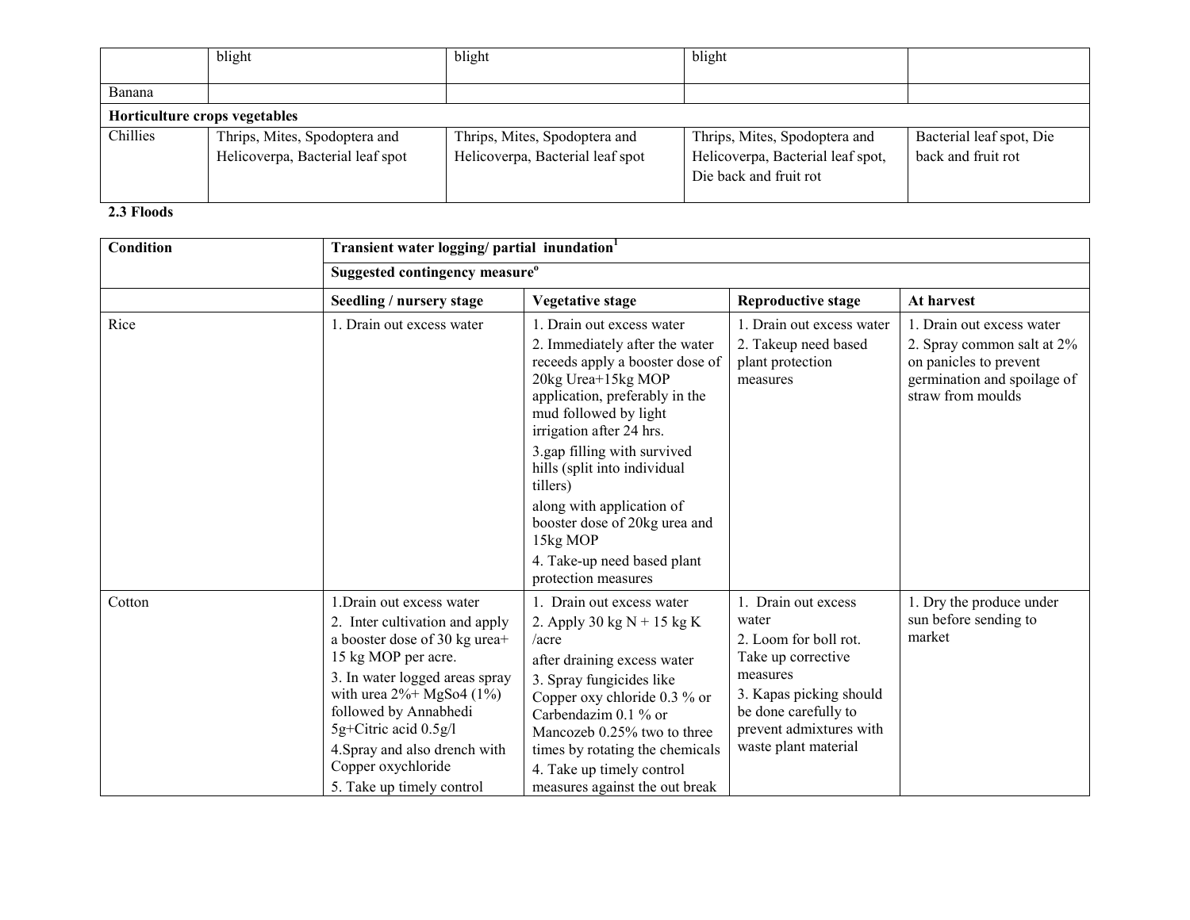| | blight | blight | blight | |
|---|---|---|---|---|
| Banana | | | | |
| **Horticulture crops vegetables** | | | | |
| Chillies | Thrips, Mites, Spodoptera and Helicoverpa, Bacterial leaf spot | Thrips, Mites, Spodoptera and Helicoverpa, Bacterial leaf spot | Thrips, Mites, Spodoptera and Helicoverpa, Bacterial leaf spot, Die back and fruit rot | Bacterial leaf spot, Die back and fruit rot |

**2.3 Floods**

| **Condition** | **Transient water logging/ partial inundation[1]** | | | |
|---|---|---|---|---|
| | **Suggested contingency measure[o]** | | | |
| | **Seedling / nursery stage** | **Vegetative stage** | **Reproductive stage** | **At harvest** |
| Rice | 1. Drain out excess water | 1. Drain out excess water<br>2. Immediately after the water receeds apply a booster dose of 20kg Urea+15kg MOP application, preferably in the mud followed by light irrigation after 24 hrs.<br>3.gap filling with survived hills (split into individual tillers)<br>along with application of booster dose of 20kg urea and 15kg MOP<br>4. Take-up need based plant protection measures | 1. Drain out excess water<br>2. Takeup need based plant protection measures | 1. Drain out excess water<br>2. Spray common salt at 2% on panicles to prevent germination and spoilage of straw from moulds |
| Cotton | 1.Drain out excess water<br>2. Inter cultivation and apply a booster dose of 30 kg urea+ 15 kg MOP per acre.<br>3. In water logged areas spray with urea 2%+ MgSo4 (1%) followed by Annabhedi 5g+Citric acid 0.5g/l<br>4.Spray and also drench with Copper oxychloride<br>5. Take up timely control | 1. Drain out excess water<br>2. Apply 30 kg N + 15 kg K /acre<br>after draining excess water<br>3. Spray fungicides like Copper oxy chloride 0.3 % or Carbendazim 0.1 % or Mancozeb 0.25% two to three times by rotating the chemicals<br>4. Take up timely control measures against the out break | 1. Drain out excess water<br>2. Loom for boll rot. Take up corrective measures<br>3. Kapas picking should be done carefully to prevent admixtures with waste plant material | 1. Dry the produce under sun before sending to market |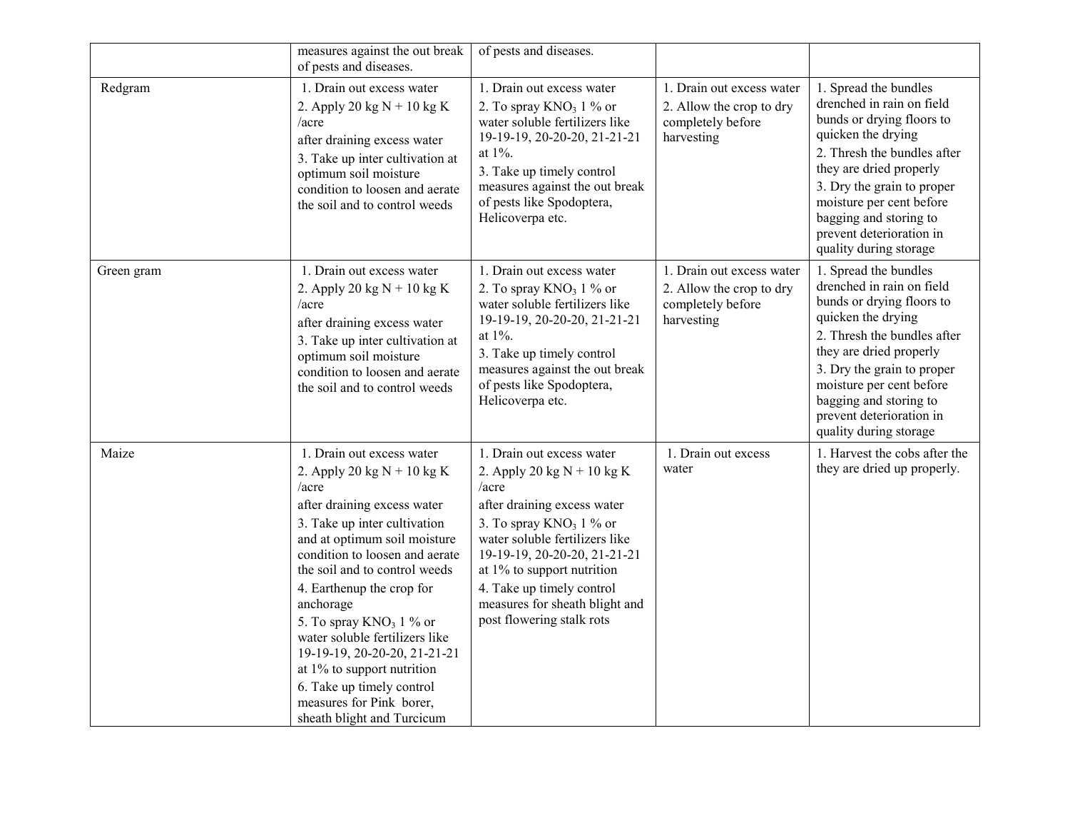| | | | | |
|---|---|---|---|---|
| | measures against the out break of pests and diseases. | of pests and diseases. | | |
| Redgram | 1. Drain out excess water<br>2. Apply 20 kg N + 10 kg K /acre<br>after draining excess water<br>3. Take up inter cultivation at optimum soil moisture condition to loosen and aerate the soil and to control weeds | 1. Drain out excess water<br>2. To spray $KNO_3$ 1 % or water soluble fertilizers like 19-19-19, 20-20-20, 21-21-21 at 1%.<br>3. Take up timely control measures against the out break of pests like Spodoptera, Helicoverpa etc. | 1. Drain out excess water<br>2. Allow the crop to dry completely before harvesting | 1. Spread the bundles drenched in rain on field bunds or drying floors to quicken the drying<br>2. Thresh the bundles after they are dried properly<br>3. Dry the grain to proper moisture per cent before bagging and storing to prevent deterioration in quality during storage |
| Green gram | 1. Drain out excess water<br>2. Apply 20 kg N + 10 kg K /acre<br>after draining excess water<br>3. Take up inter cultivation at optimum soil moisture condition to loosen and aerate the soil and to control weeds | 1. Drain out excess water<br>2. To spray $KNO_3$ 1 % or water soluble fertilizers like 19-19-19, 20-20-20, 21-21-21 at 1%.<br>3. Take up timely control measures against the out break of pests like Spodoptera, Helicoverpa etc. | 1. Drain out excess water<br>2. Allow the crop to dry completely before harvesting | 1. Spread the bundles drenched in rain on field bunds or drying floors to quicken the drying<br>2. Thresh the bundles after they are dried properly<br>3. Dry the grain to proper moisture per cent before bagging and storing to prevent deterioration in quality during storage |
| Maize | 1. Drain out excess water<br>2. Apply 20 kg N + 10 kg K /acre<br>after draining excess water<br>3. Take up inter cultivation and at optimum soil moisture condition to loosen and aerate the soil and to control weeds<br>4. Earthenup the crop for anchorage<br>5. To spray $KNO_3$ 1 % or water soluble fertilizers like 19-19-19, 20-20-20, 21-21-21 at 1% to support nutrition<br>6. Take up timely control measures for Pink borer, sheath blight and Turcicum | 1. Drain out excess water<br>2. Apply 20 kg N + 10 kg K /acre<br>after draining excess water<br>3. To spray $KNO_3$ 1 % or water soluble fertilizers like 19-19-19, 20-20-20, 21-21-21 at 1% to support nutrition<br>4. Take up timely control measures for sheath blight and post flowering stalk rots | 1. Drain out excess water | 1. Harvest the cobs after the they are dried up properly. |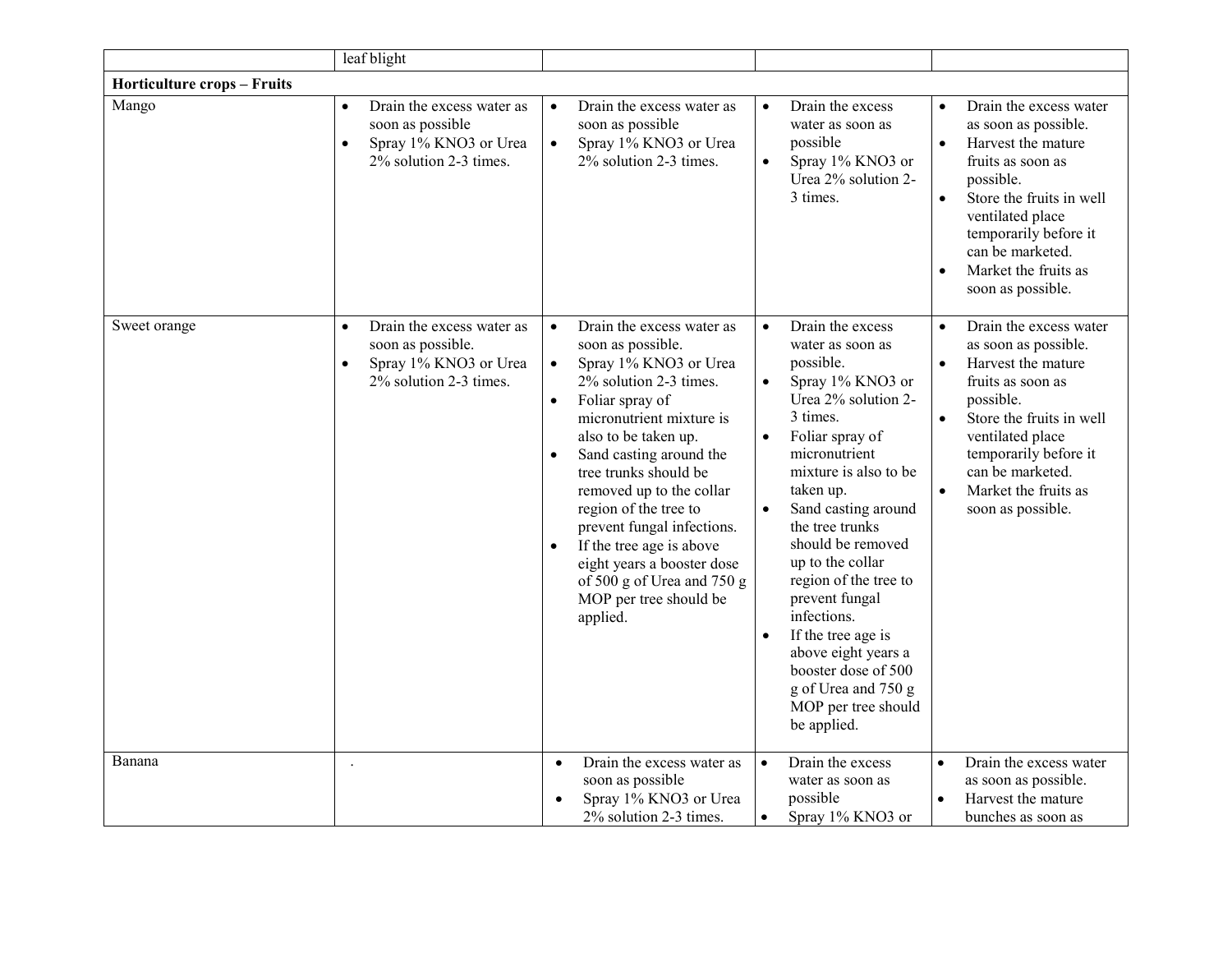| | | | | |
|---|---|---|---|---|
| | leaf blight | | | |
| **Horticulture crops – Fruits** | | | | |
| Mango | • Drain the excess water as soon as possible<br>• Spray 1% KNO3 or Urea 2% solution 2-3 times. | • Drain the excess water as soon as possible<br>• Spray 1% KNO3 or Urea 2% solution 2-3 times. | • Drain the excess water as soon as possible<br>• Spray 1% KNO3 or Urea 2% solution 2-3 times. | • Drain the excess water as soon as possible.<br>• Harvest the mature fruits as soon as possible.<br>• Store the fruits in well ventilated place temporarily before it can be marketed.<br>• Market the fruits as soon as possible. |
| Sweet orange | • Drain the excess water as soon as possible.<br>• Spray 1% KNO3 or Urea 2% solution 2-3 times. | • Drain the excess water as soon as possible.<br>• Spray 1% KNO3 or Urea 2% solution 2-3 times.<br>• Foliar spray of micronutrient mixture is also to be taken up.<br>• Sand casting around the tree trunks should be removed up to the collar region of the tree to prevent fungal infections.<br>• If the tree age is above eight years a booster dose of 500 g of Urea and 750 g MOP per tree should be applied. | • Drain the excess water as soon as possible.<br>• Spray 1% KNO3 or Urea 2% solution 2-3 times.<br>• Foliar spray of micronutrient mixture is also to be taken up.<br>• Sand casting around the tree trunks should be removed up to the collar region of the tree to prevent fungal infections.<br>• If the tree age is above eight years a booster dose of 500 g of Urea and 750 g MOP per tree should be applied. | • Drain the excess water as soon as possible.<br>• Harvest the mature fruits as soon as possible.<br>• Store the fruits in well ventilated place temporarily before it can be marketed.<br>• Market the fruits as soon as possible. |
| Banana | . | • Drain the excess water as soon as possible<br>• Spray 1% KNO3 or Urea 2% solution 2-3 times. | • Drain the excess water as soon as possible<br>• Spray 1% KNO3 or | • Drain the excess water as soon as possible.<br>• Harvest the mature bunches as soon as |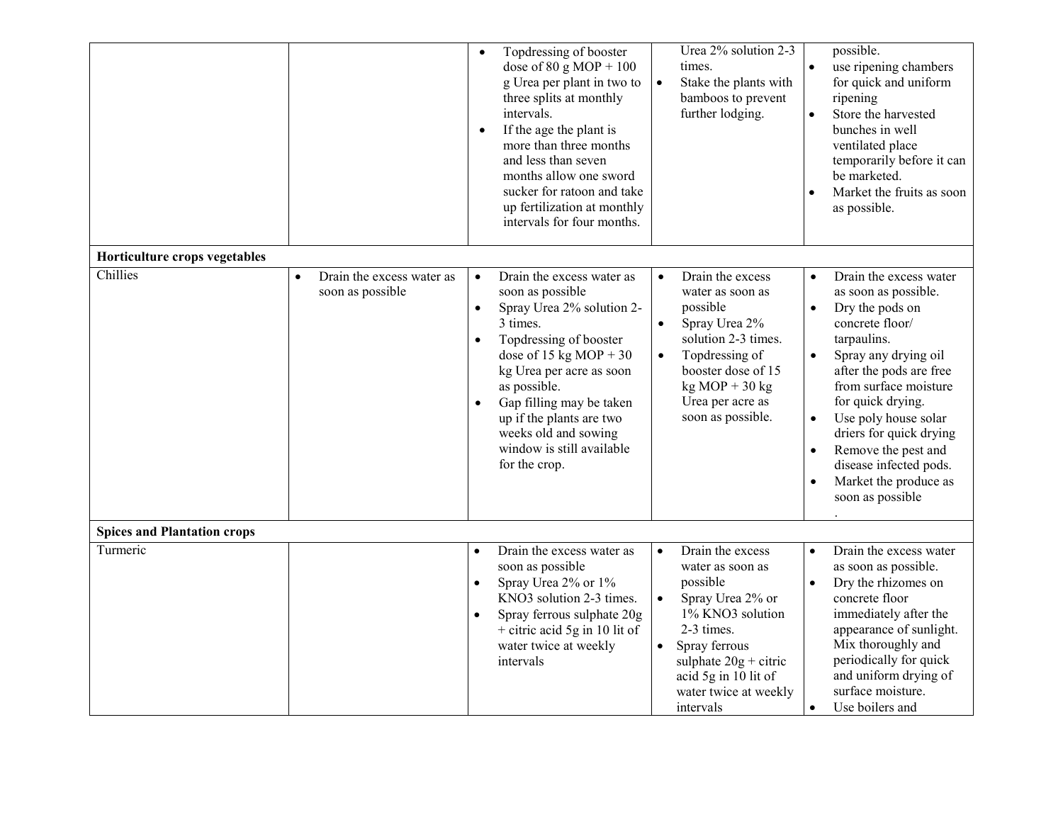| | | | | |
|---|---|---|---|---|
| | | • Topdressing of booster dose of 80 g MOP + 100 g Urea per plant in two to three splits at monthly intervals.<br>• If the age the plant is more than three months and less than seven months allow one sword sucker for ratoon and take up fertilization at monthly intervals for four months. | Urea 2% solution 2-3 times.<br>• Stake the plants with bamboos to prevent further lodging. | possible.<br>• use ripening chambers for quick and uniform ripening<br>• Store the harvested bunches in well ventilated place temporarily before it can be marketed.<br>• Market the fruits as soon as possible. |
| **Horticulture crops vegetables** | | | | |
| Chillies | • Drain the excess water as soon as possible | • Drain the excess water as soon as possible<br>• Spray Urea 2% solution 2-3 times.<br>• Topdressing of booster dose of 15 kg MOP + 30 kg Urea per acre as soon as possible.<br>• Gap filling may be taken up if the plants are two weeks old and sowing window is still available for the crop. | • Drain the excess water as soon as possible<br>• Spray Urea 2% solution 2-3 times.<br>• Topdressing of booster dose of 15 kg MOP + 30 kg Urea per acre as soon as possible. | • Drain the excess water as soon as possible.<br>• Dry the pods on concrete floor/ tarpaulins.<br>• Spray any drying oil after the pods are free from surface moisture for quick drying.<br>• Use poly house solar driers for quick drying<br>• Remove the pest and disease infected pods.<br>• Market the produce as soon as possible<br>. |
| **Spices and Plantation crops** | | | | |
| Turmeric | | • Drain the excess water as soon as possible<br>• Spray Urea 2% or 1% $KNO_3$ solution 2-3 times.<br>• Spray ferrous sulphate 20g + citric acid 5g in 10 lit of water twice at weekly intervals | • Drain the excess water as soon as possible<br>• Spray Urea 2% or 1% $KNO_3$ solution 2-3 times.<br>• Spray ferrous sulphate 20g + citric acid 5g in 10 lit of water twice at weekly intervals | • Drain the excess water as soon as possible.<br>• Dry the rhizomes on concrete floor immediately after the appearance of sunlight. Mix thoroughly and periodically for quick and uniform drying of surface moisture.<br>• Use boilers and |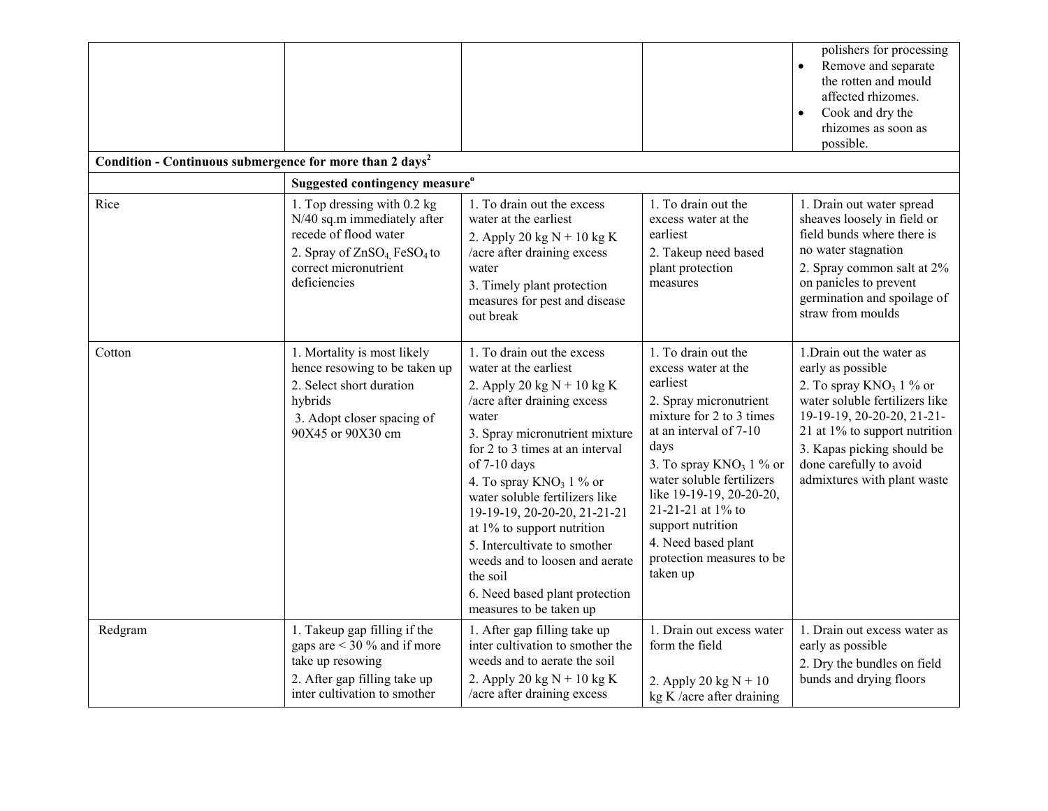| | | | | |
|---|---|---|---|---|
| | | | | polishers for processing<br>• Remove and separate the rotten and mould affected rhizomes.<br>• Cook and dry the rhizomes as soon as possible. |
| **Condition - Continuous submergence for more than 2 days[2]** | | | | |
| | **Suggested contingency measure[o]** | | | |
| Rice | 1. Top dressing with 0.2 kg N/40 sq.m immediately after recede of flood water<br>2. Spray of $ZnSO_4$, $FeSO_4$ to correct micronutrient deficiencies | 1. To drain out the excess water at the earliest<br>2. Apply 20 kg N + 10 kg K /acre after draining excess water<br>3. Timely plant protection measures for pest and disease out break | 1. To drain out the excess water at the earliest<br>2. Takeup need based plant protection measures | 1. Drain out water spread sheaves loosely in field or field bunds where there is no water stagnation<br>2. Spray common salt at 2% on panicles to prevent germination and spoilage of straw from moulds |
| Cotton | 1. Mortality is most likely hence resowing to be taken up<br>2. Select short duration hybrids<br>3. Adopt closer spacing of 90X45 or 90X30 cm | 1. To drain out the excess water at the earliest<br>2. Apply 20 kg N + 10 kg K /acre after draining excess water<br>3. Spray micronutrient mixture for 2 to 3 times at an interval of 7-10 days<br>4. To spray $KNO_3$ 1 % or water soluble fertilizers like 19-19-19, 20-20-20, 21-21-21 at 1% to support nutrition<br>5. Intercultivate to smother weeds and to loosen and aerate the soil<br>6. Need based plant protection measures to be taken up | 1. To drain out the excess water at the earliest<br>2. Spray micronutrient mixture for 2 to 3 times at an interval of 7-10 days<br>3. To spray $KNO_3$ 1 % or water soluble fertilizers like 19-19-19, 20-20-20, 21-21-21 at 1% to support nutrition<br>4. Need based plant protection measures to be taken up | 1.Drain out the water as early as possible<br>2. To spray $KNO_3$ 1 % or water soluble fertilizers like 19-19-19, 20-20-20, 21-21-21 at 1% to support nutrition<br>3. Kapas picking should be done carefully to avoid admixtures with plant waste |
| Redgram | 1. Takeup gap filling if the gaps are < 30 % and if more take up resowing<br>2. After gap filling take up inter cultivation to smother | 1. After gap filling take up inter cultivation to smother the weeds and to aerate the soil<br>2. Apply 20 kg N + 10 kg K /acre after draining excess | 1. Drain out excess water form the field<br>2. Apply 20 kg N + 10 kg K /acre after draining | 1. Drain out excess water as early as possible<br>2. Dry the bundles on field bunds and drying floors |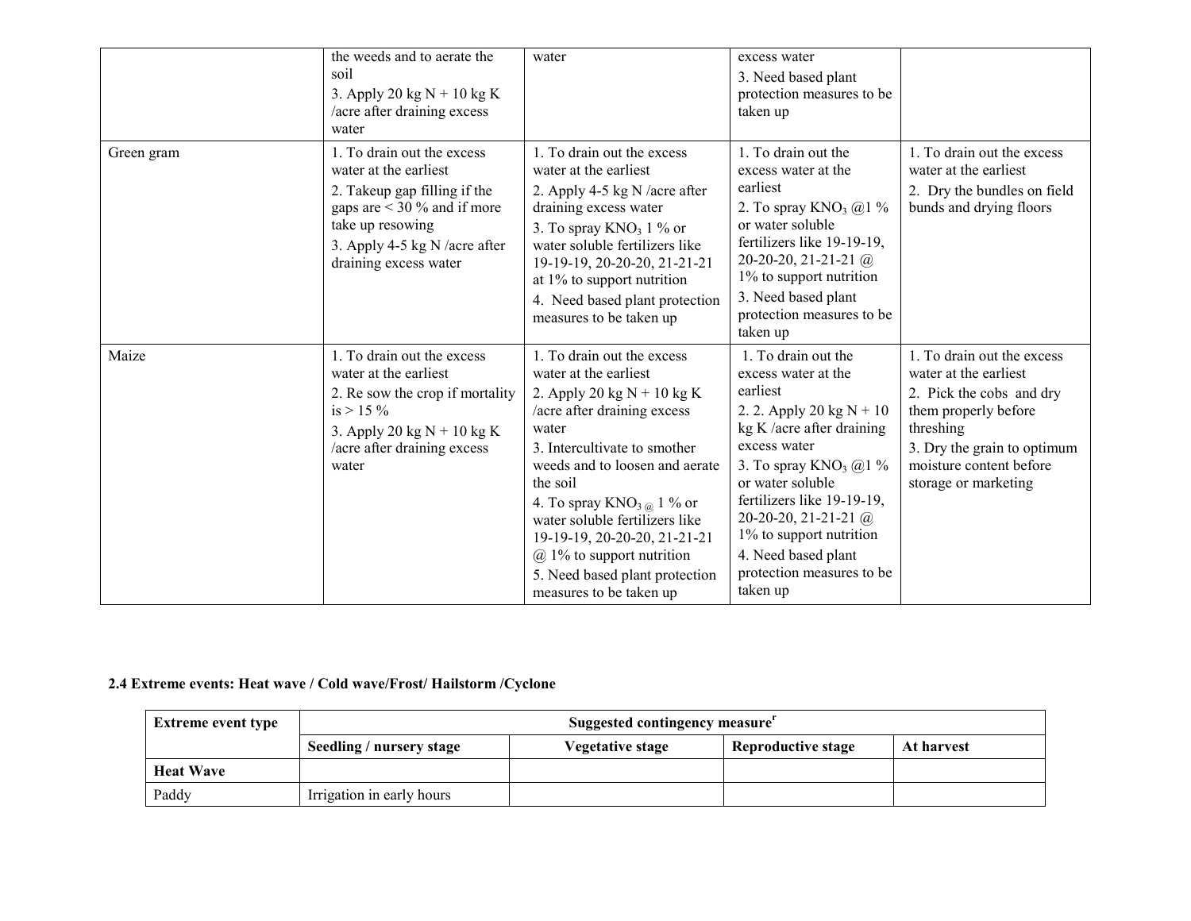| | the weeds and to aerate the soil<br>3. Apply 20 kg N + 10 kg K /acre after draining excess water | water | excess water<br>3. Need based plant protection measures to be taken up | |
|---|---|---|---|---|
| Green gram | 1. To drain out the excess water at the earliest<br>2. Takeup gap filling if the gaps are < 30 % and if more take up resowing<br>3. Apply 4-5 kg N /acre after draining excess water | 1. To drain out the excess water at the earliest<br>2. Apply 4-5 kg N /acre after draining excess water<br>3. To spray $KNO_3$ 1 % or water soluble fertilizers like 19-19-19, 20-20-20, 21-21-21 at 1% to support nutrition<br>4. Need based plant protection measures to be taken up | 1. To drain out the excess water at the earliest<br>2. To spray $KNO_3$ @1 % or water soluble fertilizers like 19-19-19, 20-20-20, 21-21-21 @ 1% to support nutrition<br>3. Need based plant protection measures to be taken up | 1. To drain out the excess water at the earliest<br>2. Dry the bundles on field bunds and drying floors |
| Maize | 1. To drain out the excess water at the earliest<br>2. Re sow the crop if mortality is > 15 %<br>3. Apply 20 kg N + 10 kg K /acre after draining excess water | 1. To drain out the excess water at the earliest<br>2. Apply 20 kg N + 10 kg K /acre after draining excess water<br>3. Intercultivate to smother weeds and to loosen and aerate the soil<br>4. To spray $KNO_3$ @ 1 % or water soluble fertilizers like 19-19-19, 20-20-20, 21-21-21 @ 1% to support nutrition<br>5. Need based plant protection measures to be taken up | 1. To drain out the excess water at the earliest<br>2. 2. Apply 20 kg N + 10 kg K /acre after draining excess water<br>3. To spray $KNO_3$ @1 % or water soluble fertilizers like 19-19-19, 20-20-20, 21-21-21 @ 1% to support nutrition<br>4. Need based plant protection measures to be taken up | 1. To drain out the excess water at the earliest<br>2. Pick the cobs and dry them properly before threshing<br>3. Dry the grain to optimum moisture content before storage or marketing |

**2.4 Extreme events: Heat wave / Cold wave/Frost/ Hailstorm /Cyclone**

| Extreme event type | Suggested contingency measure[r] | | | |
|---|---|---|---|---|
| | **Seedling / nursery stage** | **Vegetative stage** | **Reproductive stage** | **At harvest** |
| **Heat Wave** | | | | |
| Paddy | Irrigation in early hours | | | |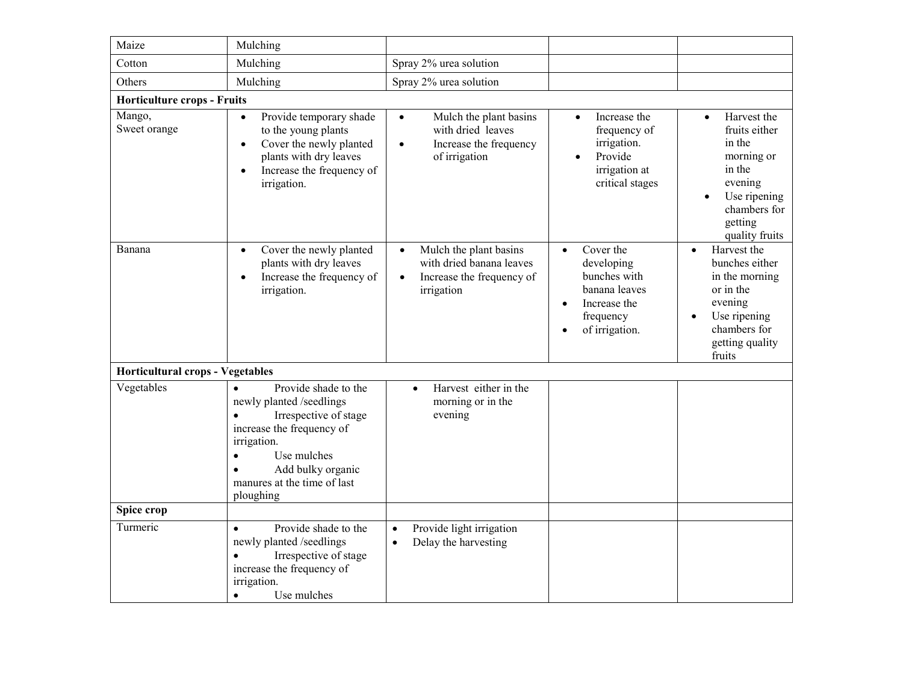| | | | | |
|---|---|---|---|---|
| Maize | Mulching | | | |
| Cotton | Mulching | Spray 2% urea solution | | |
| Others | Mulching | Spray 2% urea solution | | |
| **Horticulture crops - Fruits** | | | | |
| Mango, Sweet orange | • Provide temporary shade to the young plants<br>• Cover the newly planted plants with dry leaves<br>• Increase the frequency of irrigation. | • Mulch the plant basins with dried leaves<br>• Increase the frequency of irrigation | • Increase the frequency of irrigation.<br>• Provide irrigation at critical stages | • Harvest the fruits either in the morning or in the evening<br>• Use ripening chambers for getting quality fruits |
| Banana | • Cover the newly planted plants with dry leaves<br>• Increase the frequency of irrigation. | • Mulch the plant basins with dried banana leaves<br>• Increase the frequency of irrigation | • Cover the developing bunches with banana leaves<br>• Increase the frequency<br>• of irrigation. | • Harvest the bunches either in the morning or in the evening<br>• Use ripening chambers for getting quality fruits |
| **Horticultural crops - Vegetables** | | | | |
| Vegetables | • Provide shade to the newly planted /seedlings<br>• Irrespective of stage increase the frequency of irrigation.<br>• Use mulches<br>• Add bulky organic manures at the time of last ploughing | • Harvest either in the morning or in the evening | | |
| **Spice crop** | | | | |
| Turmeric | • Provide shade to the newly planted /seedlings<br>• Irrespective of stage increase the frequency of irrigation.<br>• Use mulches | • Provide light irrigation<br>• Delay the harvesting | | |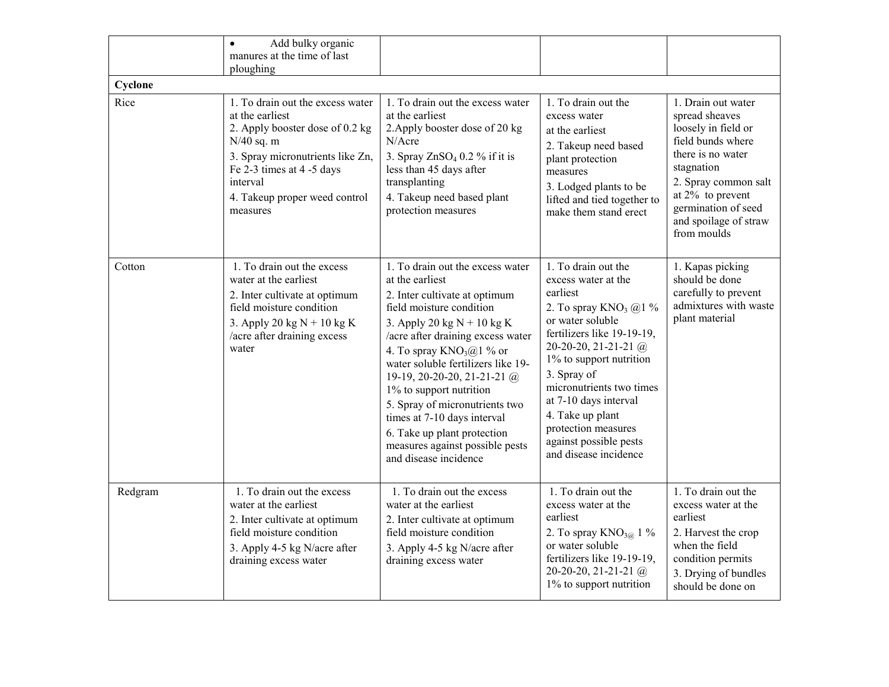|  |  |  |  |  |
|---|---|---|---|---|
|  | • Add bulky organic manures at the time of last ploughing |  |  |  |
| **Cyclone** |  |  |  |  |
| Rice | 1. To drain out the excess water at the earliest<br>2. Apply booster dose of 0.2 kg N/40 sq. m<br>3. Spray micronutrients like Zn, Fe 2-3 times at 4 -5 days interval<br>4. Takeup proper weed control measures | 1. To drain out the excess water at the earliest<br>2.Apply booster dose of 20 kg N/Acre<br>3. Spray $ZnSO_4$ 0.2 % if it is less than 45 days after transplanting<br>4. Takeup need based plant protection measures | 1. To drain out the excess water at the earliest<br>2. Takeup need based plant protection measures<br>3. Lodged plants to be lifted and tied together to make them stand erect | 1. Drain out water spread sheaves loosely in field or field bunds where there is no water stagnation<br>2. Spray common salt at 2% to prevent germination of seed and spoilage of straw from moulds |
| Cotton | 1. To drain out the excess water at the earliest<br>2. Inter cultivate at optimum field moisture condition<br>3. Apply 20 kg N + 10 kg K /acre after draining excess water | 1. To drain out the excess water at the earliest<br>2. Inter cultivate at optimum field moisture condition<br>3. Apply 20 kg N + 10 kg K /acre after draining excess water<br>4. To spray $KNO_3$@1 % or water soluble fertilizers like 19-19-19, 20-20-20, 21-21-21 @ 1% to support nutrition<br>5. Spray of micronutrients two times at 7-10 days interval<br>6. Take up plant protection measures against possible pests and disease incidence | 1. To drain out the excess water at the earliest<br>2. To spray $KNO_3$ @1 % or water soluble fertilizers like 19-19-19, 20-20-20, 21-21-21 @ 1% to support nutrition<br>3. Spray of micronutrients two times at 7-10 days interval<br>4. Take up plant protection measures against possible pests and disease incidence | 1. Kapas picking should be done carefully to prevent admixtures with waste plant material |
| Redgram | 1. To drain out the excess water at the earliest<br>2. Inter cultivate at optimum field moisture condition<br>3. Apply 4-5 kg N/acre after draining excess water | 1. To drain out the excess water at the earliest<br>2. Inter cultivate at optimum field moisture condition<br>3. Apply 4-5 kg N/acre after draining excess water | 1. To drain out the excess water at the earliest<br>2. To spray $KNO_3$@ 1 % or water soluble fertilizers like 19-19-19, 20-20-20, 21-21-21 @ 1% to support nutrition | 1. To drain out the excess water at the earliest<br>2. Harvest the crop when the field condition permits<br>3. Drying of bundles should be done on |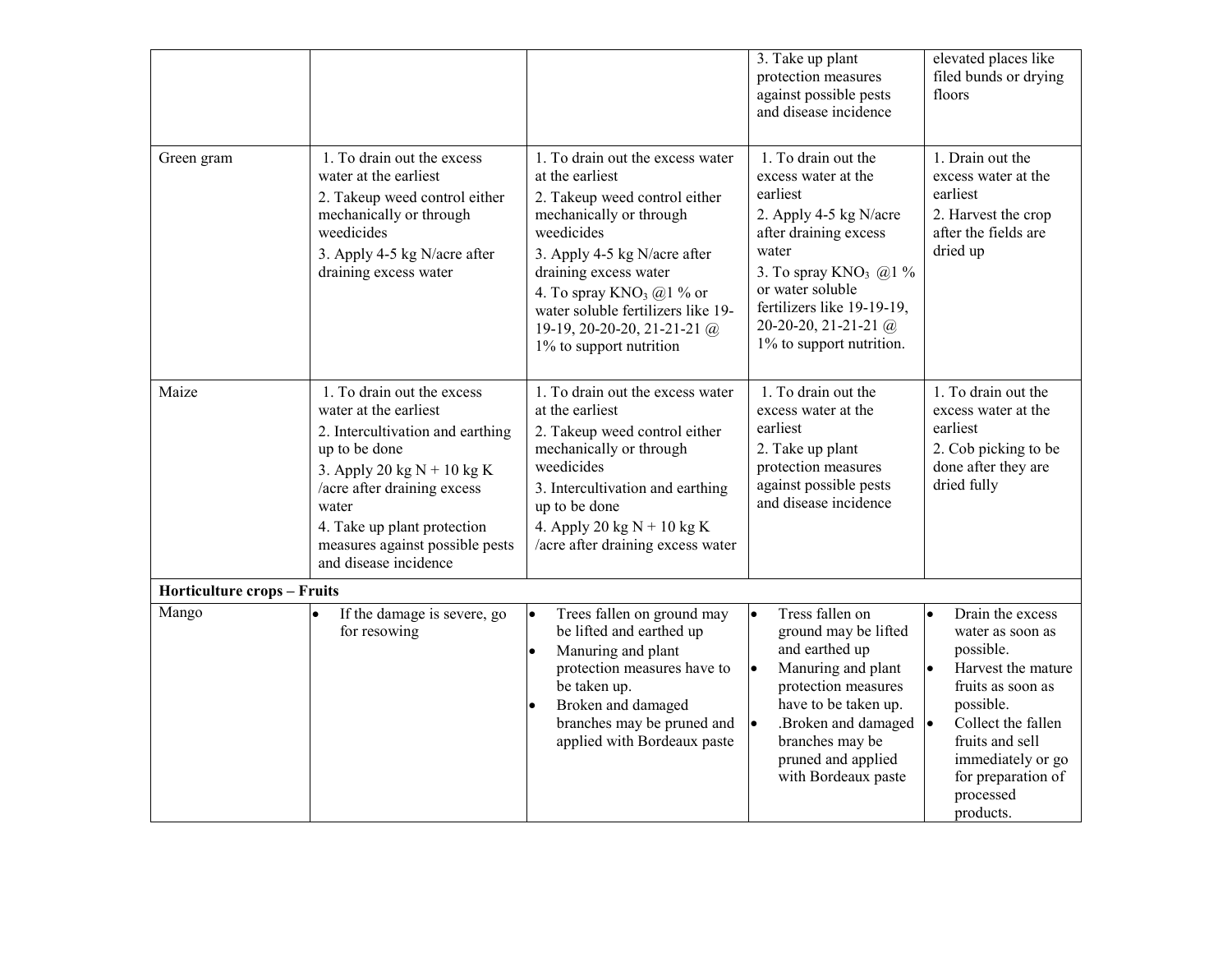| | | | | |
|---|---|---|---|---|
| | | | 3. Take up plant protection measures against possible pests and disease incidence | elevated places like filed bunds or drying floors |
| Green gram | 1. To drain out the excess water at the earliest<br>2. Takeup weed control either mechanically or through weedicides<br>3. Apply 4-5 kg N/acre after draining excess water | 1. To drain out the excess water at the earliest<br>2. Takeup weed control either mechanically or through weedicides<br>3. Apply 4-5 kg N/acre after draining excess water<br>4. To spray $KNO_3$ @1 % or water soluble fertilizers like 19-19-19, 20-20-20, 21-21-21 @ 1% to support nutrition | 1. To drain out the excess water at the earliest<br>2. Apply 4-5 kg N/acre after draining excess water<br>3. To spray $KNO_3$ @1 % or water soluble fertilizers like 19-19-19, 20-20-20, 21-21-21 @ 1% to support nutrition. | 1. Drain out the excess water at the earliest<br>2. Harvest the crop after the fields are dried up |
| Maize | 1. To drain out the excess water at the earliest<br>2. Intercultivation and earthing up to be done<br>3. Apply 20 kg N + 10 kg K /acre after draining excess water<br>4. Take up plant protection measures against possible pests and disease incidence | 1. To drain out the excess water at the earliest<br>2. Takeup weed control either mechanically or through weedicides<br>3. Intercultivation and earthing up to be done<br>4. Apply 20 kg N + 10 kg K /acre after draining excess water | 1. To drain out the excess water at the earliest<br>2. Take up plant protection measures against possible pests and disease incidence | 1. To drain out the excess water at the earliest<br>2. Cob picking to be done after they are dried fully |
| **Horticulture crops – Fruits** | | | | |
| Mango | • If the damage is severe, go for resowing | • Trees fallen on ground may be lifted and earthed up<br>• Manuring and plant protection measures have to be taken up.<br>• Broken and damaged branches may be pruned and applied with Bordeaux paste | • Tress fallen on ground may be lifted and earthed up<br>• Manuring and plant protection measures have to be taken up.<br>• .Broken and damaged branches may be pruned and applied with Bordeaux paste | • Drain the excess water as soon as possible.<br>• Harvest the mature fruits as soon as possible.<br>• Collect the fallen fruits and sell immediately or go for preparation of processed products. |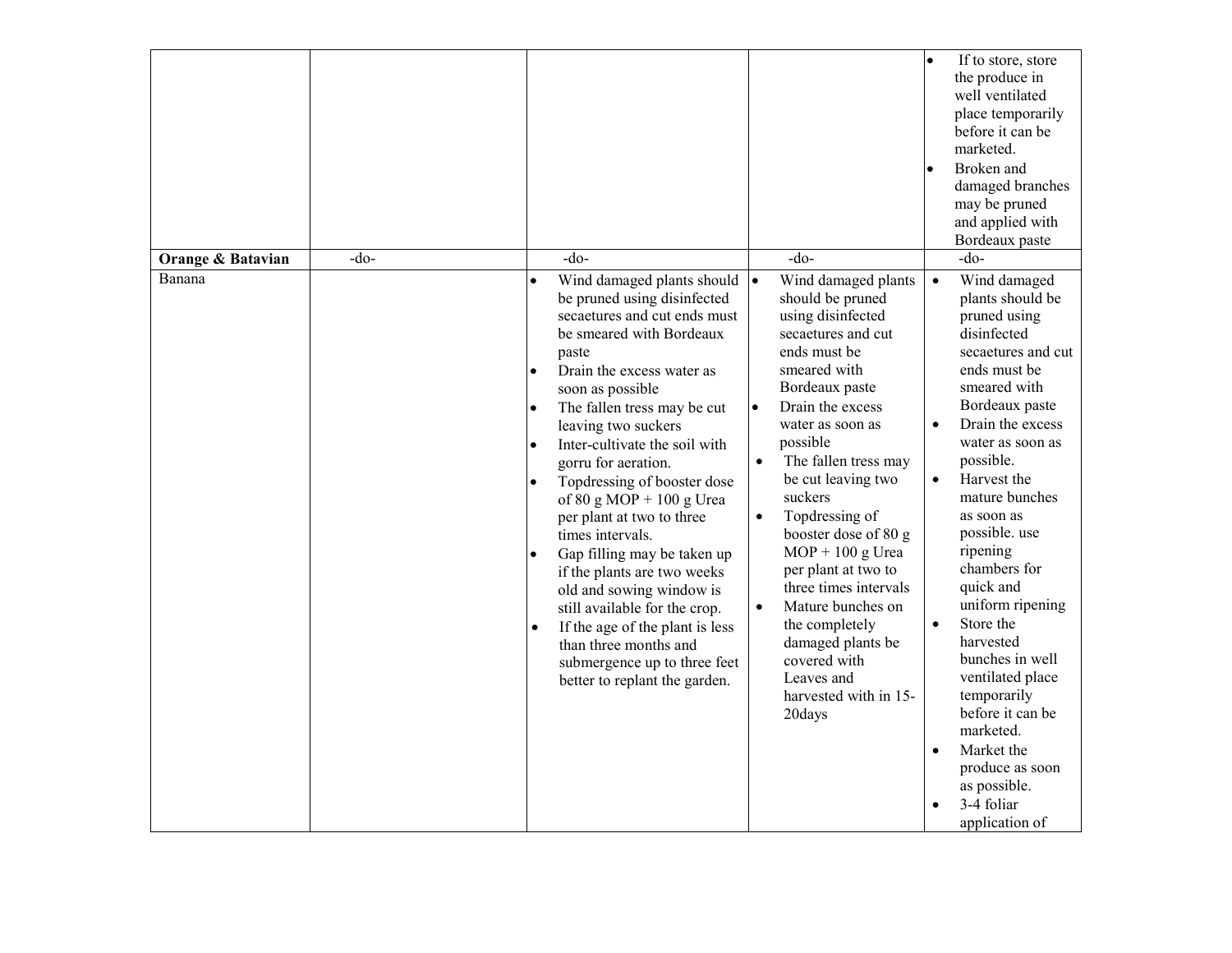| | | | | |
|---|---|---|---|---|
| | | | | • If to store, store the produce in well ventilated place temporarily before it can be marketed. <br>• Broken and damaged branches may be pruned and applied with Bordeaux paste |
| **Orange & Batavian** | -do- | -do- | -do- | -do- |
| Banana | | • Wind damaged plants should be pruned using disinfected secaetures and cut ends must be smeared with Bordeaux paste <br>• Drain the excess water as soon as possible <br>• The fallen tress may be cut leaving two suckers <br>• Inter-cultivate the soil with gorru for aeration. <br>• Topdressing of booster dose of 80 g MOP + 100 g Urea per plant at two to three times intervals. <br>• Gap filling may be taken up if the plants are two weeks old and sowing window is still available for the crop. <br>• If the age of the plant is less than three months and submergence up to three feet better to replant the garden. | • Wind damaged plants should be pruned using disinfected secaetures and cut ends must be smeared with Bordeaux paste <br>• Drain the excess water as soon as possible <br>• The fallen tress may be cut leaving two suckers <br>• Topdressing of booster dose of 80 g MOP + 100 g Urea per plant at two to three times intervals <br>• Mature bunches on the completely damaged plants be covered with Leaves and harvested with in 15-20days | • Wind damaged plants should be pruned using disinfected secaetures and cut ends must be smeared with Bordeaux paste <br>• Drain the excess water as soon as possible. <br>• Harvest the mature bunches as soon as possible. use ripening chambers for quick and uniform ripening <br>• Store the harvested bunches in well ventilated place temporarily before it can be marketed. <br>• Market the produce as soon as possible. <br>• 3-4 foliar application of |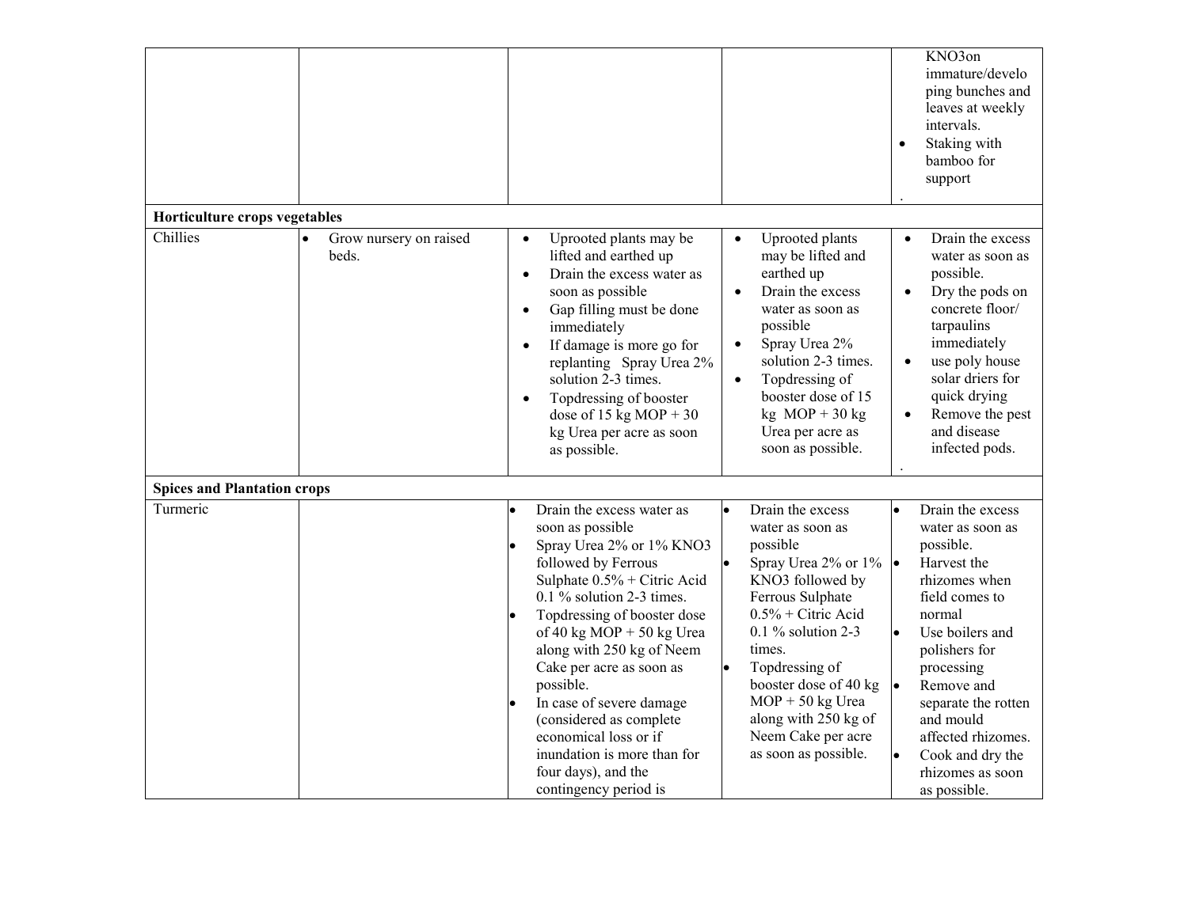| | | | | |
|---|---|---|---|---|
| | | | | • KNO3on immature/developing bunches and leaves at weekly intervals.<br>• Staking with bamboo for support<br>. |
| **Horticulture crops vegetables** | | | | |
| Chillies | • Grow nursery on raised beds. | • Uprooted plants may be lifted and earthed up<br>• Drain the excess water as soon as possible<br>• Gap filling must be done immediately<br>• If damage is more go for replanting Spray Urea 2% solution 2-3 times.<br>• Topdressing of booster dose of 15 kg MOP + 30 kg Urea per acre as soon as possible. | • Uprooted plants may be lifted and earthed up<br>• Drain the excess water as soon as possible<br>• Spray Urea 2% solution 2-3 times.<br>• Topdressing of booster dose of 15 kg MOP + 30 kg Urea per acre as soon as possible. | • Drain the excess water as soon as possible.<br>• Dry the pods on concrete floor/ tarpaulins immediately<br>• use poly house solar driers for quick drying<br>• Remove the pest and disease infected pods.<br>. |
| **Spices and Plantation crops** | | | | |
| Turmeric | | • Drain the excess water as soon as possible<br>• Spray Urea 2% or 1% KNO3 followed by Ferrous Sulphate 0.5% + Citric Acid 0.1 % solution 2-3 times.<br>• Topdressing of booster dose of 40 kg MOP + 50 kg Urea along with 250 kg of Neem Cake per acre as soon as possible.<br>• In case of severe damage (considered as complete economical loss or if inundation is more than for four days), and the contingency period is | • Drain the excess water as soon as possible<br>• Spray Urea 2% or 1% KNO3 followed by Ferrous Sulphate 0.5% + Citric Acid 0.1 % solution 2-3 times.<br>• Topdressing of booster dose of 40 kg MOP + 50 kg Urea along with 250 kg of Neem Cake per acre as soon as possible. | • Drain the excess water as soon as possible.<br>• Harvest the rhizomes when field comes to normal<br>• Use boilers and polishers for processing<br>• Remove and separate the rotten and mould affected rhizomes.<br>• Cook and dry the rhizomes as soon as possible. |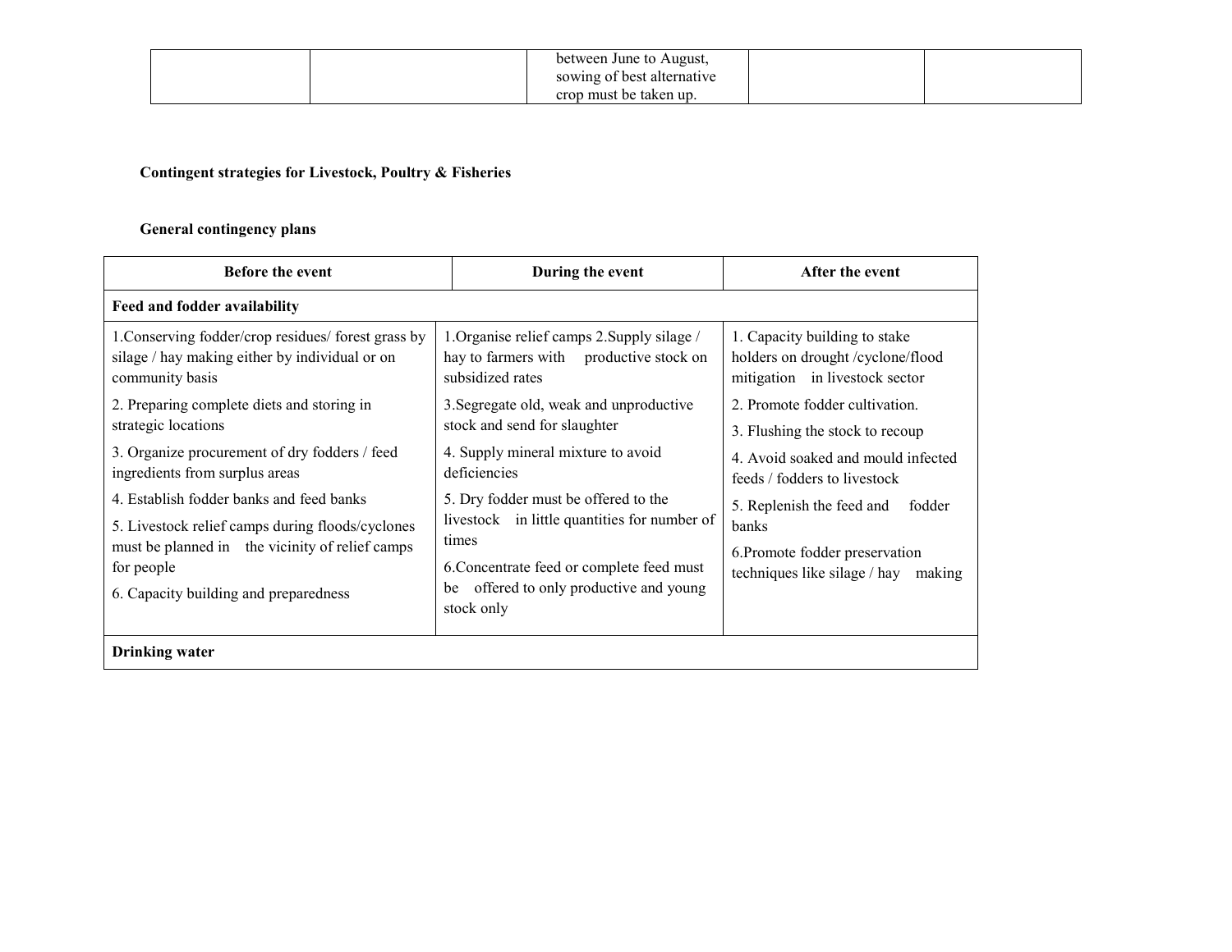| | | between June to August, sowing of best alternative crop must be taken up. | | |
|---|---|---|---|---|

**Contingent strategies for Livestock, Poultry & Fisheries**

**General contingency plans**

| Before the event | During the event | After the event |
|---|---|---|
| **Feed and fodder availability** | | |
| 1.Conserving fodder/crop residues/ forest grass by silage / hay making either by individual or on community basis<br>2. Preparing complete diets and storing in strategic locations<br>3. Organize procurement of dry fodders / feed ingredients from surplus areas<br>4. Establish fodder banks and feed banks<br>5. Livestock relief camps during floods/cyclones must be planned in the vicinity of relief camps for people<br>6. Capacity building and preparedness | 1.Organise relief camps 2.Supply silage / hay to farmers with productive stock on subsidized rates<br>3.Segregate old, weak and unproductive stock and send for slaughter<br>4. Supply mineral mixture to avoid deficiencies<br>5. Dry fodder must be offered to the livestock in little quantities for number of times<br>6.Concentrate feed or complete feed must be offered to only productive and young stock only | 1. Capacity building to stake holders on drought /cyclone/flood mitigation in livestock sector<br>2. Promote fodder cultivation.<br>3. Flushing the stock to recoup<br>4. Avoid soaked and mould infected feeds / fodders to livestock<br>5. Replenish the feed and fodder banks<br>6.Promote fodder preservation techniques like silage / hay making |
| **Drinking water** | | |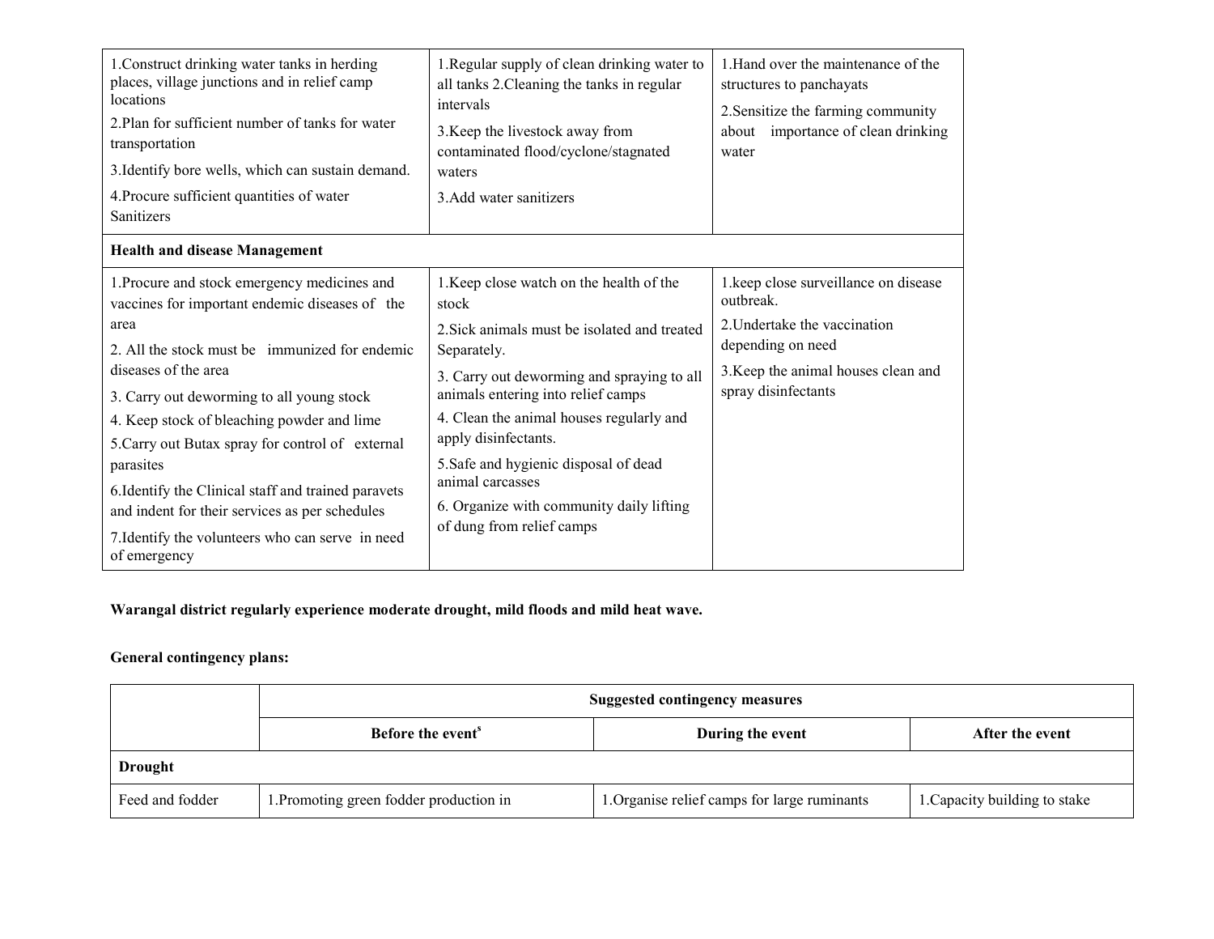| | | |
|---|---|---|
| 1.Construct drinking water tanks in herding places, village junctions and in relief camp locations<br>2.Plan for sufficient number of tanks for water transportation<br>3.Identify bore wells, which can sustain demand.<br>4.Procure sufficient quantities of water Sanitizers | 1.Regular supply of clean drinking water to all tanks 2.Cleaning the tanks in regular intervals<br>3.Keep the livestock away from contaminated flood/cyclone/stagnated waters<br>3.Add water sanitizers | 1.Hand over the maintenance of the structures to panchayats<br>2.Sensitize the farming community about importance of clean drinking water |
| **Health and disease Management** | | |
| 1.Procure and stock emergency medicines and vaccines for important endemic diseases of the area<br>2. All the stock must be immunized for endemic diseases of the area<br>3. Carry out deworming to all young stock<br>4. Keep stock of bleaching powder and lime<br>5.Carry out Butax spray for control of external parasites<br>6.Identify the Clinical staff and trained paravets and indent for their services as per schedules<br>7.Identify the volunteers who can serve in need of emergency | 1.Keep close watch on the health of the stock<br>2.Sick animals must be isolated and treated Separately.<br>3. Carry out deworming and spraying to all animals entering into relief camps<br>4. Clean the animal houses regularly and apply disinfectants.<br>5.Safe and hygienic disposal of dead animal carcasses<br>6. Organize with community daily lifting of dung from relief camps | 1.keep close surveillance on disease outbreak.<br>2.Undertake the vaccination depending on need<br>3.Keep the animal houses clean and spray disinfectants |

**Warangal district regularly experience moderate drought, mild floods and mild heat wave.**

**General contingency plans:**

| | Suggested contingency measures | | |
|---|---|---|---|
| | **Before the event**[s] | **During the event** | **After the event** |
| **Drought** | | | |
| Feed and fodder | 1.Promoting green fodder production in | 1.Organise relief camps for large ruminants | 1.Capacity building to stake |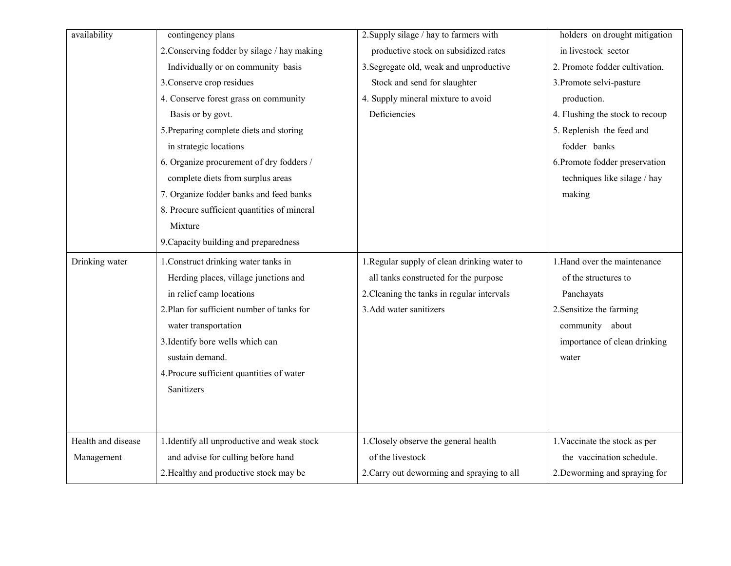| availability | contingency plans<br>2.Conserving fodder by silage / hay making Individually or on community basis<br>3.Conserve crop residues<br>4. Conserve forest grass on community Basis or by govt.<br>5.Preparing complete diets and storing in strategic locations<br>6. Organize procurement of dry fodders / complete diets from surplus areas<br>7. Organize fodder banks and feed banks<br>8. Procure sufficient quantities of mineral Mixture<br>9.Capacity building and preparedness | 2.Supply silage / hay to farmers with productive stock on subsidized rates<br>3.Segregate old, weak and unproductive Stock and send for slaughter<br>4. Supply mineral mixture to avoid Deficiencies | holders on drought mitigation in livestock sector<br>2. Promote fodder cultivation.<br>3.Promote selvi-pasture production.<br>4. Flushing the stock to recoup<br>5. Replenish the feed and fodder banks<br>6.Promote fodder preservation techniques like silage / hay making |
|---|---|---|---|
| Drinking water | 1.Construct drinking water tanks in Herding places, village junctions and in relief camp locations<br>2.Plan for sufficient number of tanks for water transportation<br>3.Identify bore wells which can sustain demand.<br>4.Procure sufficient quantities of water Sanitizers | 1.Regular supply of clean drinking water to all tanks constructed for the purpose<br>2.Cleaning the tanks in regular intervals<br>3.Add water sanitizers | 1.Hand over the maintenance of the structures to Panchayats<br>2.Sensitize the farming community about importance of clean drinking water |
| Health and disease Management | 1.Identify all unproductive and weak stock and advise for culling before hand<br>2.Healthy and productive stock may be | 1.Closely observe the general health of the livestock<br>2.Carry out deworming and spraying to all | 1.Vaccinate the stock as per the vaccination schedule.<br>2.Deworming and spraying for |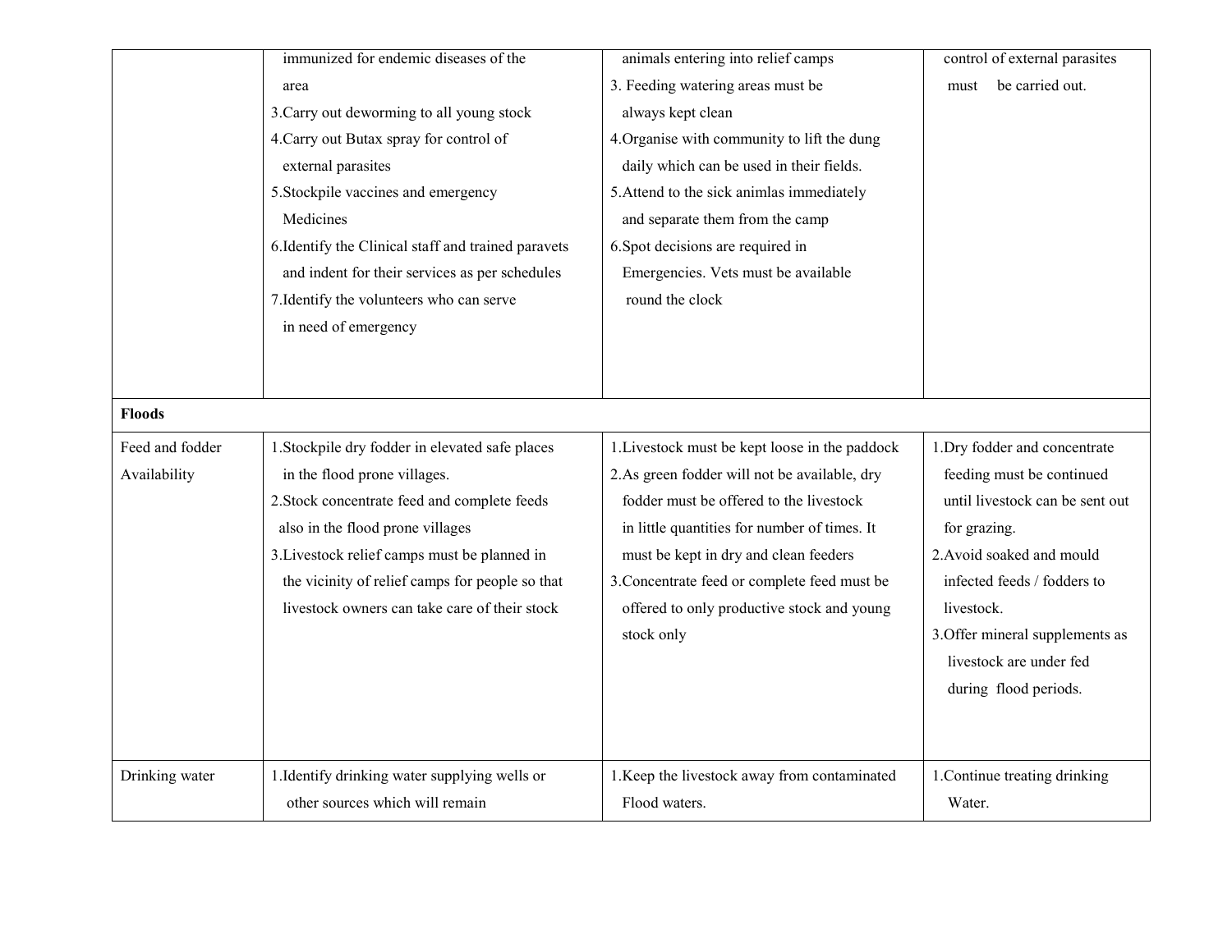| | | | |
|---|---|---|---|
| | immunized for endemic diseases of the area<br>3.Carry out deworming to all young stock<br>4.Carry out Butax spray for control of external parasites<br>5.Stockpile vaccines and emergency Medicines<br>6.Identify the Clinical staff and trained paravets and indent for their services as per schedules<br>7.Identify the volunteers who can serve in need of emergency | animals entering into relief camps<br>3. Feeding watering areas must be always kept clean<br>4.Organise with community to lift the dung daily which can be used in their fields.<br>5.Attend to the sick animlas immediately and separate them from the camp<br>6.Spot decisions are required in Emergencies. Vets must be available round the clock | control of external parasites must be carried out. |
| **Floods** | | | |
| Feed and fodder Availability | 1.Stockpile dry fodder in elevated safe places in the flood prone villages.<br>2.Stock concentrate feed and complete feeds also in the flood prone villages<br>3.Livestock relief camps must be planned in the vicinity of relief camps for people so that livestock owners can take care of their stock | 1.Livestock must be kept loose in the paddock<br>2.As green fodder will not be available, dry fodder must be offered to the livestock in little quantities for number of times. It must be kept in dry and clean feeders<br>3.Concentrate feed or complete feed must be offered to only productive stock and young stock only | 1.Dry fodder and concentrate feeding must be continued until livestock can be sent out for grazing.<br>2.Avoid soaked and mould infected feeds / fodders to livestock.<br>3.Offer mineral supplements as livestock are under fed during flood periods. |
| Drinking water | 1.Identify drinking water supplying wells or other sources which will remain | 1.Keep the livestock away from contaminated Flood waters. | 1.Continue treating drinking Water. |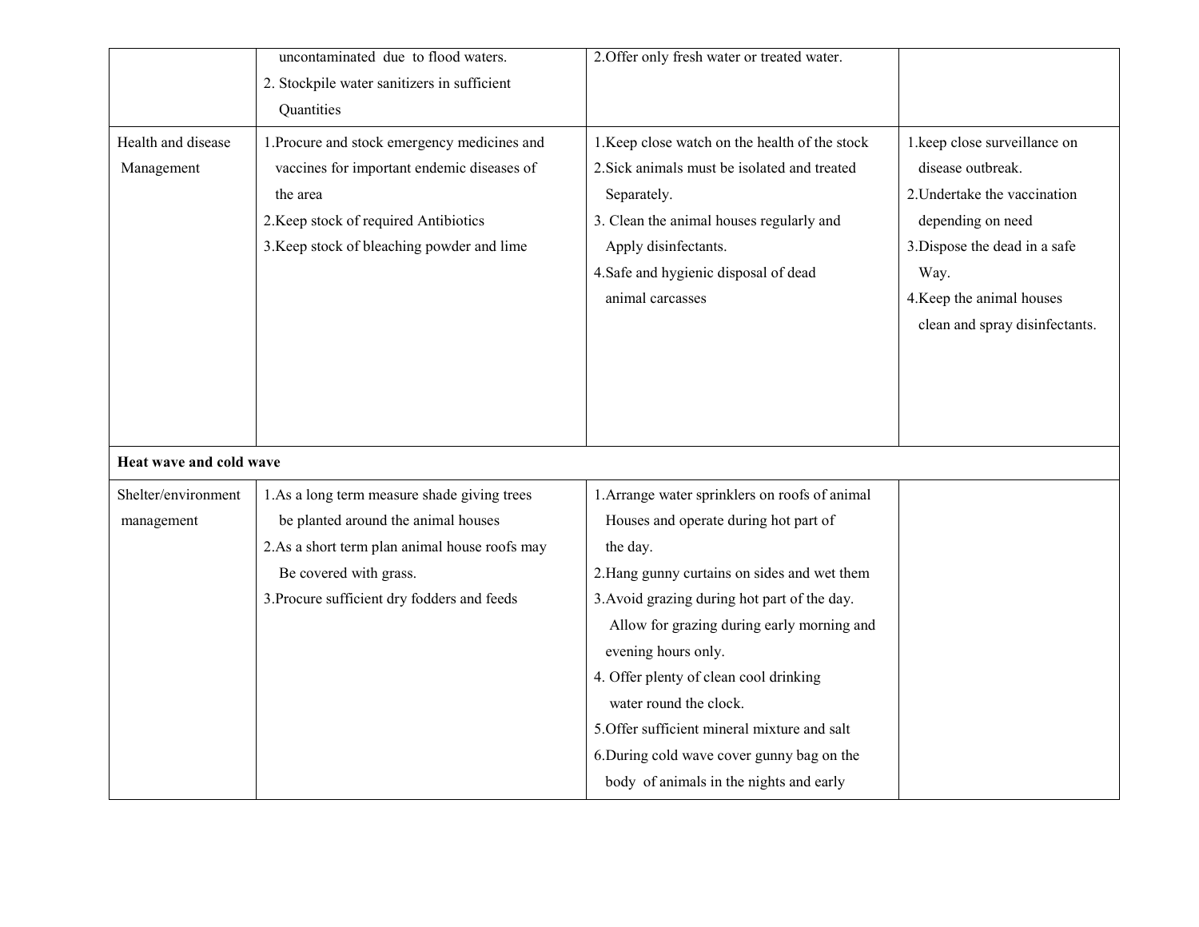| | | | |
|---|---|---|---|
| | uncontaminated due to flood waters.<br>2. Stockpile water sanitizers in sufficient Quantities | 2.Offer only fresh water or treated water. | |
| Health and disease Management | 1.Procure and stock emergency medicines and vaccines for important endemic diseases of the area<br>2.Keep stock of required Antibiotics<br>3.Keep stock of bleaching powder and lime | 1.Keep close watch on the health of the stock<br>2.Sick animals must be isolated and treated Separately.<br>3. Clean the animal houses regularly and Apply disinfectants.<br>4.Safe and hygienic disposal of dead animal carcasses | 1.keep close surveillance on disease outbreak.<br>2.Undertake the vaccination depending on need<br>3.Dispose the dead in a safe Way.<br>4.Keep the animal houses clean and spray disinfectants. |
| **Heat wave and cold wave** | | | |
| Shelter/environment management | 1.As a long term measure shade giving trees be planted around the animal houses<br>2.As a short term plan animal house roofs may Be covered with grass.<br>3.Procure sufficient dry fodders and feeds | 1.Arrange water sprinklers on roofs of animal Houses and operate during hot part of the day.<br>2.Hang gunny curtains on sides and wet them<br>3.Avoid grazing during hot part of the day. Allow for grazing during early morning and evening hours only.<br>4. Offer plenty of clean cool drinking water round the clock.<br>5.Offer sufficient mineral mixture and salt<br>6.During cold wave cover gunny bag on the body of animals in the nights and early | |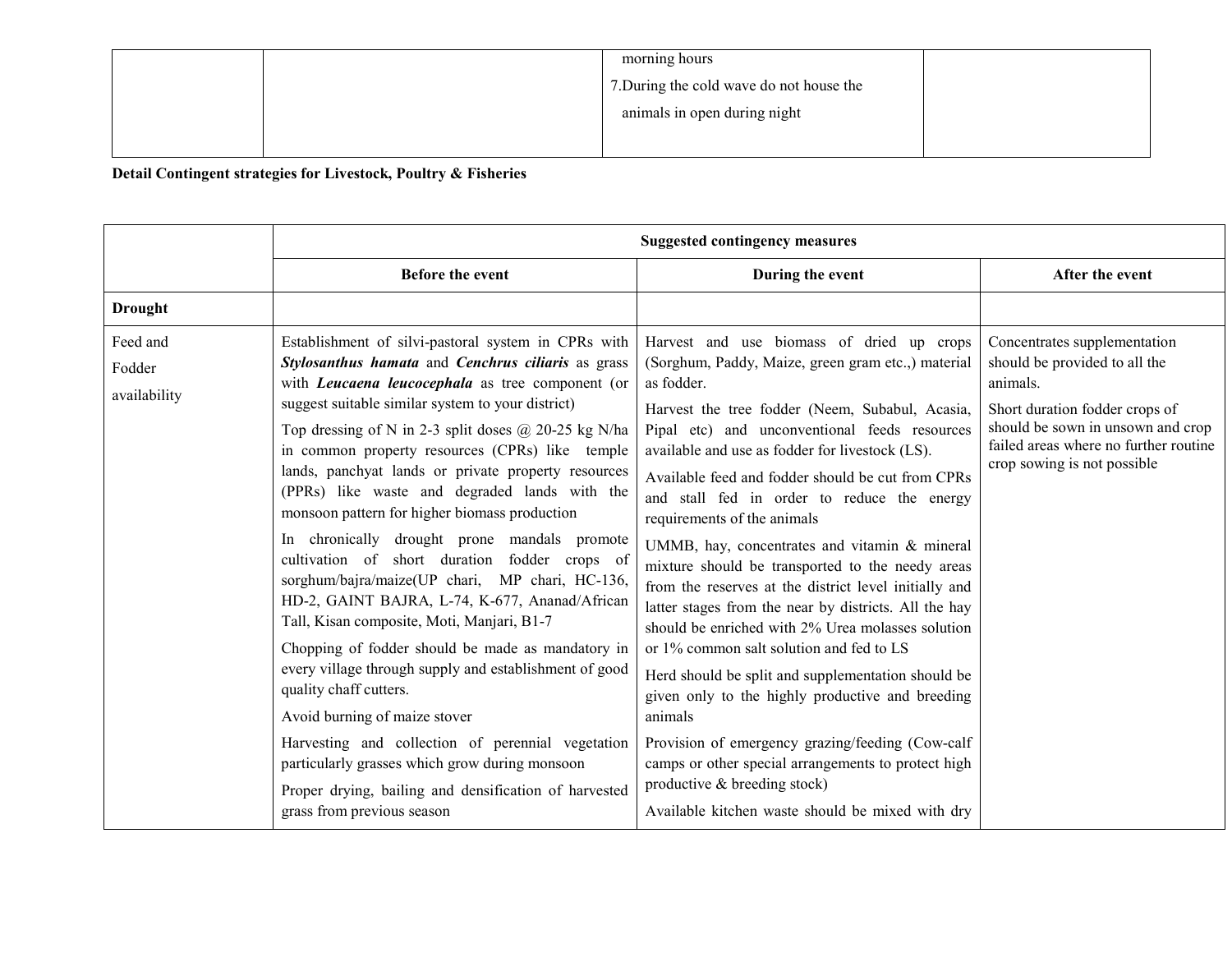| | | morning hours<br>7.During the cold wave do not house the animals in open during night | |
|---|---|---|---|

**Detail Contingent strategies for Livestock, Poultry & Fisheries**

| | Suggested contingency measures | | |
|---|---|---|---|
| | **Before the event** | **During the event** | **After the event** |
| **Drought** | | | |
| Feed and Fodder availability | Establishment of silvi-pastoral system in CPRs with ***Stylosanthus hamata*** and ***Cenchrus ciliaris*** as grass with ***Leucaena leucocephala*** as tree component (or suggest suitable similar system to your district)<br>Top dressing of N in 2-3 split doses @ 20-25 kg N/ha in common property resources (CPRs) like temple lands, panchyat lands or private property resources (PPRs) like waste and degraded lands with the monsoon pattern for higher biomass production<br>In chronically drought prone mandals promote cultivation of short duration fodder crops of sorghum/bajra/maize(UP chari, MP chari, HC-136, HD-2, GAINT BAJRA, L-74, K-677, Ananad/African Tall, Kisan composite, Moti, Manjari, B1-7<br>Chopping of fodder should be made as mandatory in every village through supply and establishment of good quality chaff cutters.<br>Avoid burning of maize stover<br>Harvesting and collection of perennial vegetation particularly grasses which grow during monsoon<br>Proper drying, bailing and densification of harvested grass from previous season | Harvest and use biomass of dried up crops (Sorghum, Paddy, Maize, green gram etc.,) material as fodder.<br>Harvest the tree fodder (Neem, Subabul, Acasia, Pipal etc) and unconventional feeds resources available and use as fodder for livestock (LS).<br>Available feed and fodder should be cut from CPRs and stall fed in order to reduce the energy requirements of the animals<br>UMMB, hay, concentrates and vitamin & mineral mixture should be transported to the needy areas from the reserves at the district level initially and latter stages from the near by districts. All the hay should be enriched with 2% Urea molasses solution or 1% common salt solution and fed to LS<br>Herd should be split and supplementation should be given only to the highly productive and breeding animals<br>Provision of emergency grazing/feeding (Cow-calf camps or other special arrangements to protect high productive & breeding stock)<br>Available kitchen waste should be mixed with dry | Concentrates supplementation should be provided to all the animals.<br>Short duration fodder crops of should be sown in unsown and crop failed areas where no further routine crop sowing is not possible |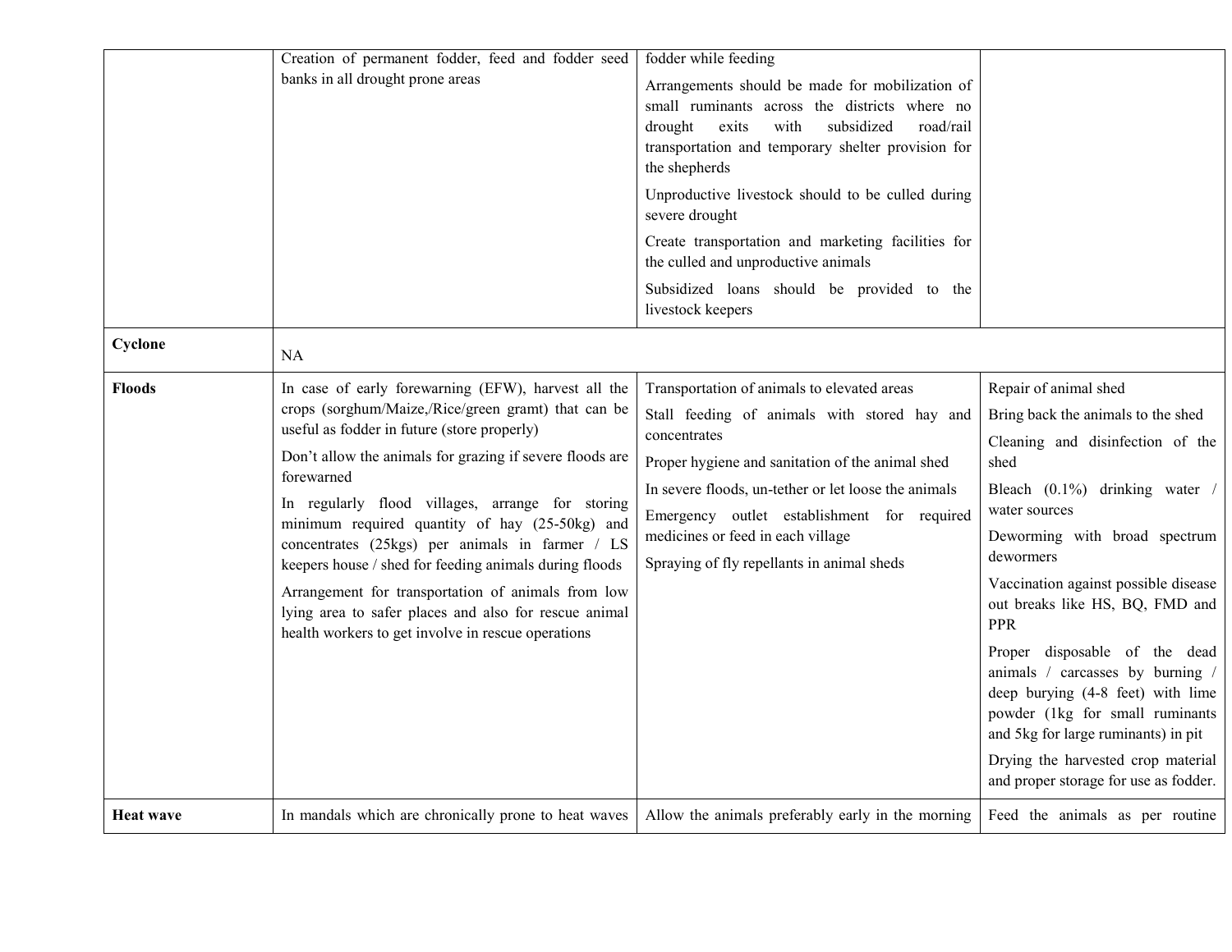| | | | |
|---|---|---|---|
| | Creation of permanent fodder, feed and fodder seed banks in all drought prone areas | fodder while feeding<br>Arrangements should be made for mobilization of small ruminants across the districts where no drought exits with subsidized road/rail transportation and temporary shelter provision for the shepherds<br>Unproductive livestock should to be culled during severe drought<br>Create transportation and marketing facilities for the culled and unproductive animals<br>Subsidized loans should be provided to the livestock keepers | |
| **Cyclone** | NA | | |
| **Floods** | In case of early forewarning (EFW), harvest all the crops (sorghum/Maize,/Rice/green gramt) that can be useful as fodder in future (store properly)<br>Don't allow the animals for grazing if severe floods are forewarned<br>In regularly flood villages, arrange for storing minimum required quantity of hay (25-50kg) and concentrates (25kgs) per animals in farmer / LS keepers house / shed for feeding animals during floods<br>Arrangement for transportation of animals from low lying area to safer places and also for rescue animal health workers to get involve in rescue operations | Transportation of animals to elevated areas<br>Stall feeding of animals with stored hay and concentrates<br>Proper hygiene and sanitation of the animal shed<br>In severe floods, un-tether or let loose the animals<br>Emergency outlet establishment for required medicines or feed in each village<br>Spraying of fly repellants in animal sheds | Repair of animal shed<br>Bring back the animals to the shed<br>Cleaning and disinfection of the shed<br>Bleach (0.1%) drinking water / water sources<br>Deworming with broad spectrum dewormers<br>Vaccination against possible disease out breaks like HS, BQ, FMD and PPR<br>Proper disposable of the dead animals / carcasses by burning / deep burying (4-8 feet) with lime powder (1kg for small ruminants and 5kg for large ruminants) in pit<br>Drying the harvested crop material and proper storage for use as fodder. |
| **Heat wave** | In mandals which are chronically prone to heat waves | Allow the animals preferably early in the morning | Feed the animals as per routine |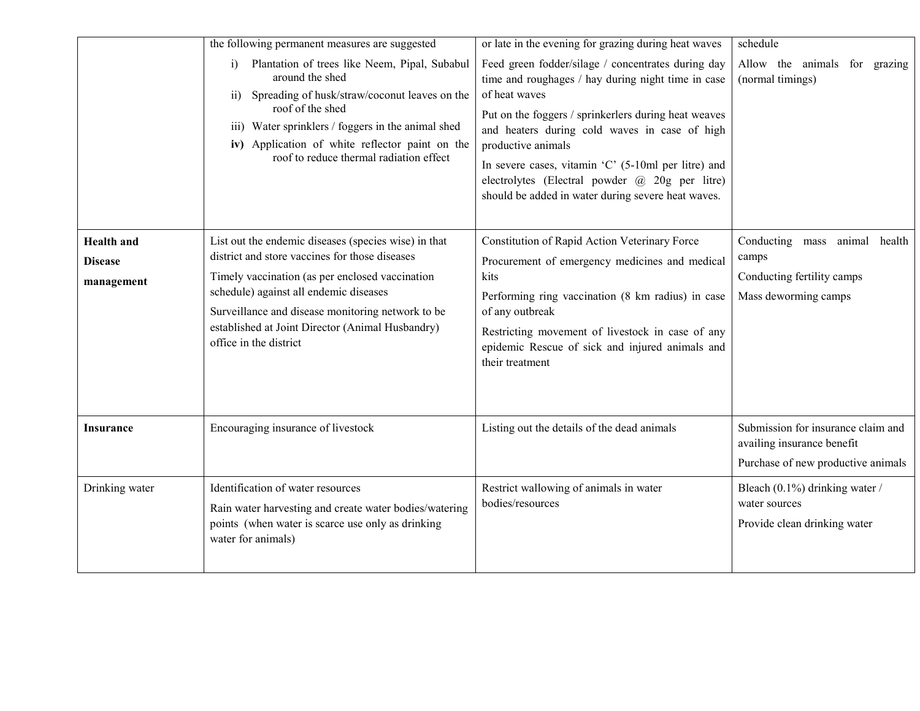| | | | |
|---|---|---|---|
| | the following permanent measures are suggested<br>i) Plantation of trees like Neem, Pipal, Subabul around the shed<br>ii) Spreading of husk/straw/coconut leaves on the roof of the shed<br>iii) Water sprinklers / foggers in the animal shed<br>**iv)** Application of white reflector paint on the roof to reduce thermal radiation effect | or late in the evening for grazing during heat waves<br>Feed green fodder/silage / concentrates during day time and roughages / hay during night time in case of heat waves<br>Put on the foggers / sprinkerlers during heat weaves and heaters during cold waves in case of high productive animals<br>In severe cases, vitamin 'C' (5-10ml per litre) and electrolytes (Electral powder @ 20g per litre) should be added in water during severe heat waves. | schedule<br>Allow the animals for grazing (normal timings) |
| **Health and Disease management** | List out the endemic diseases (species wise) in that district and store vaccines for those diseases<br>Timely vaccination (as per enclosed vaccination schedule) against all endemic diseases<br>Surveillance and disease monitoring network to be established at Joint Director (Animal Husbandry) office in the district | Constitution of Rapid Action Veterinary Force<br>Procurement of emergency medicines and medical kits<br>Performing ring vaccination (8 km radius) in case of any outbreak<br>Restricting movement of livestock in case of any epidemic Rescue of sick and injured animals and their treatment | Conducting mass animal health camps<br>Conducting fertility camps<br>Mass deworming camps |
| **Insurance** | Encouraging insurance of livestock | Listing out the details of the dead animals | Submission for insurance claim and availing insurance benefit<br>Purchase of new productive animals |
| Drinking water | Identification of water resources<br>Rain water harvesting and create water bodies/watering points (when water is scarce use only as drinking water for animals) | Restrict wallowing of animals in water bodies/resources | Bleach (0.1%) drinking water / water sources<br>Provide clean drinking water |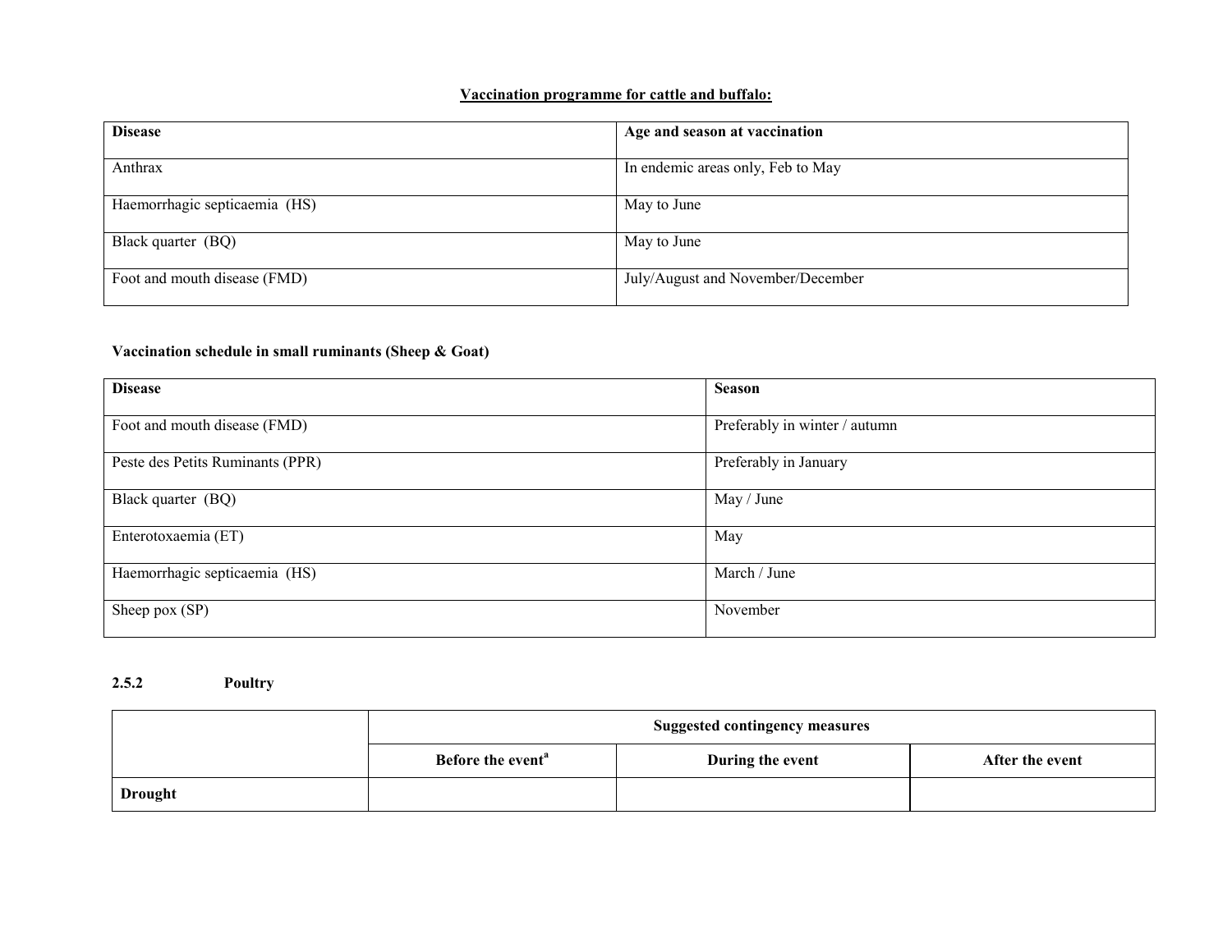**Vaccination programme for cattle and buffalo:**

| Disease | Age and season at vaccination |
|---|---|
| Anthrax | In endemic areas only, Feb to May |
| Haemorrhagic septicaemia (HS) | May to June |
| Black quarter (BQ) | May to June |
| Foot and mouth disease (FMD) | July/August and November/December |

**Vaccination schedule in small ruminants (Sheep & Goat)**

| Disease | Season |
|---|---|
| Foot and mouth disease (FMD) | Preferably in winter / autumn |
| Peste des Petits Ruminants (PPR) | Preferably in January |
| Black quarter (BQ) | May / June |
| Enterotoxaemia (ET) | May |
| Haemorrhagic septicaemia (HS) | March / June |
| Sheep pox (SP) | November |

### 2.5.2 Poultry

| | Suggested contingency measures | | |
|---|---|---|---|
| | **Before the event**[a] | **During the event** | **After the event** |
| **Drought** | | | |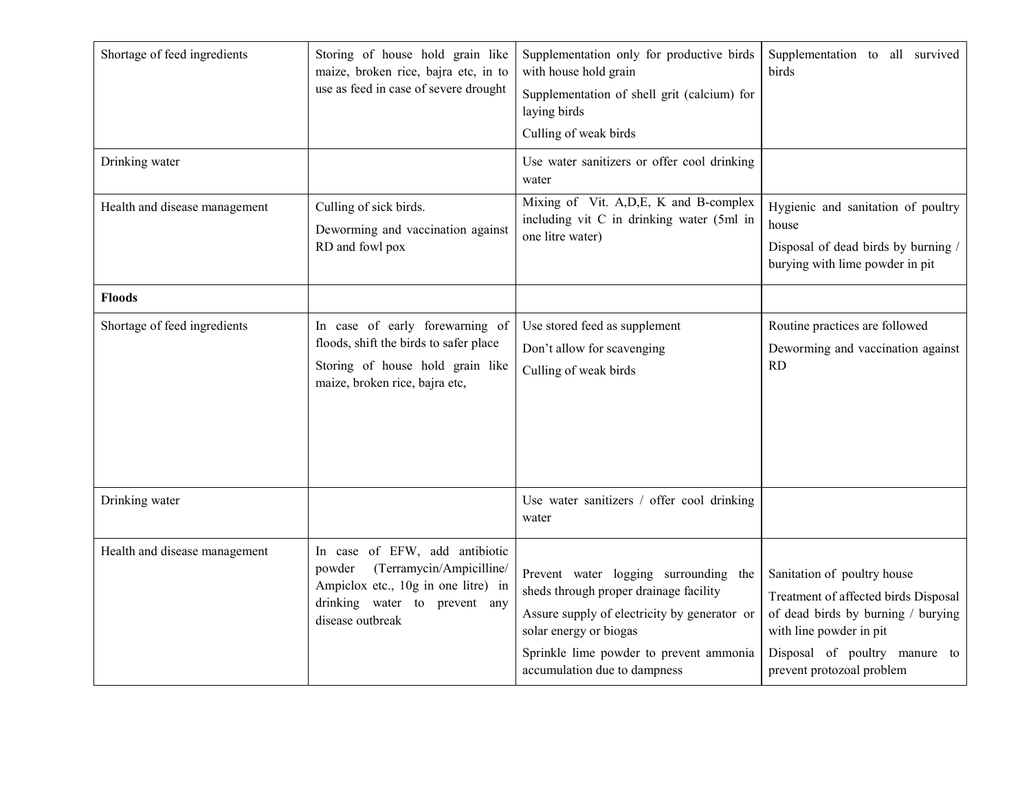| | | | |
|---|---|---|---|
| Shortage of feed ingredients | Storing of house hold grain like maize, broken rice, bajra etc, in to use as feed in case of severe drought | Supplementation only for productive birds with house hold grain<br>Supplementation of shell grit (calcium) for laying birds<br>Culling of weak birds | Supplementation to all survived birds |
| Drinking water | | Use water sanitizers or offer cool drinking water | |
| Health and disease management | Culling of sick birds.<br>Deworming and vaccination against RD and fowl pox | Mixing of Vit. A,D,E, K and B-complex including vit C in drinking water (5ml in one litre water) | Hygienic and sanitation of poultry house<br>Disposal of dead birds by burning / burying with lime powder in pit |
| **Floods** | | | |
| Shortage of feed ingredients | In case of early forewarning of floods, shift the birds to safer place<br>Storing of house hold grain like maize, broken rice, bajra etc, | Use stored feed as supplement<br>Don't allow for scavenging<br>Culling of weak birds | Routine practices are followed<br>Deworming and vaccination against RD |
| Drinking water | | Use water sanitizers / offer cool drinking water | |
| Health and disease management | In case of EFW, add antibiotic powder (Terramycin/Ampicilline/ Ampiclox etc., 10g in one litre) in drinking water to prevent any disease outbreak | Prevent water logging surrounding the sheds through proper drainage facility<br>Assure supply of electricity by generator or solar energy or biogas<br>Sprinkle lime powder to prevent ammonia accumulation due to dampness | Sanitation of poultry house<br>Treatment of affected birds Disposal of dead birds by burning / burying with line powder in pit<br>Disposal of poultry manure to prevent protozoal problem |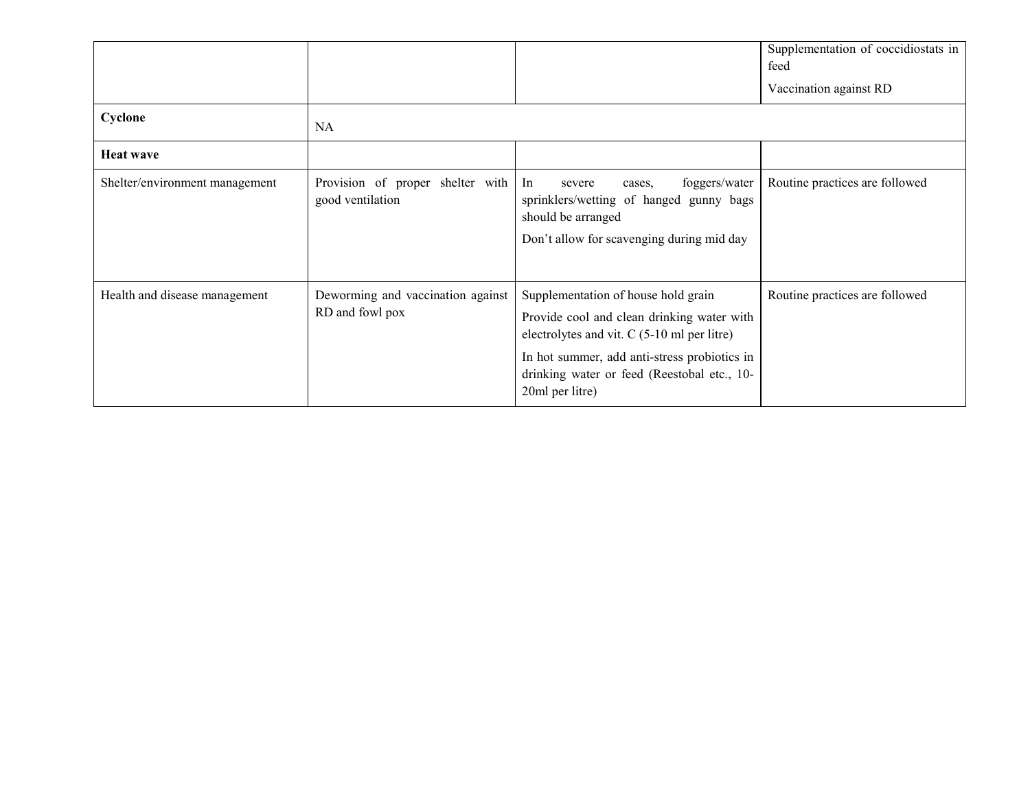| | | | |
|---|---|---|---|
| | | | Supplementation of coccidiostats in feed<br>Vaccination against RD |
| **Cyclone** | NA | | |
| **Heat wave** | | | |
| Shelter/environment management | Provision of proper shelter with good ventilation | In severe cases, foggers/water sprinklers/wetting of hanged gunny bags should be arranged<br>Don't allow for scavenging during mid day | Routine practices are followed |
| Health and disease management | Deworming and vaccination against RD and fowl pox | Supplementation of house hold grain<br>Provide cool and clean drinking water with electrolytes and vit. C (5-10 ml per litre)<br>In hot summer, add anti-stress probiotics in drinking water or feed (Reestobal etc., 10-20ml per litre) | Routine practices are followed |